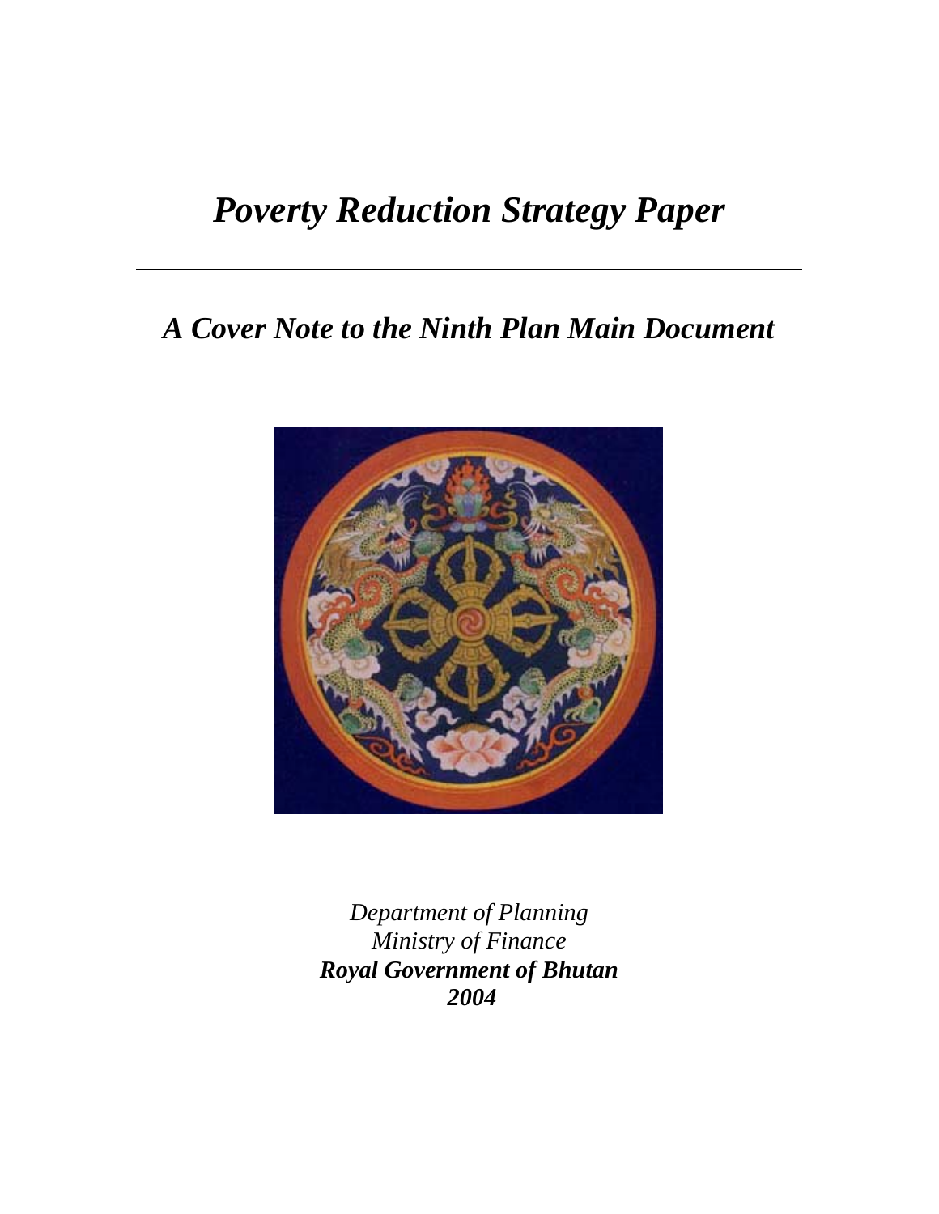# *Poverty Reduction Strategy Paper*

---

## *A Cover Note to the Ninth Plan Main Document*

*Department of Planning*
*Ministry of Finance*
***Royal Government of Bhutan***
***2004***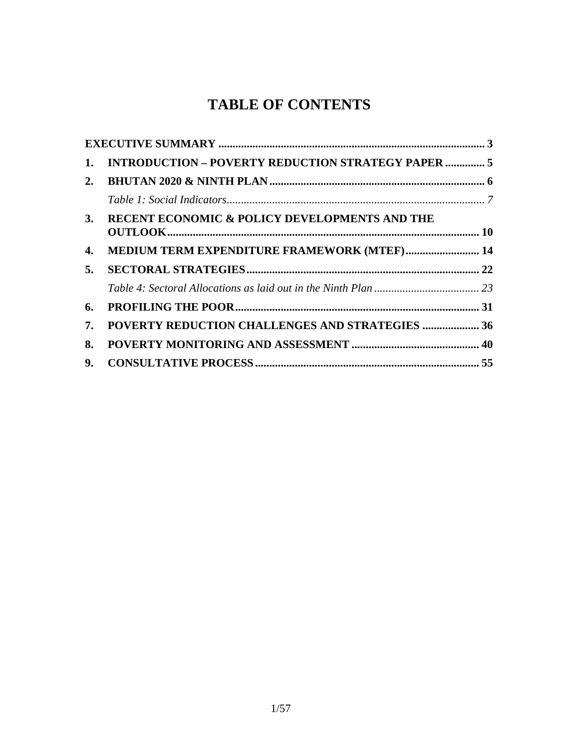# TABLE OF CONTENTS

**EXECUTIVE SUMMARY** ..... 3

**1. INTRODUCTION – POVERTY REDUCTION STRATEGY PAPER** ..... 5

**2. BHUTAN 2020 & NINTH PLAN** ..... 6

*Table 1: Social Indicators* ..... 7

**3. RECENT ECONOMIC & POLICY DEVELOPMENTS AND THE OUTLOOK** ..... 10

**4. MEDIUM TERM EXPENDITURE FRAMEWORK (MTEF)** ..... 14

**5. SECTORAL STRATEGIES** ..... 22

*Table 4: Sectoral Allocations as laid out in the Ninth Plan* ..... 23

**6. PROFILING THE POOR** ..... 31

**7. POVERTY REDUCTION CHALLENGES AND STRATEGIES** ..... 36

**8. POVERTY MONITORING AND ASSESSMENT** ..... 40

**9. CONSULTATIVE PROCESS** ..... 55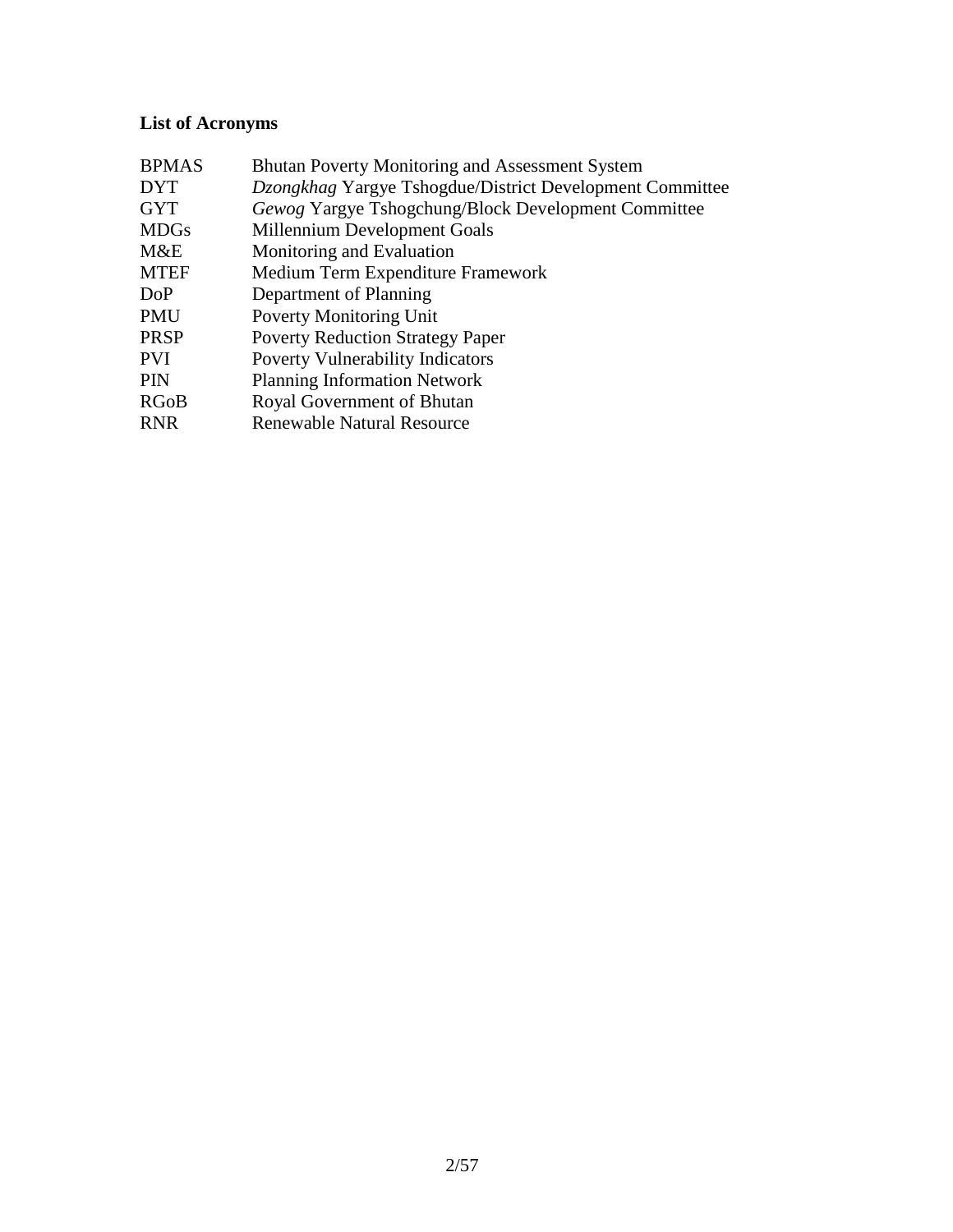## List of Acronyms

| | |
|---|---|
| BPMAS | Bhutan Poverty Monitoring and Assessment System |
| DYT | *Dzongkhag* Yargye Tshogdue/District Development Committee |
| GYT | *Gewog* Yargye Tshogchung/Block Development Committee |
| MDGs | Millennium Development Goals |
| M&E | Monitoring and Evaluation |
| MTEF | Medium Term Expenditure Framework |
| DoP | Department of Planning |
| PMU | Poverty Monitoring Unit |
| PRSP | Poverty Reduction Strategy Paper |
| PVI | Poverty Vulnerability Indicators |
| PIN | Planning Information Network |
| RGoB | Royal Government of Bhutan |
| RNR | Renewable Natural Resource |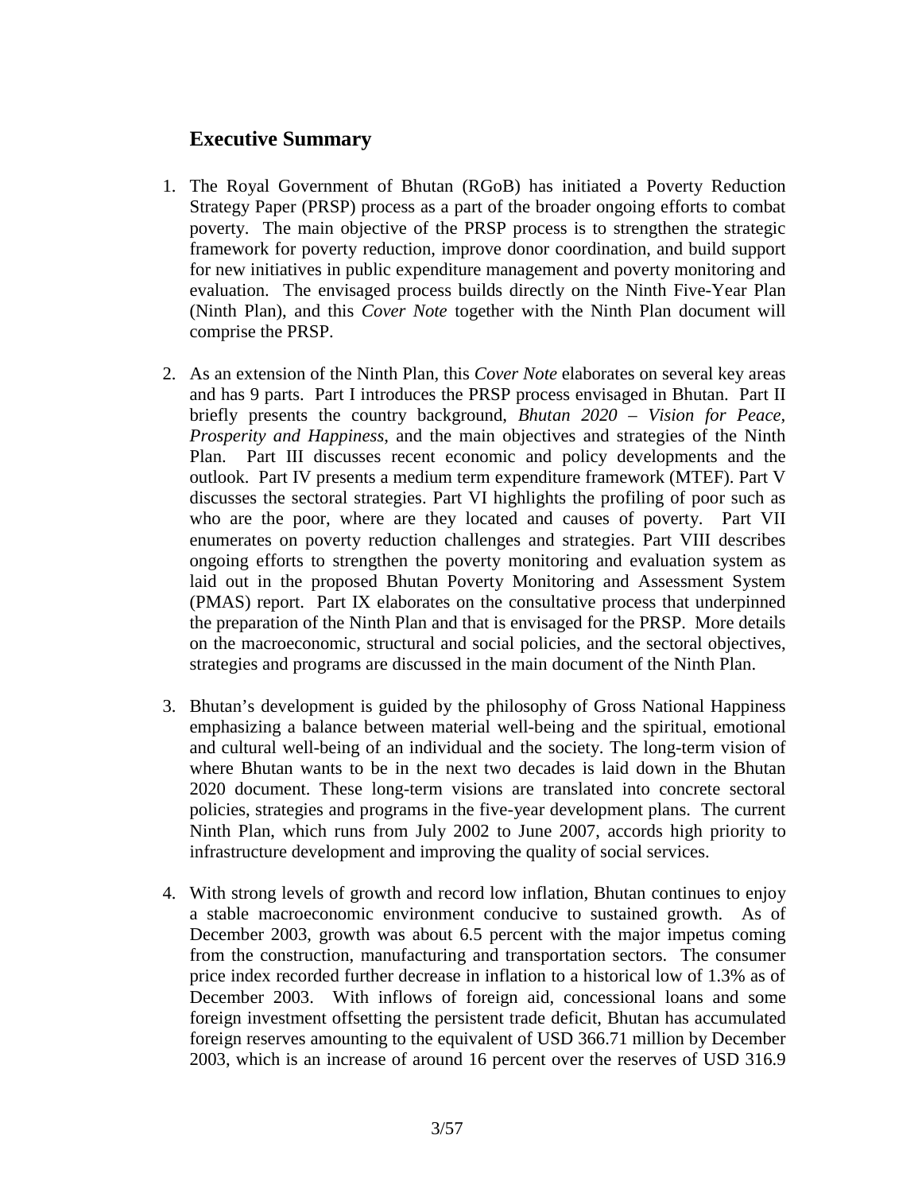## Executive Summary

1. The Royal Government of Bhutan (RGoB) has initiated a Poverty Reduction Strategy Paper (PRSP) process as a part of the broader ongoing efforts to combat poverty. The main objective of the PRSP process is to strengthen the strategic framework for poverty reduction, improve donor coordination, and build support for new initiatives in public expenditure management and poverty monitoring and evaluation. The envisaged process builds directly on the Ninth Five-Year Plan (Ninth Plan), and this *Cover Note* together with the Ninth Plan document will comprise the PRSP.

2. As an extension of the Ninth Plan, this *Cover Note* elaborates on several key areas and has 9 parts. Part I introduces the PRSP process envisaged in Bhutan. Part II briefly presents the country background, *Bhutan 2020 – Vision for Peace, Prosperity and Happiness*, and the main objectives and strategies of the Ninth Plan. Part III discusses recent economic and policy developments and the outlook. Part IV presents a medium term expenditure framework (MTEF). Part V discusses the sectoral strategies. Part VI highlights the profiling of poor such as who are the poor, where are they located and causes of poverty. Part VII enumerates on poverty reduction challenges and strategies. Part VIII describes ongoing efforts to strengthen the poverty monitoring and evaluation system as laid out in the proposed Bhutan Poverty Monitoring and Assessment System (PMAS) report. Part IX elaborates on the consultative process that underpinned the preparation of the Ninth Plan and that is envisaged for the PRSP. More details on the macroeconomic, structural and social policies, and the sectoral objectives, strategies and programs are discussed in the main document of the Ninth Plan.

3. Bhutan's development is guided by the philosophy of Gross National Happiness emphasizing a balance between material well-being and the spiritual, emotional and cultural well-being of an individual and the society. The long-term vision of where Bhutan wants to be in the next two decades is laid down in the Bhutan 2020 document. These long-term visions are translated into concrete sectoral policies, strategies and programs in the five-year development plans. The current Ninth Plan, which runs from July 2002 to June 2007, accords high priority to infrastructure development and improving the quality of social services.

4. With strong levels of growth and record low inflation, Bhutan continues to enjoy a stable macroeconomic environment conducive to sustained growth. As of December 2003, growth was about 6.5 percent with the major impetus coming from the construction, manufacturing and transportation sectors. The consumer price index recorded further decrease in inflation to a historical low of 1.3% as of December 2003. With inflows of foreign aid, concessional loans and some foreign investment offsetting the persistent trade deficit, Bhutan has accumulated foreign reserves amounting to the equivalent of USD 366.71 million by December 2003, which is an increase of around 16 percent over the reserves of USD 316.9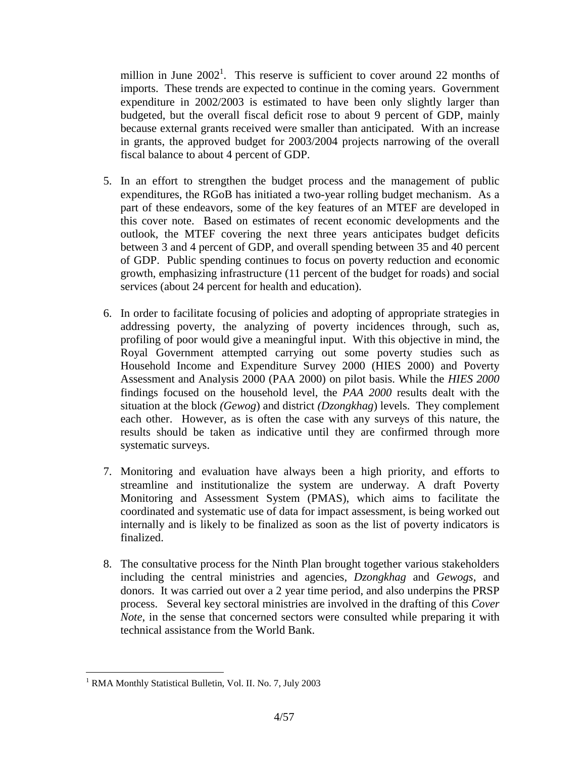million in June 2002[1]. This reserve is sufficient to cover around 22 months of imports. These trends are expected to continue in the coming years. Government expenditure in 2002/2003 is estimated to have been only slightly larger than budgeted, but the overall fiscal deficit rose to about 9 percent of GDP, mainly because external grants received were smaller than anticipated. With an increase in grants, the approved budget for 2003/2004 projects narrowing of the overall fiscal balance to about 4 percent of GDP.

5. In an effort to strengthen the budget process and the management of public expenditures, the RGoB has initiated a two-year rolling budget mechanism. As a part of these endeavors, some of the key features of an MTEF are developed in this cover note. Based on estimates of recent economic developments and the outlook, the MTEF covering the next three years anticipates budget deficits between 3 and 4 percent of GDP, and overall spending between 35 and 40 percent of GDP. Public spending continues to focus on poverty reduction and economic growth, emphasizing infrastructure (11 percent of the budget for roads) and social services (about 24 percent for health and education).

6. In order to facilitate focusing of policies and adopting of appropriate strategies in addressing poverty, the analyzing of poverty incidences through, such as, profiling of poor would give a meaningful input. With this objective in mind, the Royal Government attempted carrying out some poverty studies such as Household Income and Expenditure Survey 2000 (HIES 2000) and Poverty Assessment and Analysis 2000 (PAA 2000) on pilot basis. While the *HIES 2000* findings focused on the household level, the *PAA 2000* results dealt with the situation at the block *(Gewog*) and district *(Dzongkhag*) levels. They complement each other. However, as is often the case with any surveys of this nature, the results should be taken as indicative until they are confirmed through more systematic surveys.

7. Monitoring and evaluation have always been a high priority, and efforts to streamline and institutionalize the system are underway. A draft Poverty Monitoring and Assessment System (PMAS), which aims to facilitate the coordinated and systematic use of data for impact assessment, is being worked out internally and is likely to be finalized as soon as the list of poverty indicators is finalized.

8. The consultative process for the Ninth Plan brought together various stakeholders including the central ministries and agencies, *Dzongkhag* and *Gewogs*, and donors. It was carried out over a 2 year time period, and also underpins the PRSP process. Several key sectoral ministries are involved in the drafting of this *Cover Note*, in the sense that concerned sectors were consulted while preparing it with technical assistance from the World Bank.

[1] RMA Monthly Statistical Bulletin, Vol. II. No. 7, July 2003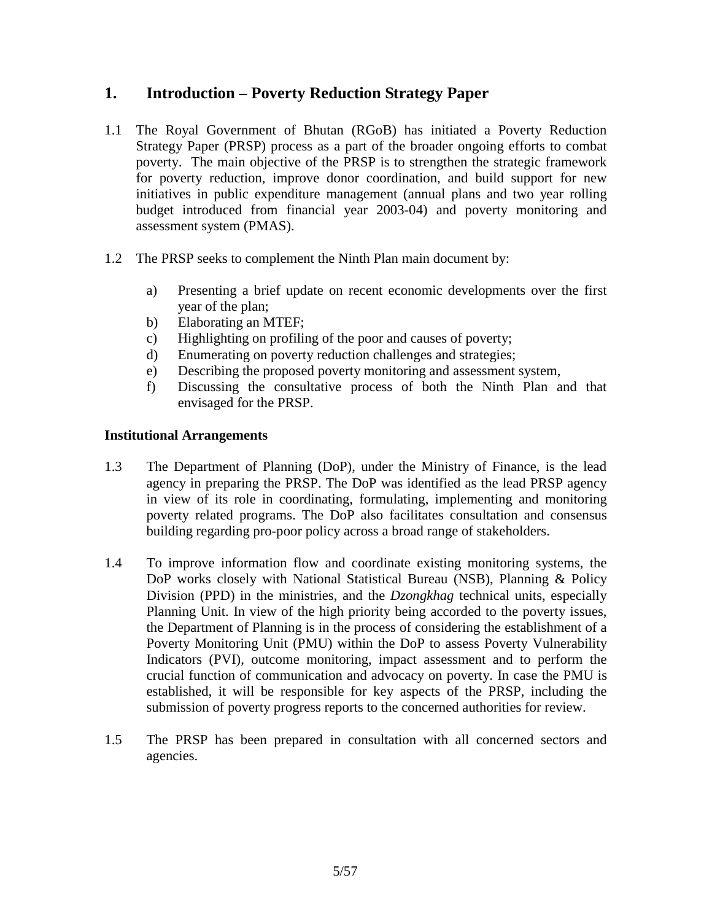# 1. Introduction – Poverty Reduction Strategy Paper

1.1 The Royal Government of Bhutan (RGoB) has initiated a Poverty Reduction Strategy Paper (PRSP) process as a part of the broader ongoing efforts to combat poverty. The main objective of the PRSP is to strengthen the strategic framework for poverty reduction, improve donor coordination, and build support for new initiatives in public expenditure management (annual plans and two year rolling budget introduced from financial year 2003-04) and poverty monitoring and assessment system (PMAS).

1.2 The PRSP seeks to complement the Ninth Plan main document by:

a) Presenting a brief update on recent economic developments over the first year of the plan;
b) Elaborating an MTEF;
c) Highlighting on profiling of the poor and causes of poverty;
d) Enumerating on poverty reduction challenges and strategies;
e) Describing the proposed poverty monitoring and assessment system,
f) Discussing the consultative process of both the Ninth Plan and that envisaged for the PRSP.

### Institutional Arrangements

1.3 The Department of Planning (DoP), under the Ministry of Finance, is the lead agency in preparing the PRSP. The DoP was identified as the lead PRSP agency in view of its role in coordinating, formulating, implementing and monitoring poverty related programs. The DoP also facilitates consultation and consensus building regarding pro-poor policy across a broad range of stakeholders.

1.4 To improve information flow and coordinate existing monitoring systems, the DoP works closely with National Statistical Bureau (NSB), Planning & Policy Division (PPD) in the ministries, and the *Dzongkhag* technical units, especially Planning Unit. In view of the high priority being accorded to the poverty issues, the Department of Planning is in the process of considering the establishment of a Poverty Monitoring Unit (PMU) within the DoP to assess Poverty Vulnerability Indicators (PVI), outcome monitoring, impact assessment and to perform the crucial function of communication and advocacy on poverty. In case the PMU is established, it will be responsible for key aspects of the PRSP, including the submission of poverty progress reports to the concerned authorities for review.

1.5 The PRSP has been prepared in consultation with all concerned sectors and agencies.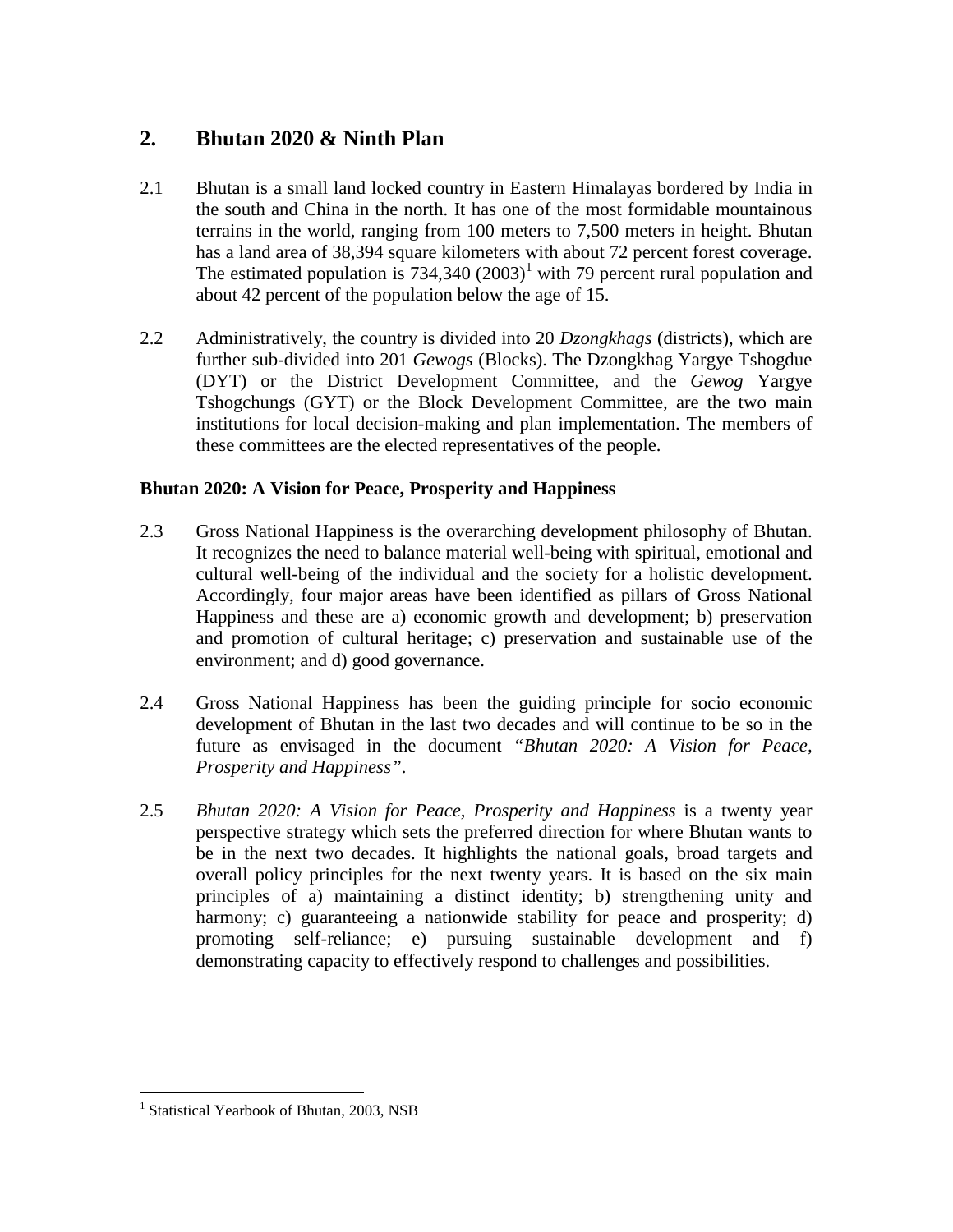## 2. Bhutan 2020 & Ninth Plan

2.1 Bhutan is a small land locked country in Eastern Himalayas bordered by India in the south and China in the north. It has one of the most formidable mountainous terrains in the world, ranging from 100 meters to 7,500 meters in height. Bhutan has a land area of 38,394 square kilometers with about 72 percent forest coverage. The estimated population is 734,340 (2003)[1] with 79 percent rural population and about 42 percent of the population below the age of 15.

2.2 Administratively, the country is divided into 20 *Dzongkhags* (districts), which are further sub-divided into 201 *Gewogs* (Blocks). The Dzongkhag Yargye Tshogdue (DYT) or the District Development Committee, and the *Gewog* Yargye Tshogchungs (GYT) or the Block Development Committee, are the two main institutions for local decision-making and plan implementation. The members of these committees are the elected representatives of the people.

### Bhutan 2020: A Vision for Peace, Prosperity and Happiness

2.3 Gross National Happiness is the overarching development philosophy of Bhutan. It recognizes the need to balance material well-being with spiritual, emotional and cultural well-being of the individual and the society for a holistic development. Accordingly, four major areas have been identified as pillars of Gross National Happiness and these are a) economic growth and development; b) preservation and promotion of cultural heritage; c) preservation and sustainable use of the environment; and d) good governance.

2.4 Gross National Happiness has been the guiding principle for socio economic development of Bhutan in the last two decades and will continue to be so in the future as envisaged in the document *"Bhutan 2020: A Vision for Peace, Prosperity and Happiness"*.

2.5 *Bhutan 2020: A Vision for Peace, Prosperity and Happiness* is a twenty year perspective strategy which sets the preferred direction for where Bhutan wants to be in the next two decades. It highlights the national goals, broad targets and overall policy principles for the next twenty years. It is based on the six main principles of a) maintaining a distinct identity; b) strengthening unity and harmony; c) guaranteeing a nationwide stability for peace and prosperity; d) promoting self-reliance; e) pursuing sustainable development and f) demonstrating capacity to effectively respond to challenges and possibilities.

---

[1] Statistical Yearbook of Bhutan, 2003, NSB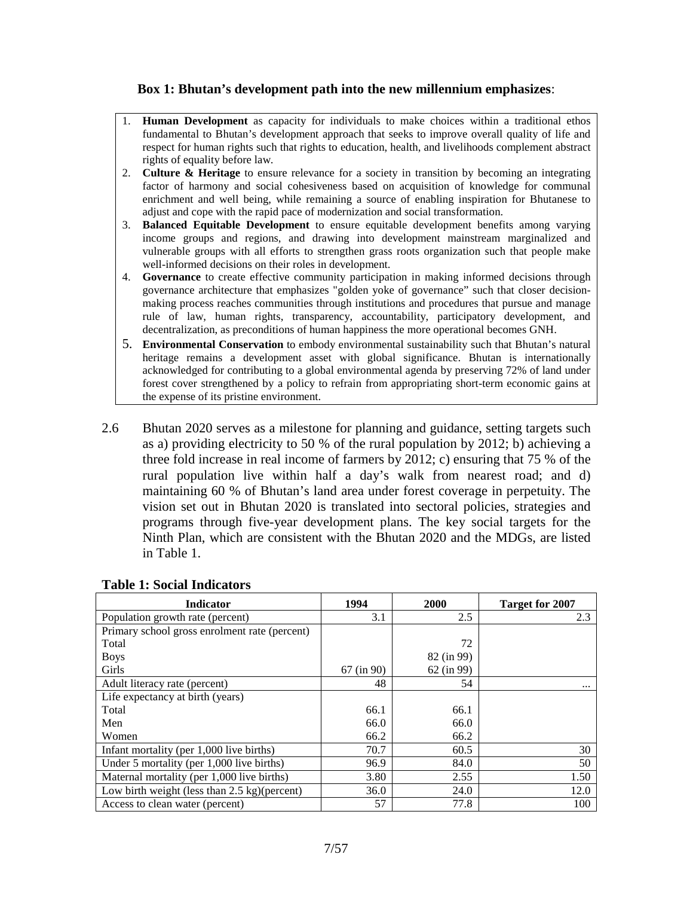**Box 1: Bhutan's development path into the new millennium emphasizes**:

1. **Human Development** as capacity for individuals to make choices within a traditional ethos fundamental to Bhutan's development approach that seeks to improve overall quality of life and respect for human rights such that rights to education, health, and livelihoods complement abstract rights of equality before law.
2. **Culture & Heritage** to ensure relevance for a society in transition by becoming an integrating factor of harmony and social cohesiveness based on acquisition of knowledge for communal enrichment and well being, while remaining a source of enabling inspiration for Bhutanese to adjust and cope with the rapid pace of modernization and social transformation.
3. **Balanced Equitable Development** to ensure equitable development benefits among varying income groups and regions, and drawing into development mainstream marginalized and vulnerable groups with all efforts to strengthen grass roots organization such that people make well-informed decisions on their roles in development.
4. **Governance** to create effective community participation in making informed decisions through governance architecture that emphasizes "golden yoke of governance" such that closer decision-making process reaches communities through institutions and procedures that pursue and manage rule of law, human rights, transparency, accountability, participatory development, and decentralization, as preconditions of human happiness the more operational becomes GNH.
5. **Environmental Conservation** to embody environmental sustainability such that Bhutan's natural heritage remains a development asset with global significance. Bhutan is internationally acknowledged for contributing to a global environmental agenda by preserving 72% of land under forest cover strengthened by a policy to refrain from appropriating short-term economic gains at the expense of its pristine environment.

2.6 Bhutan 2020 serves as a milestone for planning and guidance, setting targets such as a) providing electricity to 50 % of the rural population by 2012; b) achieving a three fold increase in real income of farmers by 2012; c) ensuring that 75 % of the rural population live within half a day's walk from nearest road; and d) maintaining 60 % of Bhutan's land area under forest coverage in perpetuity. The vision set out in Bhutan 2020 is translated into sectoral policies, strategies and programs through five-year development plans. The key social targets for the Ninth Plan, which are consistent with the Bhutan 2020 and the MDGs, are listed in Table 1.

**Table 1: Social Indicators**

| Indicator | 1994 | 2000 | Target for 2007 |
|---|---|---|---|
| Population growth rate (percent) | 3.1 | 2.5 | 2.3 |
| Primary school gross enrolment rate (percent) | | | |
| Total | | 72 | |
| Boys | | 82 (in 99) | |
| Girls | 67 (in 90) | 62 (in 99) | |
| Adult literacy rate (percent) | 48 | 54 | ... |
| Life expectancy at birth (years) | | | |
| Total | 66.1 | 66.1 | |
| Men | 66.0 | 66.0 | |
| Women | 66.2 | 66.2 | |
| Infant mortality (per 1,000 live births) | 70.7 | 60.5 | 30 |
| Under 5 mortality (per 1,000 live births) | 96.9 | 84.0 | 50 |
| Maternal mortality (per 1,000 live births) | 3.80 | 2.55 | 1.50 |
| Low birth weight (less than 2.5 kg)(percent) | 36.0 | 24.0 | 12.0 |
| Access to clean water (percent) | 57 | 77.8 | 100 |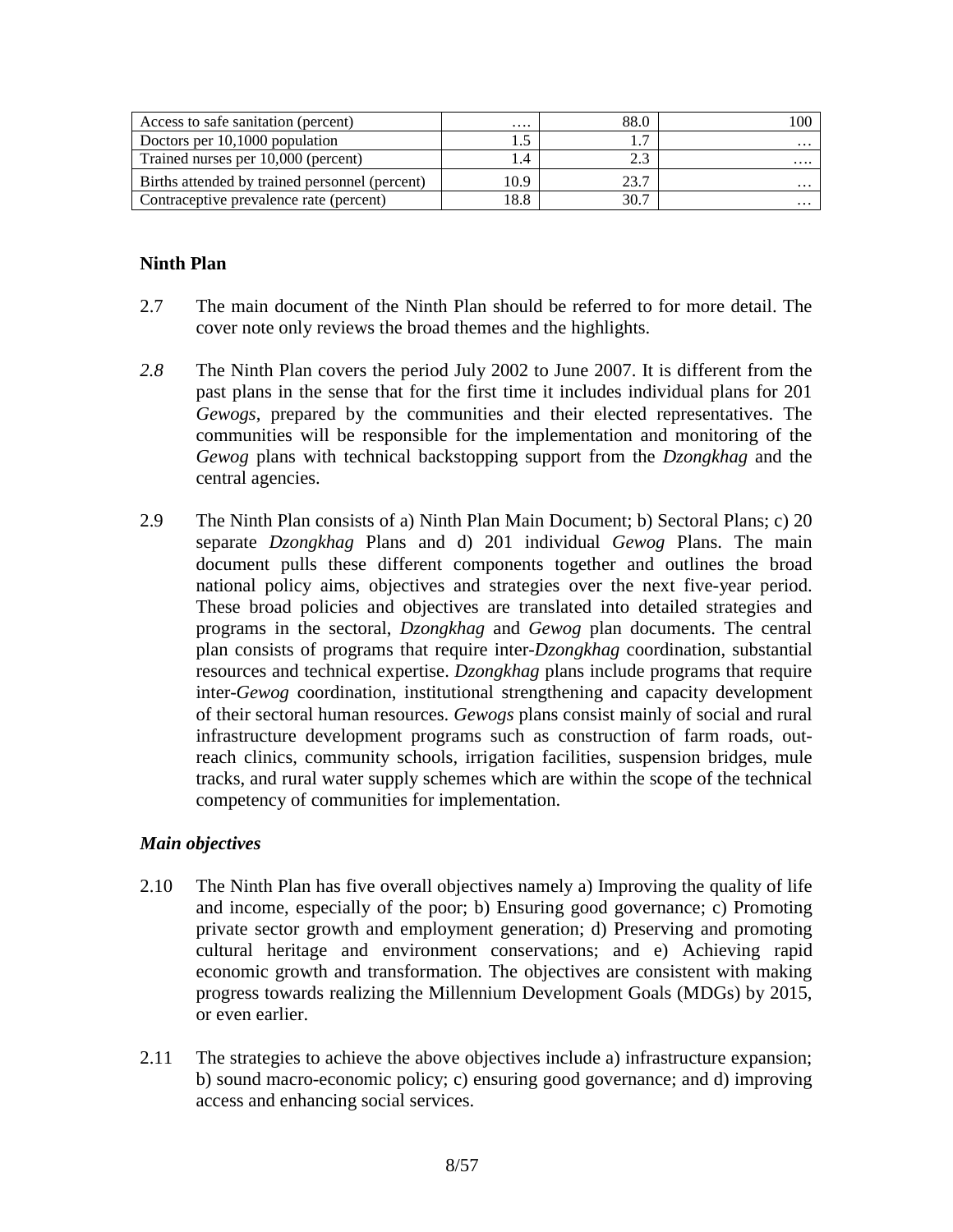| Access to safe sanitation (percent) | …. | 88.0 | 100 |
|---|---|---|---|
| Doctors per 10,1000 population | 1.5 | 1.7 | … |
| Trained nurses per 10,000 (percent) | 1.4 | 2.3 | …. |
| Births attended by trained personnel (percent) | 10.9 | 23.7 | … |
| Contraceptive prevalence rate (percent) | 18.8 | 30.7 | … |

## Ninth Plan

2.7 The main document of the Ninth Plan should be referred to for more detail. The cover note only reviews the broad themes and the highlights.

*2.8* The Ninth Plan covers the period July 2002 to June 2007. It is different from the past plans in the sense that for the first time it includes individual plans for 201 *Gewogs*, prepared by the communities and their elected representatives. The communities will be responsible for the implementation and monitoring of the *Gewog* plans with technical backstopping support from the *Dzongkhag* and the central agencies.

2.9 The Ninth Plan consists of a) Ninth Plan Main Document; b) Sectoral Plans; c) 20 separate *Dzongkhag* Plans and d) 201 individual *Gewog* Plans. The main document pulls these different components together and outlines the broad national policy aims, objectives and strategies over the next five-year period. These broad policies and objectives are translated into detailed strategies and programs in the sectoral, *Dzongkhag* and *Gewog* plan documents. The central plan consists of programs that require inter-*Dzongkhag* coordination, substantial resources and technical expertise. *Dzongkhag* plans include programs that require inter-*Gewog* coordination, institutional strengthening and capacity development of their sectoral human resources. *Gewogs* plans consist mainly of social and rural infrastructure development programs such as construction of farm roads, out-reach clinics, community schools, irrigation facilities, suspension bridges, mule tracks, and rural water supply schemes which are within the scope of the technical competency of communities for implementation.

### *Main objectives*

2.10 The Ninth Plan has five overall objectives namely a) Improving the quality of life and income, especially of the poor; b) Ensuring good governance; c) Promoting private sector growth and employment generation; d) Preserving and promoting cultural heritage and environment conservations; and e) Achieving rapid economic growth and transformation. The objectives are consistent with making progress towards realizing the Millennium Development Goals (MDGs) by 2015, or even earlier.

2.11 The strategies to achieve the above objectives include a) infrastructure expansion; b) sound macro-economic policy; c) ensuring good governance; and d) improving access and enhancing social services.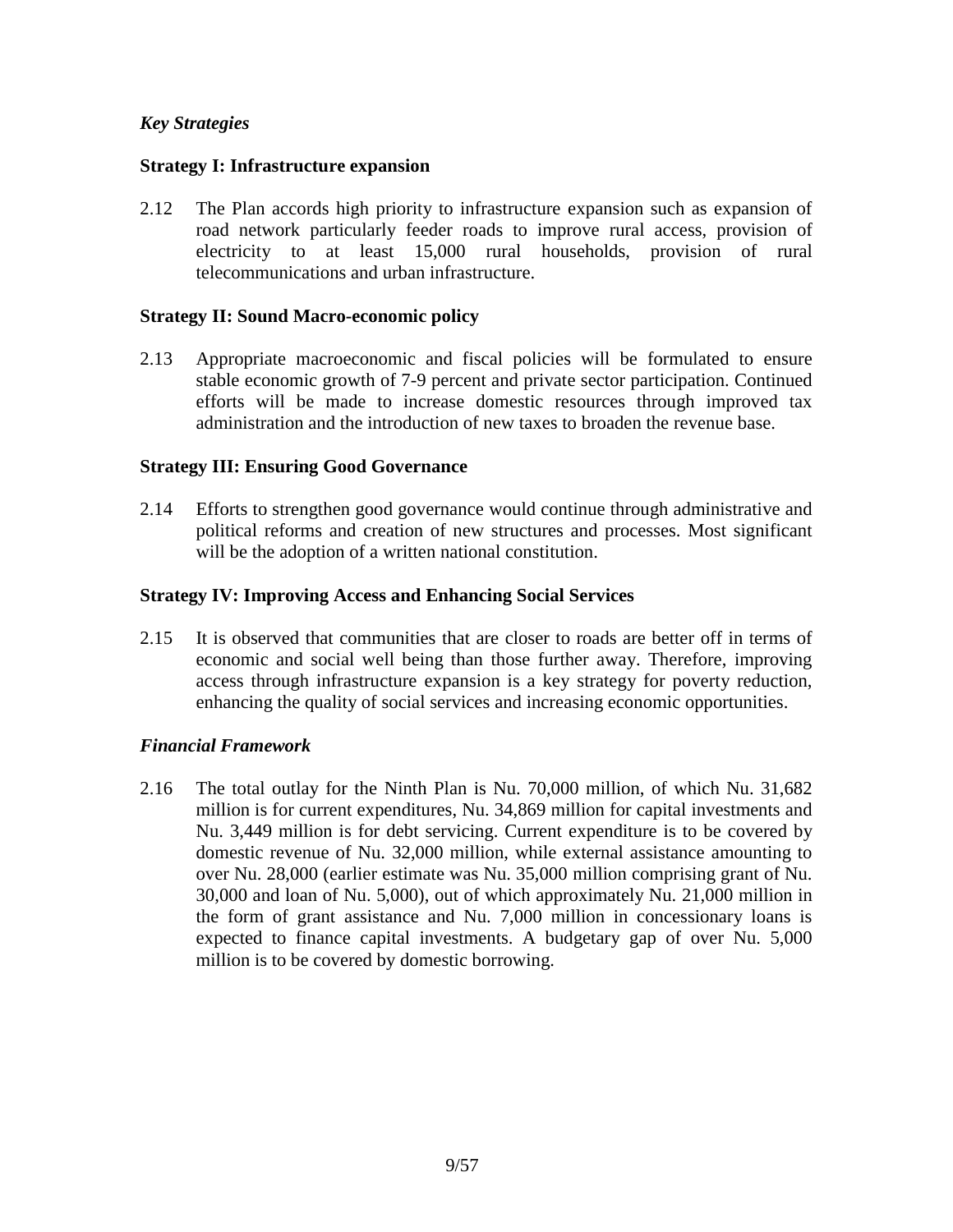### *Key Strategies*

**Strategy I: Infrastructure expansion**

2.12 The Plan accords high priority to infrastructure expansion such as expansion of road network particularly feeder roads to improve rural access, provision of electricity to at least 15,000 rural households, provision of rural telecommunications and urban infrastructure.

**Strategy II: Sound Macro-economic policy**

2.13 Appropriate macroeconomic and fiscal policies will be formulated to ensure stable economic growth of 7-9 percent and private sector participation. Continued efforts will be made to increase domestic resources through improved tax administration and the introduction of new taxes to broaden the revenue base.

**Strategy III: Ensuring Good Governance**

2.14 Efforts to strengthen good governance would continue through administrative and political reforms and creation of new structures and processes. Most significant will be the adoption of a written national constitution.

**Strategy IV: Improving Access and Enhancing Social Services**

2.15 It is observed that communities that are closer to roads are better off in terms of economic and social well being than those further away. Therefore, improving access through infrastructure expansion is a key strategy for poverty reduction, enhancing the quality of social services and increasing economic opportunities.

### *Financial Framework*

2.16 The total outlay for the Ninth Plan is Nu. 70,000 million, of which Nu. 31,682 million is for current expenditures, Nu. 34,869 million for capital investments and Nu. 3,449 million is for debt servicing. Current expenditure is to be covered by domestic revenue of Nu. 32,000 million, while external assistance amounting to over Nu. 28,000 (earlier estimate was Nu. 35,000 million comprising grant of Nu. 30,000 and loan of Nu. 5,000), out of which approximately Nu. 21,000 million in the form of grant assistance and Nu. 7,000 million in concessionary loans is expected to finance capital investments. A budgetary gap of over Nu. 5,000 million is to be covered by domestic borrowing.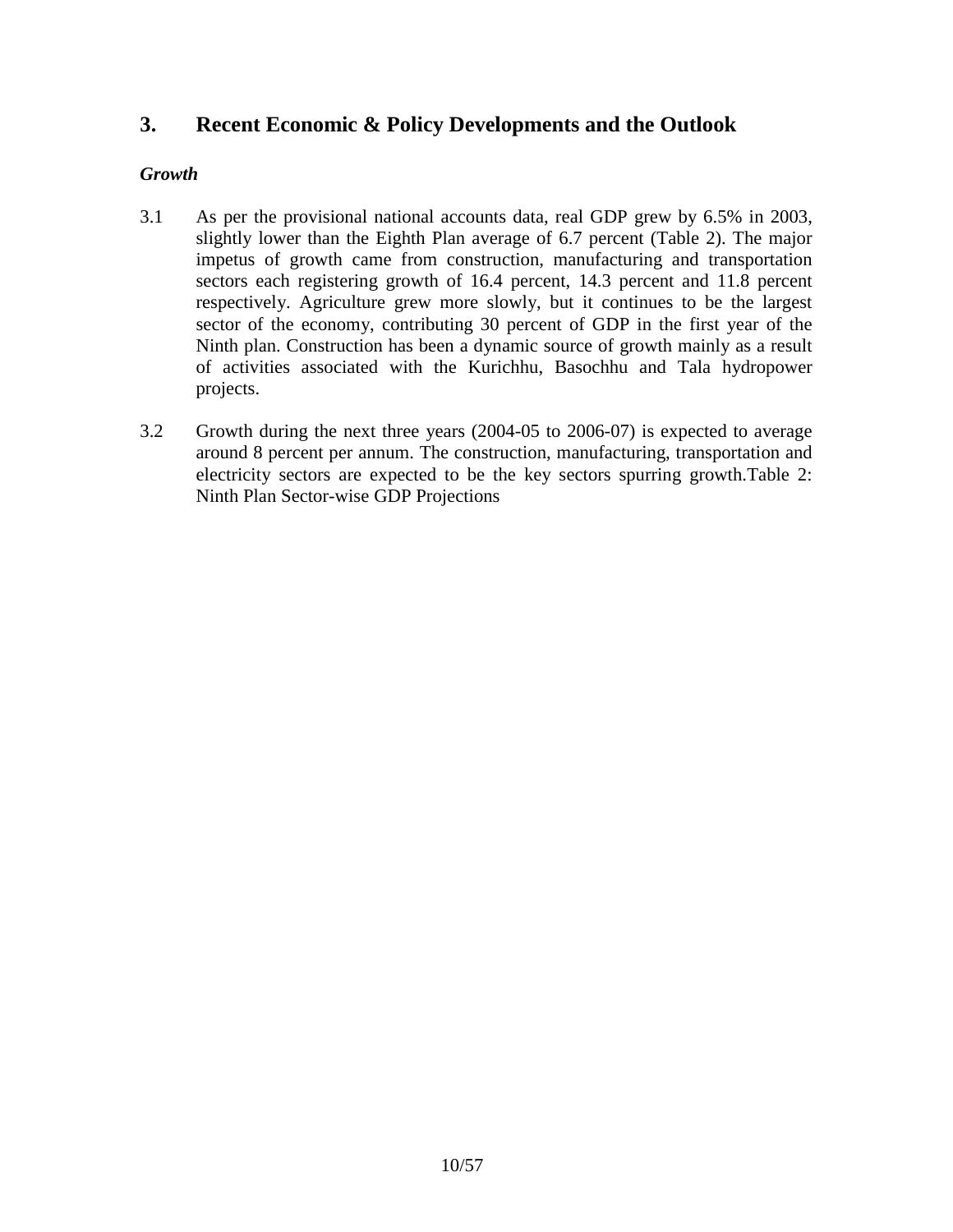## 3. Recent Economic & Policy Developments and the Outlook

### *Growth*

3.1 As per the provisional national accounts data, real GDP grew by 6.5% in 2003, slightly lower than the Eighth Plan average of 6.7 percent (Table 2). The major impetus of growth came from construction, manufacturing and transportation sectors each registering growth of 16.4 percent, 14.3 percent and 11.8 percent respectively. Agriculture grew more slowly, but it continues to be the largest sector of the economy, contributing 30 percent of GDP in the first year of the Ninth plan. Construction has been a dynamic source of growth mainly as a result of activities associated with the Kurichhu, Basochhu and Tala hydropower projects.

3.2 Growth during the next three years (2004-05 to 2006-07) is expected to average around 8 percent per annum. The construction, manufacturing, transportation and electricity sectors are expected to be the key sectors spurring growth.Table 2: Ninth Plan Sector-wise GDP Projections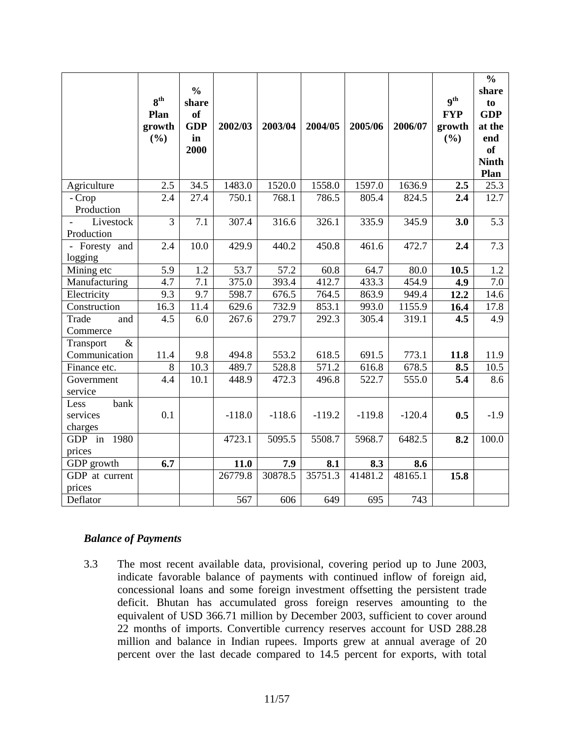| | **8th Plan growth (%)** | **% share of GDP in 2000** | **2002/03** | **2003/04** | **2004/05** | **2005/06** | **2006/07** | **9th FYP growth (%)** | **% share to GDP at the end of Ninth Plan** |
|---|---|---|---|---|---|---|---|---|---|
| Agriculture | 2.5 | 34.5 | 1483.0 | 1520.0 | 1558.0 | 1597.0 | 1636.9 | **2.5** | 25.3 |
| - Crop Production | 2.4 | 27.4 | 750.1 | 768.1 | 786.5 | 805.4 | 824.5 | **2.4** | 12.7 |
| - Livestock Production | 3 | 7.1 | 307.4 | 316.6 | 326.1 | 335.9 | 345.9 | **3.0** | 5.3 |
| - Foresty and logging | 2.4 | 10.0 | 429.9 | 440.2 | 450.8 | 461.6 | 472.7 | **2.4** | 7.3 |
| Mining etc | 5.9 | 1.2 | 53.7 | 57.2 | 60.8 | 64.7 | 80.0 | **10.5** | 1.2 |
| Manufacturing | 4.7 | 7.1 | 375.0 | 393.4 | 412.7 | 433.3 | 454.9 | **4.9** | 7.0 |
| Electricity | 9.3 | 9.7 | 598.7 | 676.5 | 764.5 | 863.9 | 949.4 | **12.2** | 14.6 |
| Construction | 16.3 | 11.4 | 629.6 | 732.9 | 853.1 | 993.0 | 1155.9 | **16.4** | 17.8 |
| Trade and Commerce | 4.5 | 6.0 | 267.6 | 279.7 | 292.3 | 305.4 | 319.1 | **4.5** | 4.9 |
| Transport & Communication | 11.4 | 9.8 | 494.8 | 553.2 | 618.5 | 691.5 | 773.1 | **11.8** | 11.9 |
| Finance etc. | 8 | 10.3 | 489.7 | 528.8 | 571.2 | 616.8 | 678.5 | **8.5** | 10.5 |
| Government service | 4.4 | 10.1 | 448.9 | 472.3 | 496.8 | 522.7 | 555.0 | **5.4** | 8.6 |
| Less bank services charges | 0.1 | | -118.0 | -118.6 | -119.2 | -119.8 | -120.4 | **0.5** | -1.9 |
| GDP in 1980 prices | | | 4723.1 | 5095.5 | 5508.7 | 5968.7 | 6482.5 | **8.2** | 100.0 |
| GDP growth | **6.7** | | **11.0** | **7.9** | **8.1** | **8.3** | **8.6** | | |
| GDP at current prices | | | 26779.8 | 30878.5 | 35751.3 | 41481.2 | 48165.1 | **15.8** | |
| Deflator | | | 567 | 606 | 649 | 695 | 743 | | |

### *Balance of Payments*

3.3 The most recent available data, provisional, covering period up to June 2003, indicate favorable balance of payments with continued inflow of foreign aid, concessional loans and some foreign investment offsetting the persistent trade deficit. Bhutan has accumulated gross foreign reserves amounting to the equivalent of USD 366.71 million by December 2003, sufficient to cover around 22 months of imports. Convertible currency reserves account for USD 288.28 million and balance in Indian rupees. Imports grew at annual average of 20 percent over the last decade compared to 14.5 percent for exports, with total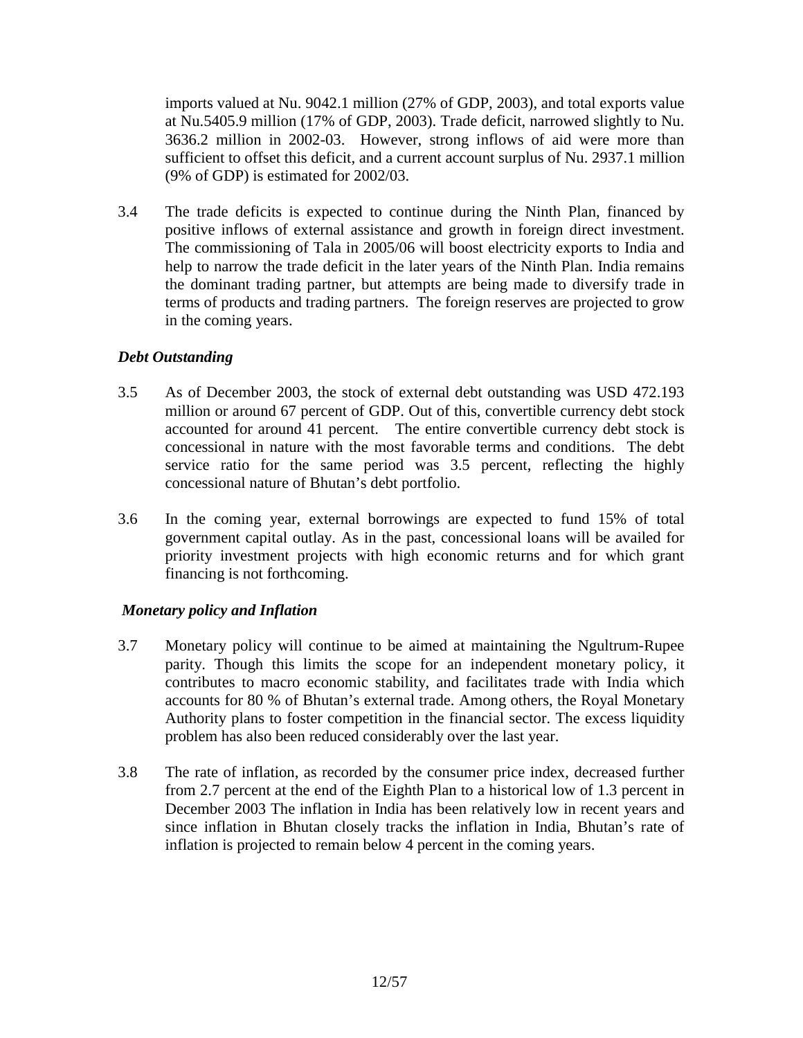imports valued at Nu. 9042.1 million (27% of GDP, 2003), and total exports value at Nu.5405.9 million (17% of GDP, 2003). Trade deficit, narrowed slightly to Nu. 3636.2 million in 2002-03. However, strong inflows of aid were more than sufficient to offset this deficit, and a current account surplus of Nu. 2937.1 million (9% of GDP) is estimated for 2002/03.

3.4 The trade deficits is expected to continue during the Ninth Plan, financed by positive inflows of external assistance and growth in foreign direct investment. The commissioning of Tala in 2005/06 will boost electricity exports to India and help to narrow the trade deficit in the later years of the Ninth Plan. India remains the dominant trading partner, but attempts are being made to diversify trade in terms of products and trading partners. The foreign reserves are projected to grow in the coming years.

***Debt Outstanding***

3.5 As of December 2003, the stock of external debt outstanding was USD 472.193 million or around 67 percent of GDP. Out of this, convertible currency debt stock accounted for around 41 percent. The entire convertible currency debt stock is concessional in nature with the most favorable terms and conditions. The debt service ratio for the same period was 3.5 percent, reflecting the highly concessional nature of Bhutan's debt portfolio.

3.6 In the coming year, external borrowings are expected to fund 15% of total government capital outlay. As in the past, concessional loans will be availed for priority investment projects with high economic returns and for which grant financing is not forthcoming.

***Monetary policy and Inflation***

3.7 Monetary policy will continue to be aimed at maintaining the Ngultrum-Rupee parity. Though this limits the scope for an independent monetary policy, it contributes to macro economic stability, and facilitates trade with India which accounts for 80 % of Bhutan's external trade. Among others, the Royal Monetary Authority plans to foster competition in the financial sector. The excess liquidity problem has also been reduced considerably over the last year.

3.8 The rate of inflation, as recorded by the consumer price index, decreased further from 2.7 percent at the end of the Eighth Plan to a historical low of 1.3 percent in December 2003 The inflation in India has been relatively low in recent years and since inflation in Bhutan closely tracks the inflation in India, Bhutan's rate of inflation is projected to remain below 4 percent in the coming years.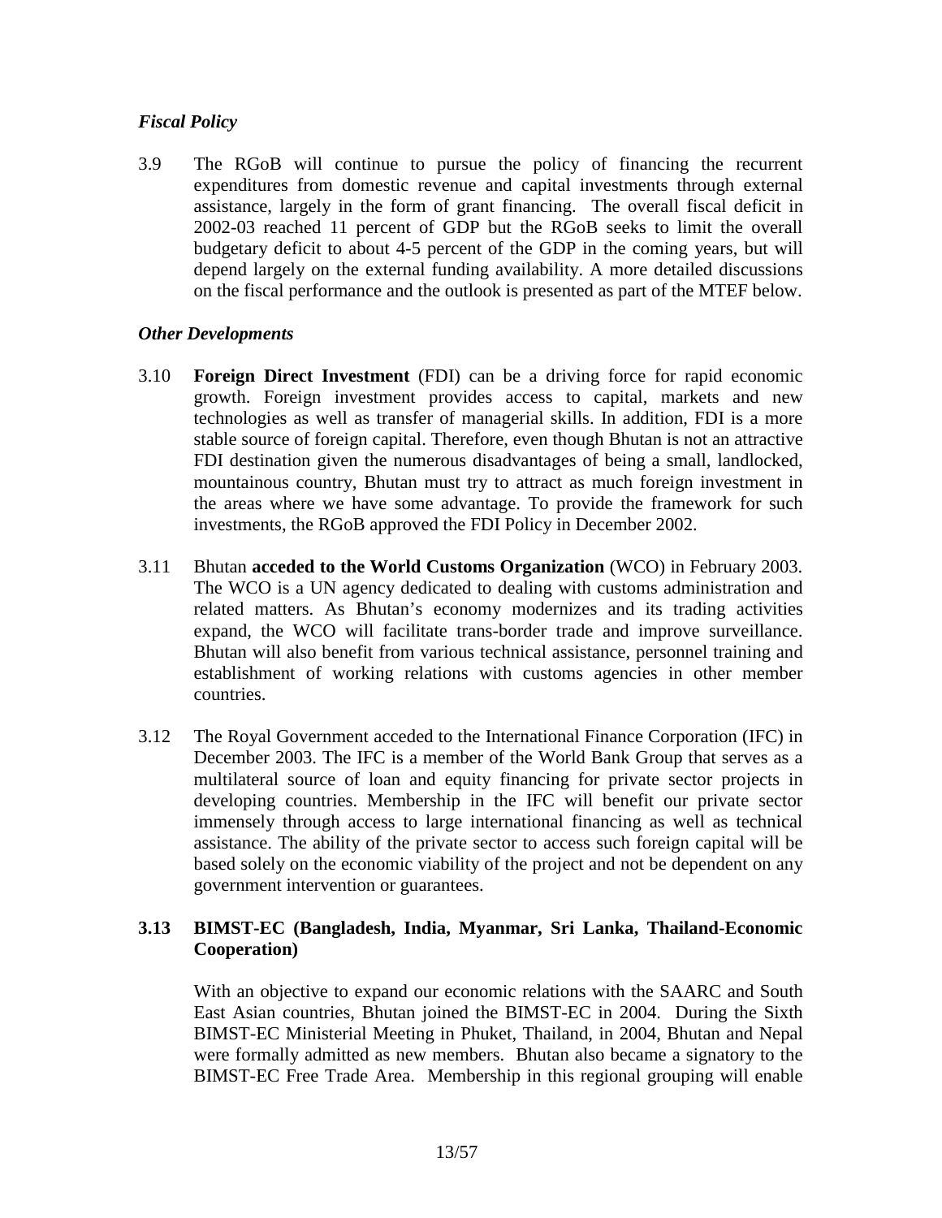### *Fiscal Policy*

3.9 The RGoB will continue to pursue the policy of financing the recurrent expenditures from domestic revenue and capital investments through external assistance, largely in the form of grant financing. The overall fiscal deficit in 2002-03 reached 11 percent of GDP but the RGoB seeks to limit the overall budgetary deficit to about 4-5 percent of the GDP in the coming years, but will depend largely on the external funding availability. A more detailed discussions on the fiscal performance and the outlook is presented as part of the MTEF below.

### *Other Developments*

3.10 **Foreign Direct Investment** (FDI) can be a driving force for rapid economic growth. Foreign investment provides access to capital, markets and new technologies as well as transfer of managerial skills. In addition, FDI is a more stable source of foreign capital. Therefore, even though Bhutan is not an attractive FDI destination given the numerous disadvantages of being a small, landlocked, mountainous country, Bhutan must try to attract as much foreign investment in the areas where we have some advantage. To provide the framework for such investments, the RGoB approved the FDI Policy in December 2002.

3.11 Bhutan **acceded to the World Customs Organization** (WCO) in February 2003. The WCO is a UN agency dedicated to dealing with customs administration and related matters. As Bhutan's economy modernizes and its trading activities expand, the WCO will facilitate trans-border trade and improve surveillance. Bhutan will also benefit from various technical assistance, personnel training and establishment of working relations with customs agencies in other member countries.

3.12 The Royal Government acceded to the International Finance Corporation (IFC) in December 2003. The IFC is a member of the World Bank Group that serves as a multilateral source of loan and equity financing for private sector projects in developing countries. Membership in the IFC will benefit our private sector immensely through access to large international financing as well as technical assistance. The ability of the private sector to access such foreign capital will be based solely on the economic viability of the project and not be dependent on any government intervention or guarantees.

**3.13 BIMST-EC (Bangladesh, India, Myanmar, Sri Lanka, Thailand-Economic Cooperation)**

With an objective to expand our economic relations with the SAARC and South East Asian countries, Bhutan joined the BIMST-EC in 2004. During the Sixth BIMST-EC Ministerial Meeting in Phuket, Thailand, in 2004, Bhutan and Nepal were formally admitted as new members. Bhutan also became a signatory to the BIMST-EC Free Trade Area. Membership in this regional grouping will enable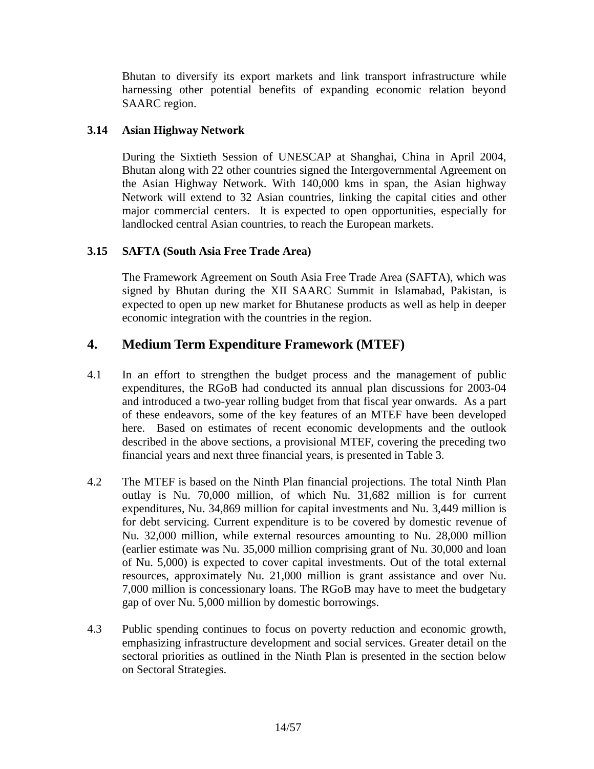Bhutan to diversify its export markets and link transport infrastructure while harnessing other potential benefits of expanding economic relation beyond SAARC region.

### 3.14 Asian Highway Network

During the Sixtieth Session of UNESCAP at Shanghai, China in April 2004, Bhutan along with 22 other countries signed the Intergovernmental Agreement on the Asian Highway Network. With 140,000 kms in span, the Asian highway Network will extend to 32 Asian countries, linking the capital cities and other major commercial centers. It is expected to open opportunities, especially for landlocked central Asian countries, to reach the European markets.

### 3.15 SAFTA (South Asia Free Trade Area)

The Framework Agreement on South Asia Free Trade Area (SAFTA), which was signed by Bhutan during the XII SAARC Summit in Islamabad, Pakistan, is expected to open up new market for Bhutanese products as well as help in deeper economic integration with the countries in the region.

## 4. Medium Term Expenditure Framework (MTEF)

4.1 In an effort to strengthen the budget process and the management of public expenditures, the RGoB had conducted its annual plan discussions for 2003-04 and introduced a two-year rolling budget from that fiscal year onwards. As a part of these endeavors, some of the key features of an MTEF have been developed here. Based on estimates of recent economic developments and the outlook described in the above sections, a provisional MTEF, covering the preceding two financial years and next three financial years, is presented in Table 3.

4.2 The MTEF is based on the Ninth Plan financial projections. The total Ninth Plan outlay is Nu. 70,000 million, of which Nu. 31,682 million is for current expenditures, Nu. 34,869 million for capital investments and Nu. 3,449 million is for debt servicing. Current expenditure is to be covered by domestic revenue of Nu. 32,000 million, while external resources amounting to Nu. 28,000 million (earlier estimate was Nu. 35,000 million comprising grant of Nu. 30,000 and loan of Nu. 5,000) is expected to cover capital investments. Out of the total external resources, approximately Nu. 21,000 million is grant assistance and over Nu. 7,000 million is concessionary loans. The RGoB may have to meet the budgetary gap of over Nu. 5,000 million by domestic borrowings.

4.3 Public spending continues to focus on poverty reduction and economic growth, emphasizing infrastructure development and social services. Greater detail on the sectoral priorities as outlined in the Ninth Plan is presented in the section below on Sectoral Strategies.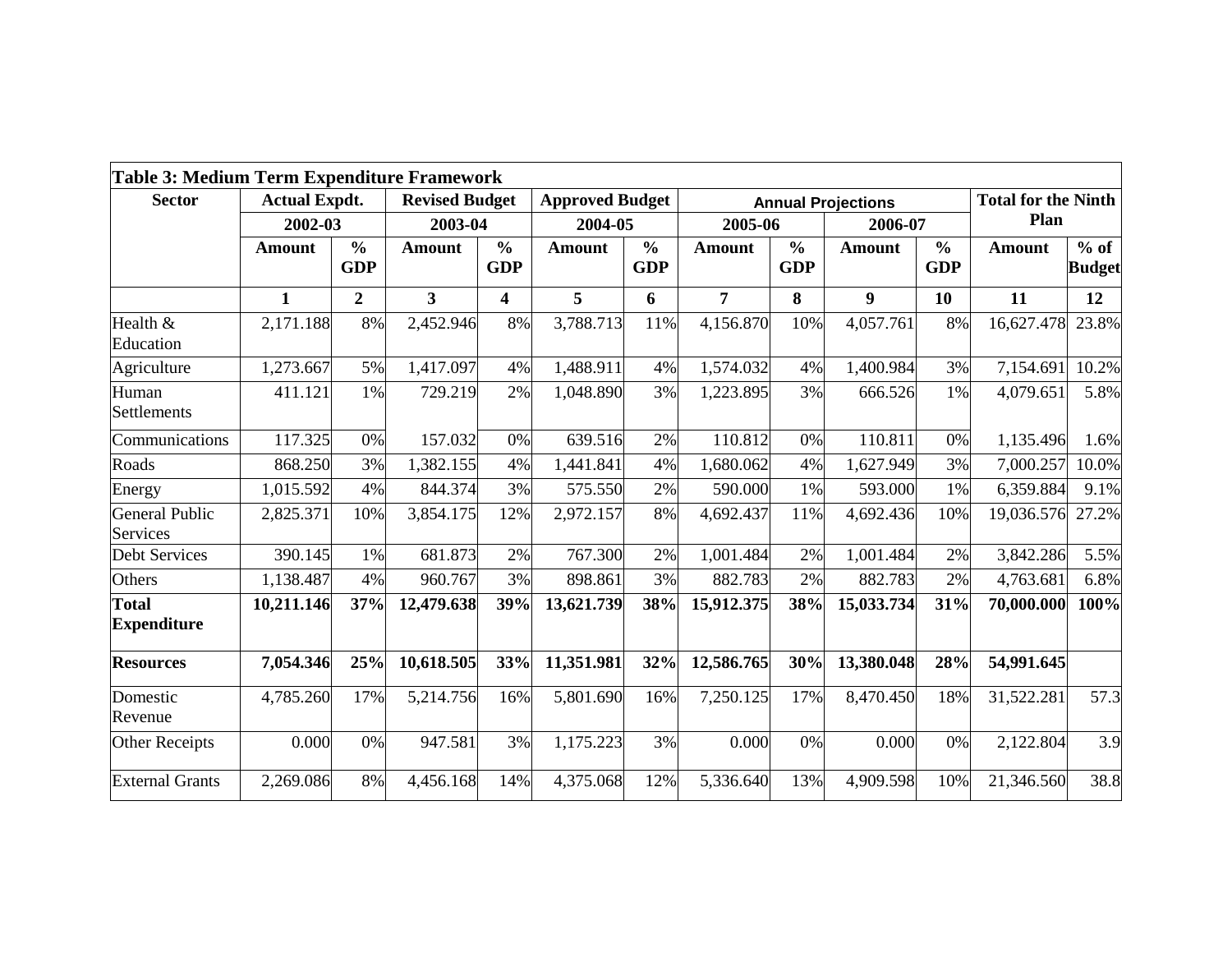**Table 3: Medium Term Expenditure Framework**

| Sector | Actual Expdt. | | Revised Budget | | Approved Budget | | Annual Projections | | | | Total for the Ninth Plan | |
|---|---|---|---|---|---|---|---|---|---|---|---|---|
| | 2002-03 | | 2003-04 | | 2004-05 | | 2005-06 | | 2006-07 | | | |
| | Amount | % GDP | Amount | % GDP | Amount | % GDP | Amount | % GDP | Amount | % GDP | Amount | % of Budget |
| | **1** | **2** | **3** | **4** | **5** | **6** | **7** | **8** | **9** | **10** | **11** | **12** |
| Health & Education | 2,171.188 | 8% | 2,452.946 | 8% | 3,788.713 | 11% | 4,156.870 | 10% | 4,057.761 | 8% | 16,627.478 | 23.8% |
| Agriculture | 1,273.667 | 5% | 1,417.097 | 4% | 1,488.911 | 4% | 1,574.032 | 4% | 1,400.984 | 3% | 7,154.691 | 10.2% |
| Human Settlements | 411.121 | 1% | 729.219 | 2% | 1,048.890 | 3% | 1,223.895 | 3% | 666.526 | 1% | 4,079.651 | 5.8% |
| Communications | 117.325 | 0% | 157.032 | 0% | 639.516 | 2% | 110.812 | 0% | 110.811 | 0% | 1,135.496 | 1.6% |
| Roads | 868.250 | 3% | 1,382.155 | 4% | 1,441.841 | 4% | 1,680.062 | 4% | 1,627.949 | 3% | 7,000.257 | 10.0% |
| Energy | 1,015.592 | 4% | 844.374 | 3% | 575.550 | 2% | 590.000 | 1% | 593.000 | 1% | 6,359.884 | 9.1% |
| General Public Services | 2,825.371 | 10% | 3,854.175 | 12% | 2,972.157 | 8% | 4,692.437 | 11% | 4,692.436 | 10% | 19,036.576 | 27.2% |
| Debt Services | 390.145 | 1% | 681.873 | 2% | 767.300 | 2% | 1,001.484 | 2% | 1,001.484 | 2% | 3,842.286 | 5.5% |
| Others | 1,138.487 | 4% | 960.767 | 3% | 898.861 | 3% | 882.783 | 2% | 882.783 | 2% | 4,763.681 | 6.8% |
| **Total Expenditure** | **10,211.146** | **37%** | **12,479.638** | **39%** | **13,621.739** | **38%** | **15,912.375** | **38%** | **15,033.734** | **31%** | **70,000.000** | **100%** |
| **Resources** | **7,054.346** | **25%** | **10,618.505** | **33%** | **11,351.981** | **32%** | **12,586.765** | **30%** | **13,380.048** | **28%** | **54,991.645** | |
| Domestic Revenue | 4,785.260 | 17% | 5,214.756 | 16% | 5,801.690 | 16% | 7,250.125 | 17% | 8,470.450 | 18% | 31,522.281 | 57.3 |
| Other Receipts | 0.000 | 0% | 947.581 | 3% | 1,175.223 | 3% | 0.000 | 0% | 0.000 | 0% | 2,122.804 | 3.9 |
| External Grants | 2,269.086 | 8% | 4,456.168 | 14% | 4,375.068 | 12% | 5,336.640 | 13% | 4,909.598 | 10% | 21,346.560 | 38.8 |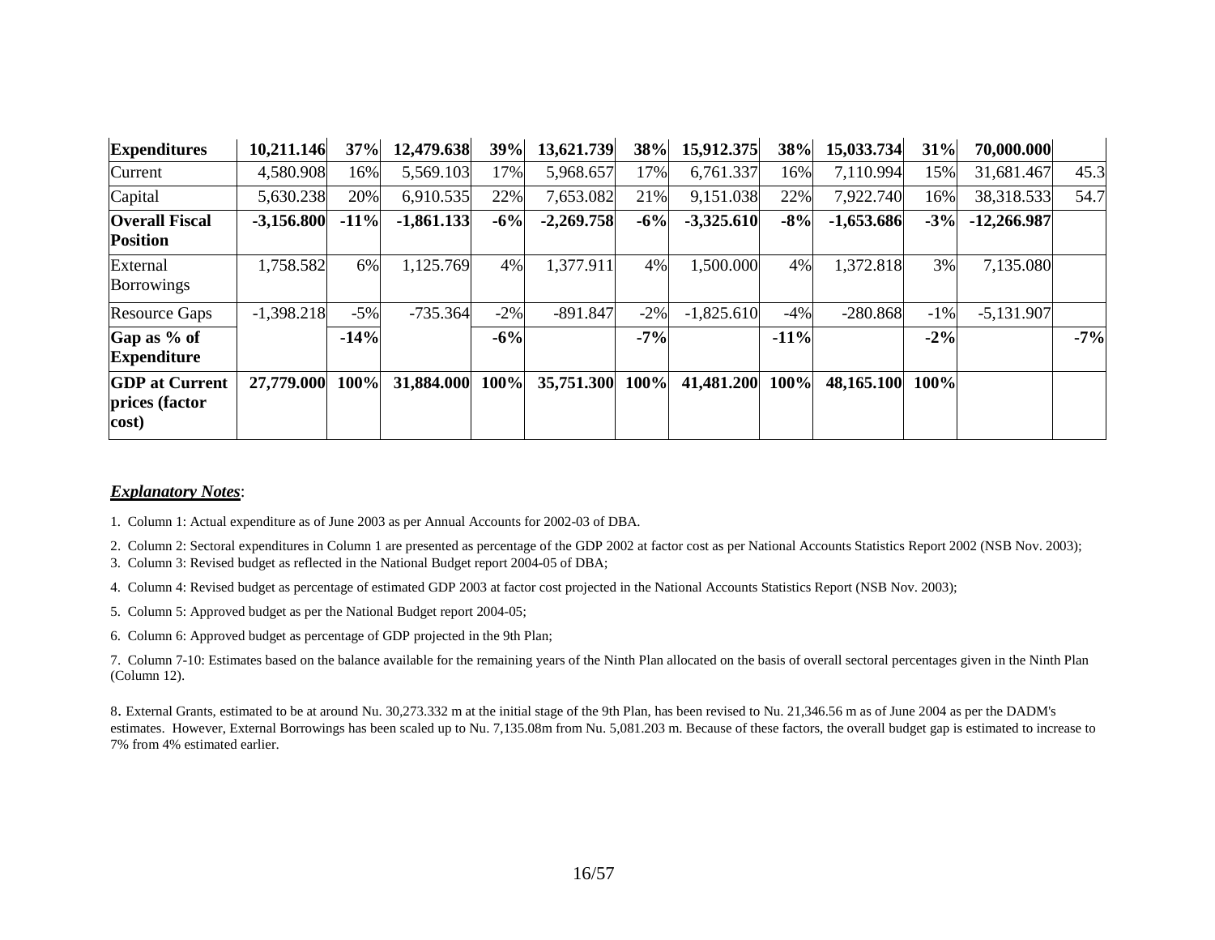| Expenditures | 10,211.146 | 37% | 12,479.638 | 39% | 13,621.739 | 38% | 15,912.375 | 38% | 15,033.734 | 31% | 70,000.000 | |
|---|---|---|---|---|---|---|---|---|---|---|---|---|
| Current | 4,580.908 | 16% | 5,569.103 | 17% | 5,968.657 | 17% | 6,761.337 | 16% | 7,110.994 | 15% | 31,681.467 | 45.3 |
| Capital | 5,630.238 | 20% | 6,910.535 | 22% | 7,653.082 | 21% | 9,151.038 | 22% | 7,922.740 | 16% | 38,318.533 | 54.7 |
| **Overall Fiscal Position** | **-3,156.800** | **-11%** | **-1,861.133** | **-6%** | **-2,269.758** | **-6%** | **-3,325.610** | **-8%** | **-1,653.686** | **-3%** | **-12,266.987** | |
| External Borrowings | 1,758.582 | 6% | 1,125.769 | 4% | 1,377.911 | 4% | 1,500.000 | 4% | 1,372.818 | 3% | 7,135.080 | |
| Resource Gaps | -1,398.218 | -5% | -735.364 | -2% | -891.847 | -2% | -1,825.610 | -4% | -280.868 | -1% | -5,131.907 | |
| **Gap as % of Expenditure** | | **-14%** | | **-6%** | | **-7%** | | **-11%** | | **-2%** | | **-7%** |
| **GDP at Current prices (factor cost)** | **27,779.000** | **100%** | **31,884.000** | **100%** | **35,751.300** | **100%** | **41,481.200** | **100%** | **48,165.100** | **100%** | | |

***Explanatory Notes***:

1. Column 1: Actual expenditure as of June 2003 as per Annual Accounts for 2002-03 of DBA.
2. Column 2: Sectoral expenditures in Column 1 are presented as percentage of the GDP 2002 at factor cost as per National Accounts Statistics Report 2002 (NSB Nov. 2003);
3. Column 3: Revised budget as reflected in the National Budget report 2004-05 of DBA;
4. Column 4: Revised budget as percentage of estimated GDP 2003 at factor cost projected in the National Accounts Statistics Report (NSB Nov. 2003);
5. Column 5: Approved budget as per the National Budget report 2004-05;
6. Column 6: Approved budget as percentage of GDP projected in the 9th Plan;
7. Column 7-10: Estimates based on the balance available for the remaining years of the Ninth Plan allocated on the basis of overall sectoral percentages given in the Ninth Plan (Column 12).
8. External Grants, estimated to be at around Nu. 30,273.332 m at the initial stage of the 9th Plan, has been revised to Nu. 21,346.56 m as of June 2004 as per the DADM's estimates. However, External Borrowings has been scaled up to Nu. 7,135.08m from Nu. 5,081.203 m. Because of these factors, the overall budget gap is estimated to increase to 7% from 4% estimated earlier.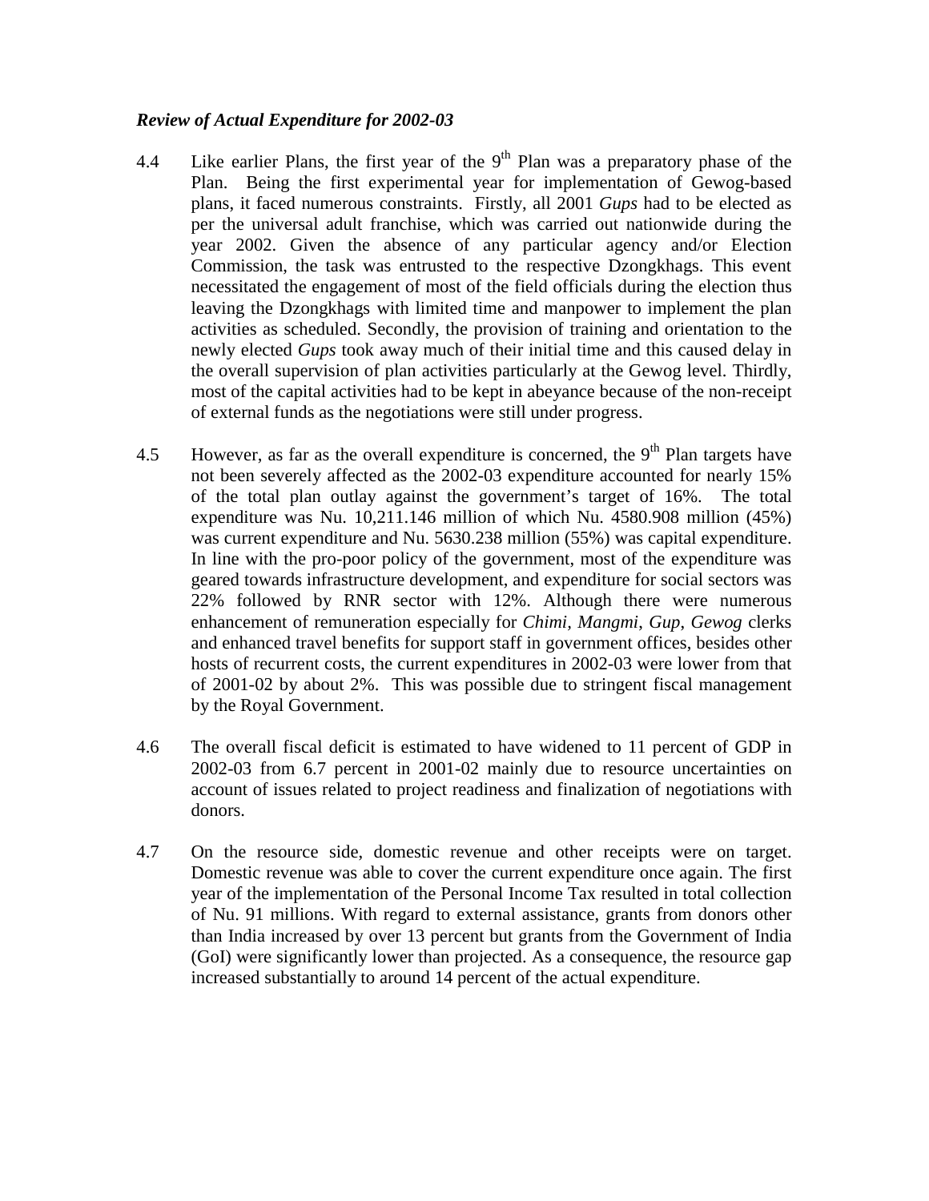***Review of Actual Expenditure for 2002-03***

4.4 Like earlier Plans, the first year of the 9th Plan was a preparatory phase of the Plan. Being the first experimental year for implementation of Gewog-based plans, it faced numerous constraints. Firstly, all 2001 *Gups* had to be elected as per the universal adult franchise, which was carried out nationwide during the year 2002. Given the absence of any particular agency and/or Election Commission, the task was entrusted to the respective Dzongkhags. This event necessitated the engagement of most of the field officials during the election thus leaving the Dzongkhags with limited time and manpower to implement the plan activities as scheduled. Secondly, the provision of training and orientation to the newly elected *Gups* took away much of their initial time and this caused delay in the overall supervision of plan activities particularly at the Gewog level. Thirdly, most of the capital activities had to be kept in abeyance because of the non-receipt of external funds as the negotiations were still under progress.

4.5 However, as far as the overall expenditure is concerned, the 9th Plan targets have not been severely affected as the 2002-03 expenditure accounted for nearly 15% of the total plan outlay against the government's target of 16%. The total expenditure was Nu. 10,211.146 million of which Nu. 4580.908 million (45%) was current expenditure and Nu. 5630.238 million (55%) was capital expenditure. In line with the pro-poor policy of the government, most of the expenditure was geared towards infrastructure development, and expenditure for social sectors was 22% followed by RNR sector with 12%. Although there were numerous enhancement of remuneration especially for *Chimi*, *Mangmi*, *Gup*, *Gewog* clerks and enhanced travel benefits for support staff in government offices, besides other hosts of recurrent costs, the current expenditures in 2002-03 were lower from that of 2001-02 by about 2%. This was possible due to stringent fiscal management by the Royal Government.

4.6 The overall fiscal deficit is estimated to have widened to 11 percent of GDP in 2002-03 from 6.7 percent in 2001-02 mainly due to resource uncertainties on account of issues related to project readiness and finalization of negotiations with donors.

4.7 On the resource side, domestic revenue and other receipts were on target. Domestic revenue was able to cover the current expenditure once again. The first year of the implementation of the Personal Income Tax resulted in total collection of Nu. 91 millions. With regard to external assistance, grants from donors other than India increased by over 13 percent but grants from the Government of India (GoI) were significantly lower than projected. As a consequence, the resource gap increased substantially to around 14 percent of the actual expenditure.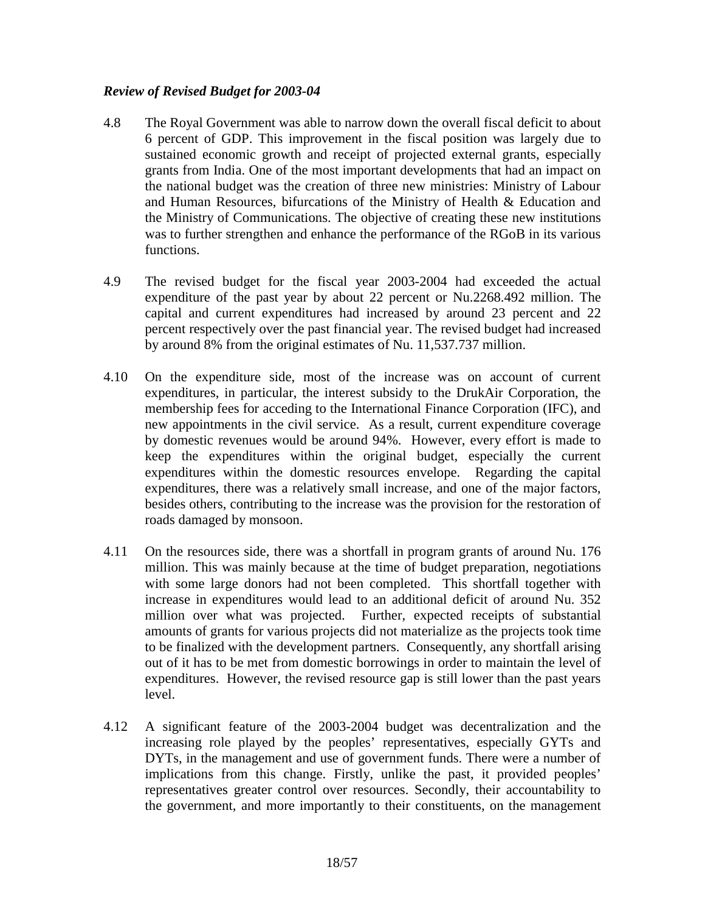*Review of Revised Budget for 2003-04*

4.8 The Royal Government was able to narrow down the overall fiscal deficit to about 6 percent of GDP. This improvement in the fiscal position was largely due to sustained economic growth and receipt of projected external grants, especially grants from India. One of the most important developments that had an impact on the national budget was the creation of three new ministries: Ministry of Labour and Human Resources, bifurcations of the Ministry of Health & Education and the Ministry of Communications. The objective of creating these new institutions was to further strengthen and enhance the performance of the RGoB in its various functions.

4.9 The revised budget for the fiscal year 2003-2004 had exceeded the actual expenditure of the past year by about 22 percent or Nu.2268.492 million. The capital and current expenditures had increased by around 23 percent and 22 percent respectively over the past financial year. The revised budget had increased by around 8% from the original estimates of Nu. 11,537.737 million.

4.10 On the expenditure side, most of the increase was on account of current expenditures, in particular, the interest subsidy to the DrukAir Corporation, the membership fees for acceding to the International Finance Corporation (IFC), and new appointments in the civil service. As a result, current expenditure coverage by domestic revenues would be around 94%. However, every effort is made to keep the expenditures within the original budget, especially the current expenditures within the domestic resources envelope. Regarding the capital expenditures, there was a relatively small increase, and one of the major factors, besides others, contributing to the increase was the provision for the restoration of roads damaged by monsoon.

4.11 On the resources side, there was a shortfall in program grants of around Nu. 176 million. This was mainly because at the time of budget preparation, negotiations with some large donors had not been completed. This shortfall together with increase in expenditures would lead to an additional deficit of around Nu. 352 million over what was projected. Further, expected receipts of substantial amounts of grants for various projects did not materialize as the projects took time to be finalized with the development partners. Consequently, any shortfall arising out of it has to be met from domestic borrowings in order to maintain the level of expenditures. However, the revised resource gap is still lower than the past years level.

4.12 A significant feature of the 2003-2004 budget was decentralization and the increasing role played by the peoples' representatives, especially GYTs and DYTs, in the management and use of government funds. There were a number of implications from this change. Firstly, unlike the past, it provided peoples' representatives greater control over resources. Secondly, their accountability to the government, and more importantly to their constituents, on the management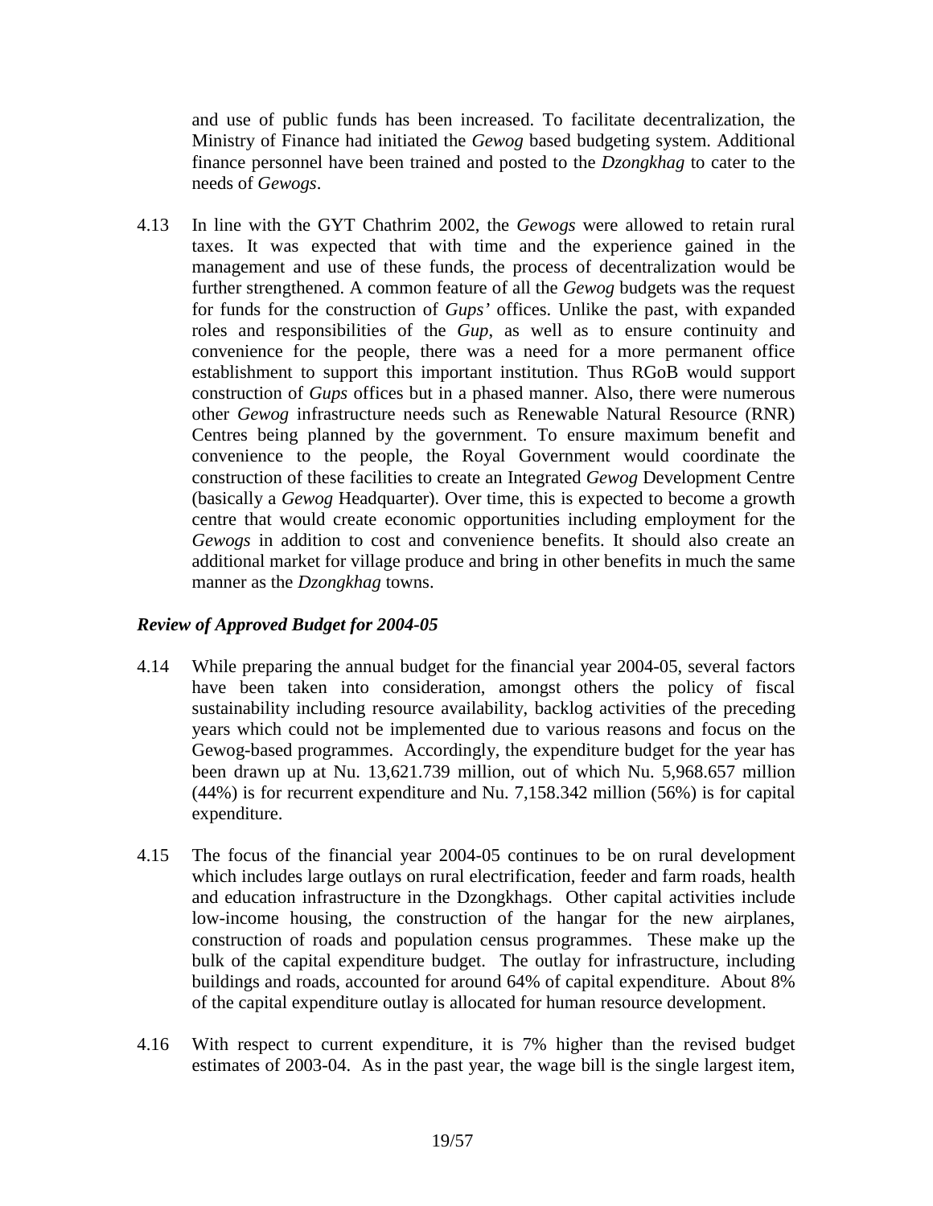and use of public funds has been increased. To facilitate decentralization, the Ministry of Finance had initiated the *Gewog* based budgeting system. Additional finance personnel have been trained and posted to the *Dzongkhag* to cater to the needs of *Gewogs*.

4.13 In line with the GYT Chathrim 2002, the *Gewogs* were allowed to retain rural taxes. It was expected that with time and the experience gained in the management and use of these funds, the process of decentralization would be further strengthened. A common feature of all the *Gewog* budgets was the request for funds for the construction of *Gups'* offices. Unlike the past, with expanded roles and responsibilities of the *Gup*, as well as to ensure continuity and convenience for the people, there was a need for a more permanent office establishment to support this important institution. Thus RGoB would support construction of *Gups* offices but in a phased manner. Also, there were numerous other *Gewog* infrastructure needs such as Renewable Natural Resource (RNR) Centres being planned by the government. To ensure maximum benefit and convenience to the people, the Royal Government would coordinate the construction of these facilities to create an Integrated *Gewog* Development Centre (basically a *Gewog* Headquarter). Over time, this is expected to become a growth centre that would create economic opportunities including employment for the *Gewogs* in addition to cost and convenience benefits. It should also create an additional market for village produce and bring in other benefits in much the same manner as the *Dzongkhag* towns.

### *Review of Approved Budget for 2004-05*

4.14 While preparing the annual budget for the financial year 2004-05, several factors have been taken into consideration, amongst others the policy of fiscal sustainability including resource availability, backlog activities of the preceding years which could not be implemented due to various reasons and focus on the Gewog-based programmes. Accordingly, the expenditure budget for the year has been drawn up at Nu. 13,621.739 million, out of which Nu. 5,968.657 million (44%) is for recurrent expenditure and Nu. 7,158.342 million (56%) is for capital expenditure.

4.15 The focus of the financial year 2004-05 continues to be on rural development which includes large outlays on rural electrification, feeder and farm roads, health and education infrastructure in the Dzongkhags. Other capital activities include low-income housing, the construction of the hangar for the new airplanes, construction of roads and population census programmes. These make up the bulk of the capital expenditure budget. The outlay for infrastructure, including buildings and roads, accounted for around 64% of capital expenditure. About 8% of the capital expenditure outlay is allocated for human resource development.

4.16 With respect to current expenditure, it is 7% higher than the revised budget estimates of 2003-04. As in the past year, the wage bill is the single largest item,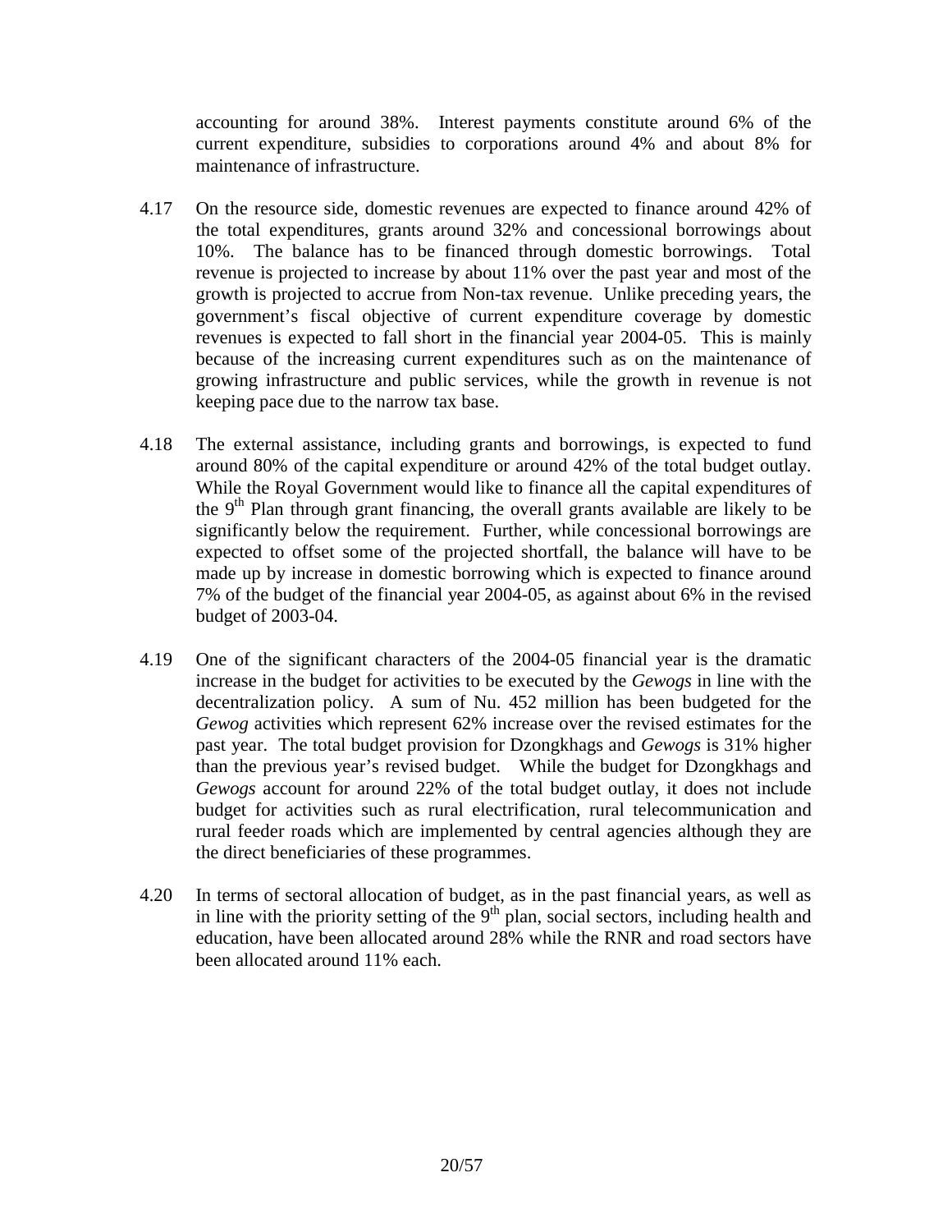accounting for around 38%. Interest payments constitute around 6% of the current expenditure, subsidies to corporations around 4% and about 8% for maintenance of infrastructure.

4.17 On the resource side, domestic revenues are expected to finance around 42% of the total expenditures, grants around 32% and concessional borrowings about 10%. The balance has to be financed through domestic borrowings. Total revenue is projected to increase by about 11% over the past year and most of the growth is projected to accrue from Non-tax revenue. Unlike preceding years, the government's fiscal objective of current expenditure coverage by domestic revenues is expected to fall short in the financial year 2004-05. This is mainly because of the increasing current expenditures such as on the maintenance of growing infrastructure and public services, while the growth in revenue is not keeping pace due to the narrow tax base.

4.18 The external assistance, including grants and borrowings, is expected to fund around 80% of the capital expenditure or around 42% of the total budget outlay. While the Royal Government would like to finance all the capital expenditures of the 9th Plan through grant financing, the overall grants available are likely to be significantly below the requirement. Further, while concessional borrowings are expected to offset some of the projected shortfall, the balance will have to be made up by increase in domestic borrowing which is expected to finance around 7% of the budget of the financial year 2004-05, as against about 6% in the revised budget of 2003-04.

4.19 One of the significant characters of the 2004-05 financial year is the dramatic increase in the budget for activities to be executed by the *Gewogs* in line with the decentralization policy. A sum of Nu. 452 million has been budgeted for the *Gewog* activities which represent 62% increase over the revised estimates for the past year. The total budget provision for Dzongkhags and *Gewogs* is 31% higher than the previous year's revised budget. While the budget for Dzongkhags and *Gewogs* account for around 22% of the total budget outlay, it does not include budget for activities such as rural electrification, rural telecommunication and rural feeder roads which are implemented by central agencies although they are the direct beneficiaries of these programmes.

4.20 In terms of sectoral allocation of budget, as in the past financial years, as well as in line with the priority setting of the 9th plan, social sectors, including health and education, have been allocated around 28% while the RNR and road sectors have been allocated around 11% each.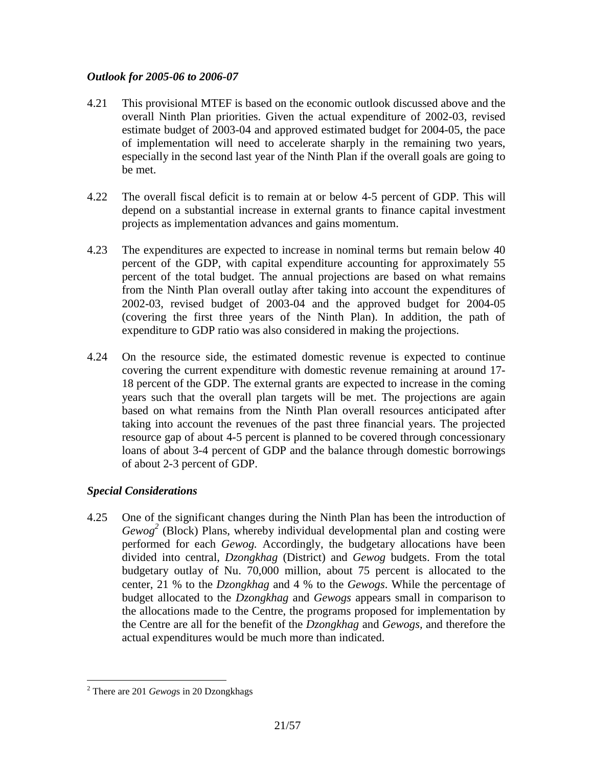### *Outlook for 2005-06 to 2006-07*

4.21 This provisional MTEF is based on the economic outlook discussed above and the overall Ninth Plan priorities. Given the actual expenditure of 2002-03, revised estimate budget of 2003-04 and approved estimated budget for 2004-05, the pace of implementation will need to accelerate sharply in the remaining two years, especially in the second last year of the Ninth Plan if the overall goals are going to be met.

4.22 The overall fiscal deficit is to remain at or below 4-5 percent of GDP. This will depend on a substantial increase in external grants to finance capital investment projects as implementation advances and gains momentum.

4.23 The expenditures are expected to increase in nominal terms but remain below 40 percent of the GDP, with capital expenditure accounting for approximately 55 percent of the total budget. The annual projections are based on what remains from the Ninth Plan overall outlay after taking into account the expenditures of 2002-03, revised budget of 2003-04 and the approved budget for 2004-05 (covering the first three years of the Ninth Plan). In addition, the path of expenditure to GDP ratio was also considered in making the projections.

4.24 On the resource side, the estimated domestic revenue is expected to continue covering the current expenditure with domestic revenue remaining at around 17-18 percent of the GDP. The external grants are expected to increase in the coming years such that the overall plan targets will be met. The projections are again based on what remains from the Ninth Plan overall resources anticipated after taking into account the revenues of the past three financial years. The projected resource gap of about 4-5 percent is planned to be covered through concessionary loans of about 3-4 percent of GDP and the balance through domestic borrowings of about 2-3 percent of GDP.

### *Special Considerations*

4.25 One of the significant changes during the Ninth Plan has been the introduction of *Gewog*[2] (Block) Plans, whereby individual developmental plan and costing were performed for each *Gewog.* Accordingly, the budgetary allocations have been divided into central, *Dzongkhag* (District) and *Gewog* budgets. From the total budgetary outlay of Nu. 70,000 million, about 75 percent is allocated to the center, 21 % to the *Dzongkhag* and 4 % to the *Gewogs*. While the percentage of budget allocated to the *Dzongkhag* and *Gewogs* appears small in comparison to the allocations made to the Centre, the programs proposed for implementation by the Centre are all for the benefit of the *Dzongkhag* and *Gewogs,* and therefore the actual expenditures would be much more than indicated.

---

[2] There are 201 *Gewogs* in 20 Dzongkhags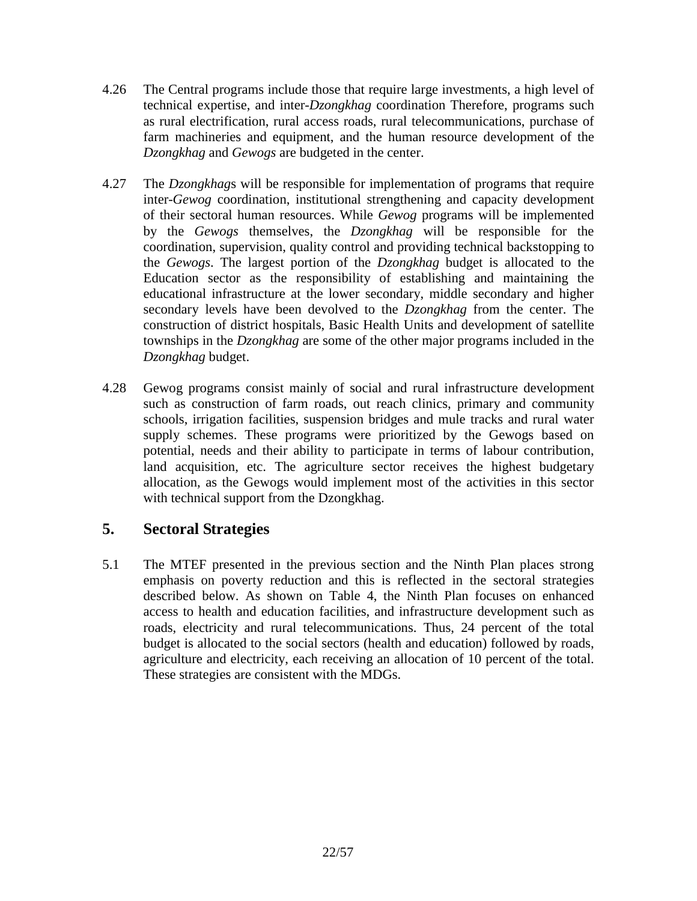4.26 The Central programs include those that require large investments, a high level of technical expertise, and inter-*Dzongkhag* coordination Therefore, programs such as rural electrification, rural access roads, rural telecommunications, purchase of farm machineries and equipment, and the human resource development of the *Dzongkhag* and *Gewogs* are budgeted in the center.

4.27 The *Dzongkhag*s will be responsible for implementation of programs that require inter-*Gewog* coordination, institutional strengthening and capacity development of their sectoral human resources. While *Gewog* programs will be implemented by the *Gewogs* themselves, the *Dzongkhag* will be responsible for the coordination, supervision, quality control and providing technical backstopping to the *Gewogs*. The largest portion of the *Dzongkhag* budget is allocated to the Education sector as the responsibility of establishing and maintaining the educational infrastructure at the lower secondary, middle secondary and higher secondary levels have been devolved to the *Dzongkhag* from the center. The construction of district hospitals, Basic Health Units and development of satellite townships in the *Dzongkhag* are some of the other major programs included in the *Dzongkhag* budget.

4.28 Gewog programs consist mainly of social and rural infrastructure development such as construction of farm roads, out reach clinics, primary and community schools, irrigation facilities, suspension bridges and mule tracks and rural water supply schemes. These programs were prioritized by the Gewogs based on potential, needs and their ability to participate in terms of labour contribution, land acquisition, etc. The agriculture sector receives the highest budgetary allocation, as the Gewogs would implement most of the activities in this sector with technical support from the Dzongkhag.

## 5. Sectoral Strategies

5.1 The MTEF presented in the previous section and the Ninth Plan places strong emphasis on poverty reduction and this is reflected in the sectoral strategies described below. As shown on Table 4, the Ninth Plan focuses on enhanced access to health and education facilities, and infrastructure development such as roads, electricity and rural telecommunications. Thus, 24 percent of the total budget is allocated to the social sectors (health and education) followed by roads, agriculture and electricity, each receiving an allocation of 10 percent of the total. These strategies are consistent with the MDGs.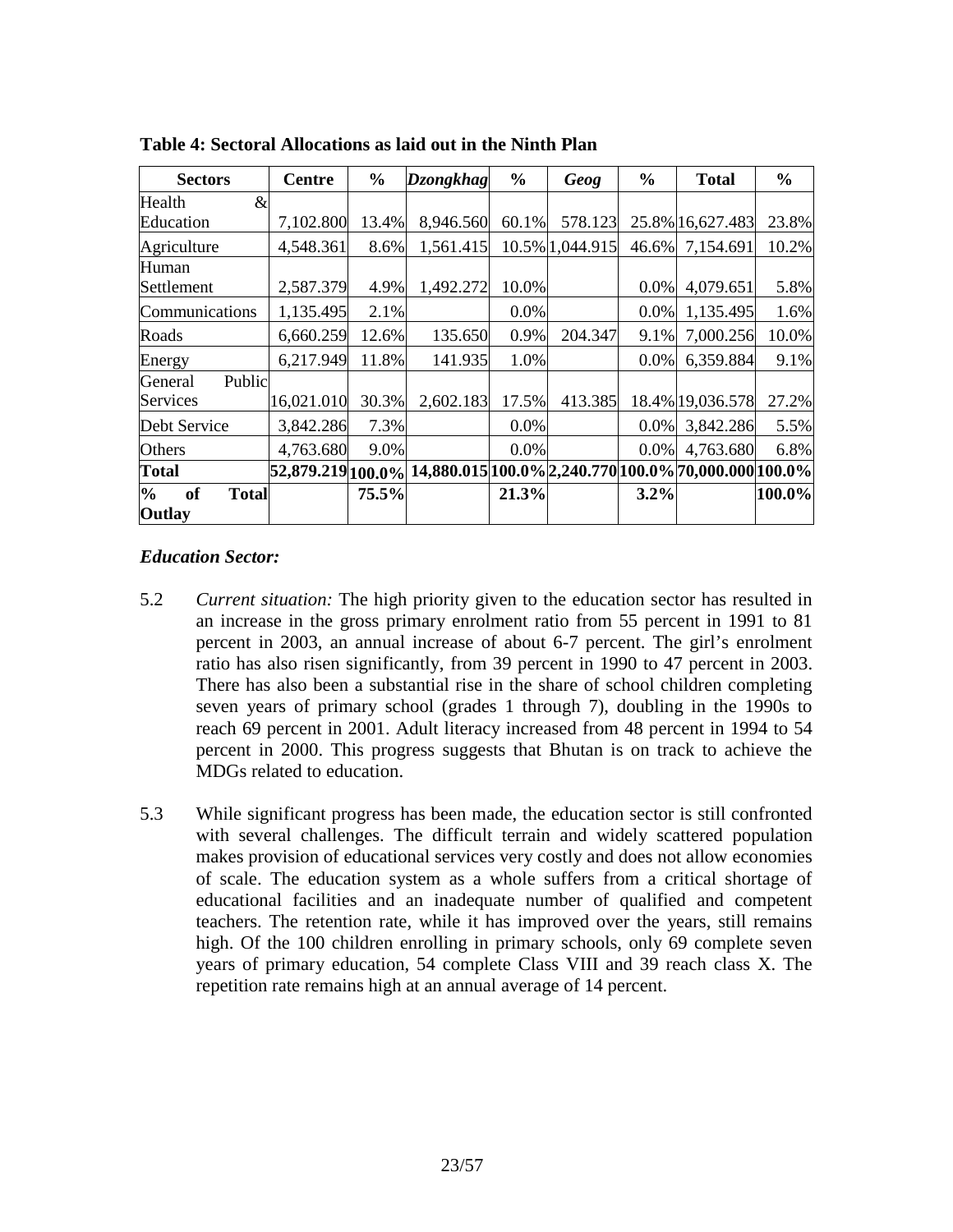**Table 4: Sectoral Allocations as laid out in the Ninth Plan**

| Sectors | Centre | % | *Dzongkhag* | % | *Geog* | % | Total | % |
|---|---|---|---|---|---|---|---|---|
| Health & Education | 7,102.800 | 13.4% | 8,946.560 | 60.1% | 578.123 | 25.8% | 16,627.483 | 23.8% |
| Agriculture | 4,548.361 | 8.6% | 1,561.415 | 10.5% | 1,044.915 | 46.6% | 7,154.691 | 10.2% |
| Human Settlement | 2,587.379 | 4.9% | 1,492.272 | 10.0% | | 0.0% | 4,079.651 | 5.8% |
| Communications | 1,135.495 | 2.1% | | 0.0% | | 0.0% | 1,135.495 | 1.6% |
| Roads | 6,660.259 | 12.6% | 135.650 | 0.9% | 204.347 | 9.1% | 7,000.256 | 10.0% |
| Energy | 6,217.949 | 11.8% | 141.935 | 1.0% | | 0.0% | 6,359.884 | 9.1% |
| General Public Services | 16,021.010 | 30.3% | 2,602.183 | 17.5% | 413.385 | 18.4% | 19,036.578 | 27.2% |
| Debt Service | 3,842.286 | 7.3% | | 0.0% | | 0.0% | 3,842.286 | 5.5% |
| Others | 4,763.680 | 9.0% | | 0.0% | | 0.0% | 4,763.680 | 6.8% |
| **Total** | **52,879.219** | **100.0%** | **14,880.015** | **100.0%** | **2,240.770** | **100.0%** | **70,000.000** | **100.0%** |
| **% of Total Outlay** | | **75.5%** | | **21.3%** | | **3.2%** | | **100.0%** |

### *Education Sector:*

5.2 *Current situation:* The high priority given to the education sector has resulted in an increase in the gross primary enrolment ratio from 55 percent in 1991 to 81 percent in 2003, an annual increase of about 6-7 percent. The girl's enrolment ratio has also risen significantly, from 39 percent in 1990 to 47 percent in 2003. There has also been a substantial rise in the share of school children completing seven years of primary school (grades 1 through 7), doubling in the 1990s to reach 69 percent in 2001. Adult literacy increased from 48 percent in 1994 to 54 percent in 2000. This progress suggests that Bhutan is on track to achieve the MDGs related to education.

5.3 While significant progress has been made, the education sector is still confronted with several challenges. The difficult terrain and widely scattered population makes provision of educational services very costly and does not allow economies of scale. The education system as a whole suffers from a critical shortage of educational facilities and an inadequate number of qualified and competent teachers. The retention rate, while it has improved over the years, still remains high. Of the 100 children enrolling in primary schools, only 69 complete seven years of primary education, 54 complete Class VIII and 39 reach class X. The repetition rate remains high at an annual average of 14 percent.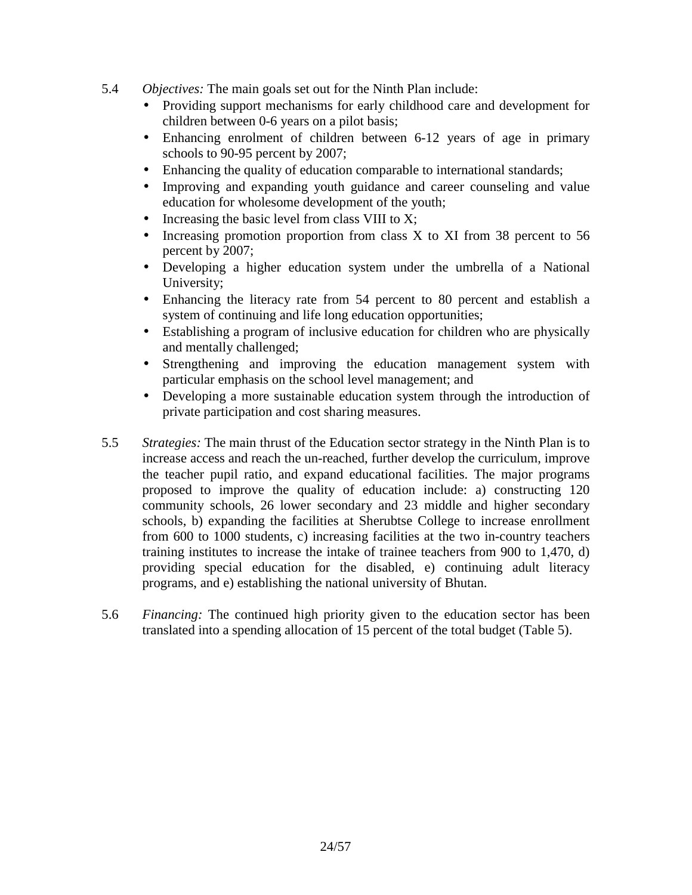5.4 *Objectives:* The main goals set out for the Ninth Plan include:

- Providing support mechanisms for early childhood care and development for children between 0-6 years on a pilot basis;
- Enhancing enrolment of children between 6-12 years of age in primary schools to 90-95 percent by 2007;
- Enhancing the quality of education comparable to international standards;
- Improving and expanding youth guidance and career counseling and value education for wholesome development of the youth;
- Increasing the basic level from class VIII to X;
- Increasing promotion proportion from class X to XI from 38 percent to 56 percent by 2007;
- Developing a higher education system under the umbrella of a National University;
- Enhancing the literacy rate from 54 percent to 80 percent and establish a system of continuing and life long education opportunities;
- Establishing a program of inclusive education for children who are physically and mentally challenged;
- Strengthening and improving the education management system with particular emphasis on the school level management; and
- Developing a more sustainable education system through the introduction of private participation and cost sharing measures.

5.5 *Strategies:* The main thrust of the Education sector strategy in the Ninth Plan is to increase access and reach the un-reached, further develop the curriculum, improve the teacher pupil ratio, and expand educational facilities. The major programs proposed to improve the quality of education include: a) constructing 120 community schools, 26 lower secondary and 23 middle and higher secondary schools, b) expanding the facilities at Sherubtse College to increase enrollment from 600 to 1000 students, c) increasing facilities at the two in-country teachers training institutes to increase the intake of trainee teachers from 900 to 1,470, d) providing special education for the disabled, e) continuing adult literacy programs, and e) establishing the national university of Bhutan.

5.6 *Financing:* The continued high priority given to the education sector has been translated into a spending allocation of 15 percent of the total budget (Table 5).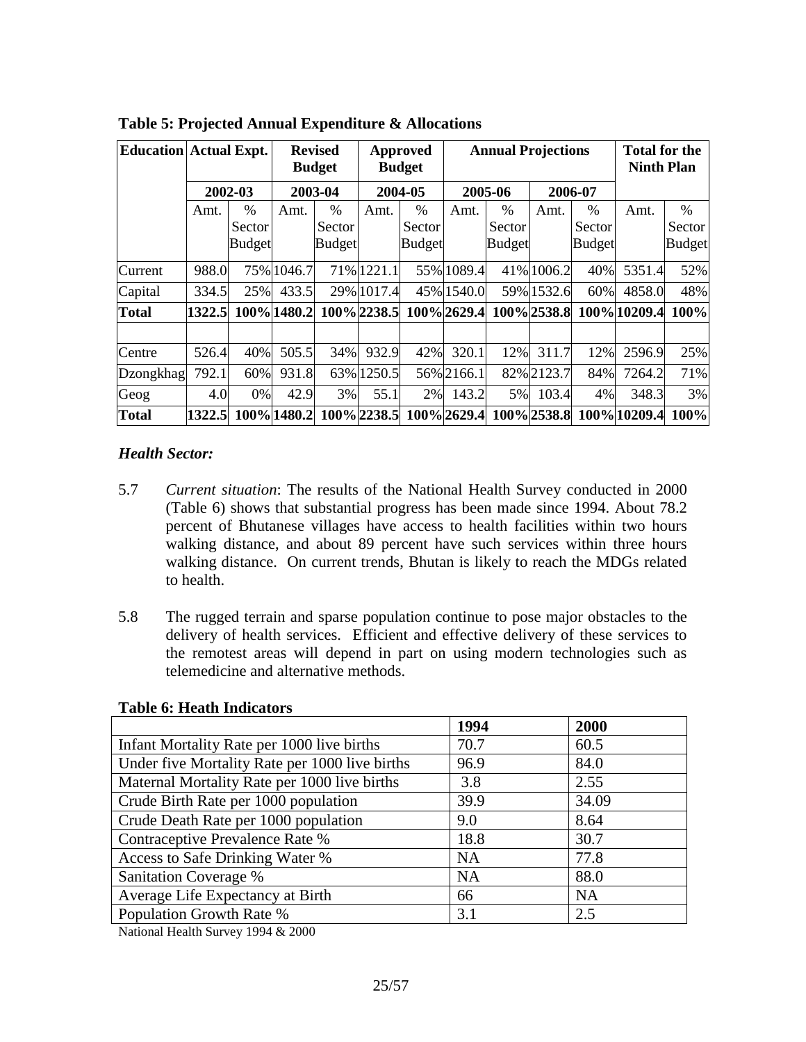**Table 5: Projected Annual Expenditure & Allocations**

| Education | Actual Expt. | | Revised Budget | | Approved Budget | | Annual Projections | | | | Total for the Ninth Plan | |
|---|---|---|---|---|---|---|---|---|---|---|---|---|
| | 2002-03 | | 2003-04 | | 2004-05 | | 2005-06 | | 2006-07 | | | |
| | Amt. | % Sector Budget | Amt. | % Sector Budget | Amt. | % Sector Budget | Amt. | % Sector Budget | Amt. | % Sector Budget | Amt. | % Sector Budget |
| Current | 988.0 | 75% | 1046.7 | 71% | 1221.1 | 55% | 1089.4 | 41% | 1006.2 | 40% | 5351.4 | 52% |
| Capital | 334.5 | 25% | 433.5 | 29% | 1017.4 | 45% | 1540.0 | 59% | 1532.6 | 60% | 4858.0 | 48% |
| **Total** | **1322.5** | **100%** | **1480.2** | **100%** | **2238.5** | **100%** | **2629.4** | **100%** | **2538.8** | **100%** | **10209.4** | **100%** |
| | | | | | | | | | | | | |
| Centre | 526.4 | 40% | 505.5 | 34% | 932.9 | 42% | 320.1 | 12% | 311.7 | 12% | 2596.9 | 25% |
| Dzongkhag | 792.1 | 60% | 931.8 | 63% | 1250.5 | 56% | 2166.1 | 82% | 2123.7 | 84% | 7264.2 | 71% |
| Geog | 4.0 | 0% | 42.9 | 3% | 55.1 | 2% | 143.2 | 5% | 103.4 | 4% | 348.3 | 3% |
| **Total** | **1322.5** | **100%** | **1480.2** | **100%** | **2238.5** | **100%** | **2629.4** | **100%** | **2538.8** | **100%** | **10209.4** | **100%** |

### *Health Sector:*

5.7 *Current situation*: The results of the National Health Survey conducted in 2000 (Table 6) shows that substantial progress has been made since 1994. About 78.2 percent of Bhutanese villages have access to health facilities within two hours walking distance, and about 89 percent have such services within three hours walking distance. On current trends, Bhutan is likely to reach the MDGs related to health.

5.8 The rugged terrain and sparse population continue to pose major obstacles to the delivery of health services. Efficient and effective delivery of these services to the remotest areas will depend in part on using modern technologies such as telemedicine and alternative methods.

**Table 6: Heath Indicators**

| | 1994 | 2000 |
|---|---|---|
| Infant Mortality Rate per 1000 live births | 70.7 | 60.5 |
| Under five Mortality Rate per 1000 live births | 96.9 | 84.0 |
| Maternal Mortality Rate per 1000 live births | 3.8 | 2.55 |
| Crude Birth Rate per 1000 population | 39.9 | 34.09 |
| Crude Death Rate per 1000 population | 9.0 | 8.64 |
| Contraceptive Prevalence Rate % | 18.8 | 30.7 |
| Access to Safe Drinking Water % | NA | 77.8 |
| Sanitation Coverage % | NA | 88.0 |
| Average Life Expectancy at Birth | 66 | NA |
| Population Growth Rate % | 3.1 | 2.5 |

National Health Survey 1994 & 2000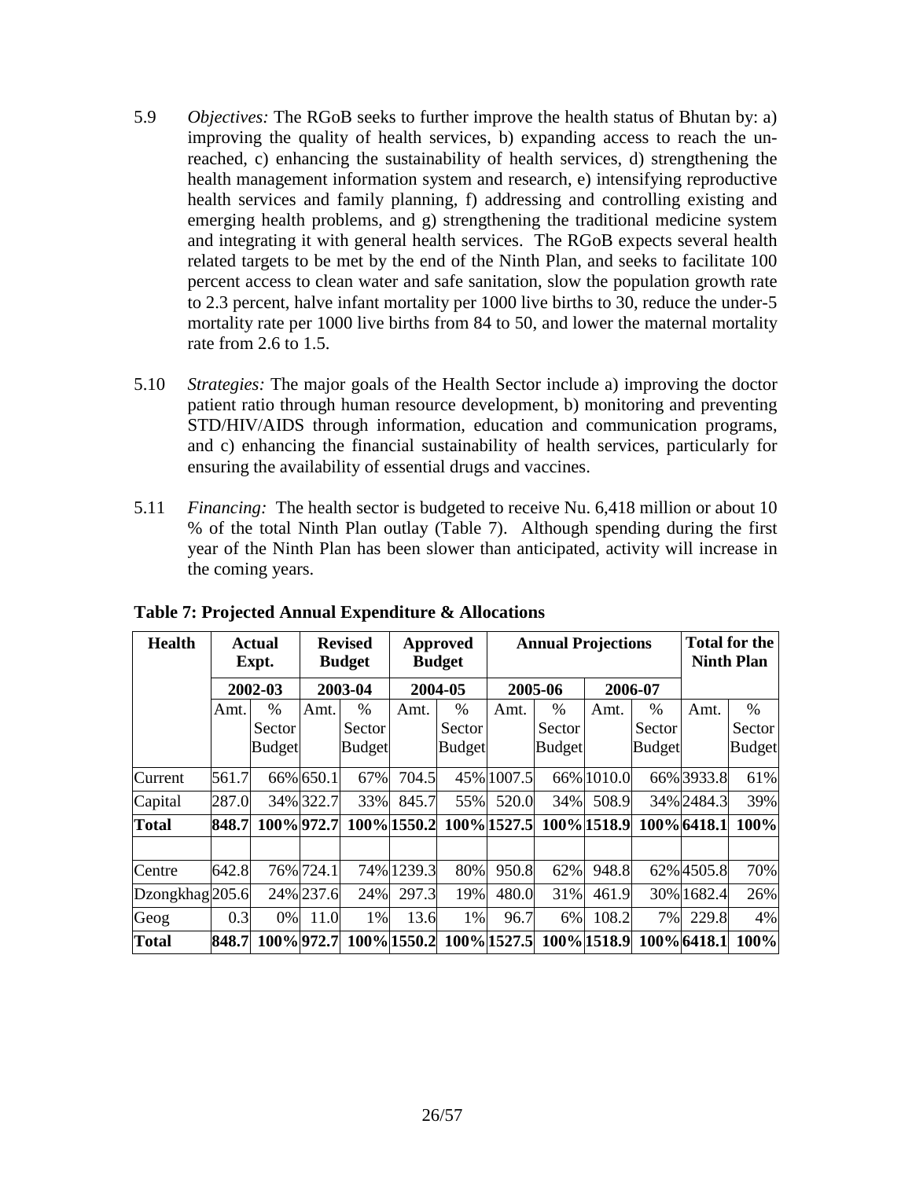5.9 *Objectives:* The RGoB seeks to further improve the health status of Bhutan by: a) improving the quality of health services, b) expanding access to reach the un-reached, c) enhancing the sustainability of health services, d) strengthening the health management information system and research, e) intensifying reproductive health services and family planning, f) addressing and controlling existing and emerging health problems, and g) strengthening the traditional medicine system and integrating it with general health services. The RGoB expects several health related targets to be met by the end of the Ninth Plan, and seeks to facilitate 100 percent access to clean water and safe sanitation, slow the population growth rate to 2.3 percent, halve infant mortality per 1000 live births to 30, reduce the under-5 mortality rate per 1000 live births from 84 to 50, and lower the maternal mortality rate from 2.6 to 1.5.

5.10 *Strategies:* The major goals of the Health Sector include a) improving the doctor patient ratio through human resource development, b) monitoring and preventing STD/HIV/AIDS through information, education and communication programs, and c) enhancing the financial sustainability of health services, particularly for ensuring the availability of essential drugs and vaccines.

5.11 *Financing:* The health sector is budgeted to receive Nu. 6,418 million or about 10 % of the total Ninth Plan outlay (Table 7). Although spending during the first year of the Ninth Plan has been slower than anticipated, activity will increase in the coming years.

**Table 7: Projected Annual Expenditure & Allocations**

| **Health** | **Actual Expt.** | | **Revised Budget** | | **Approved Budget** | | **Annual Projections** | | | | **Total for the Ninth Plan** | |
|---|---|---|---|---|---|---|---|---|---|---|---|---|
| | **2002-03** | | **2003-04** | | **2004-05** | | **2005-06** | | **2006-07** | | | |
| | Amt. | % Sector Budget | Amt. | % Sector Budget | Amt. | % Sector Budget | Amt. | % Sector Budget | Amt. | % Sector Budget | Amt. | % Sector Budget |
| Current | 561.7 | 66% | 650.1 | 67% | 704.5 | 45% | 1007.5 | 66% | 1010.0 | 66% | 3933.8 | 61% |
| Capital | 287.0 | 34% | 322.7 | 33% | 845.7 | 55% | 520.0 | 34% | 508.9 | 34% | 2484.3 | 39% |
| **Total** | **848.7** | **100%** | **972.7** | **100%** | **1550.2** | **100%** | **1527.5** | **100%** | **1518.9** | **100%** | **6418.1** | **100%** |
| | | | | | | | | | | | | |
| Centre | 642.8 | 76% | 724.1 | 74% | 1239.3 | 80% | 950.8 | 62% | 948.8 | 62% | 4505.8 | 70% |
| Dzongkhag | 205.6 | 24% | 237.6 | 24% | 297.3 | 19% | 480.0 | 31% | 461.9 | 30% | 1682.4 | 26% |
| Geog | 0.3 | 0% | 11.0 | 1% | 13.6 | 1% | 96.7 | 6% | 108.2 | 7% | 229.8 | 4% |
| **Total** | **848.7** | **100%** | **972.7** | **100%** | **1550.2** | **100%** | **1527.5** | **100%** | **1518.9** | **100%** | **6418.1** | **100%** |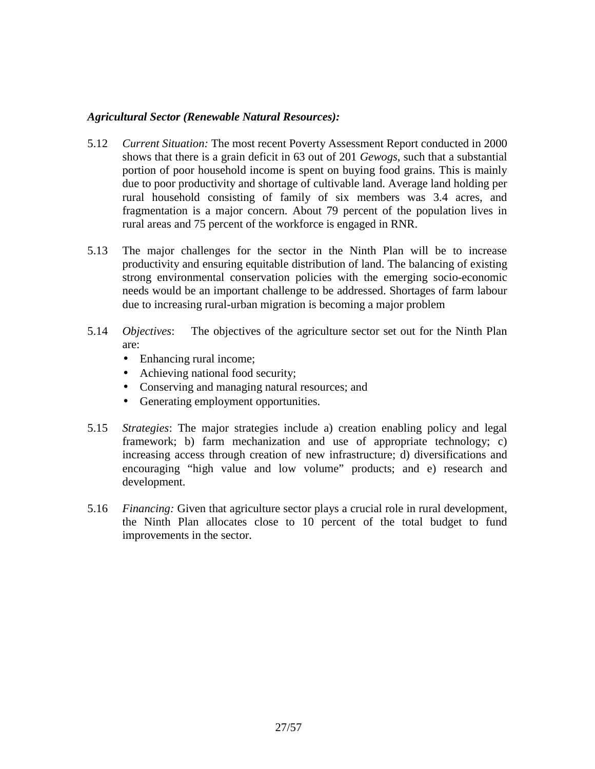***Agricultural Sector (Renewable Natural Resources):***

5.12 *Current Situation:* The most recent Poverty Assessment Report conducted in 2000 shows that there is a grain deficit in 63 out of 201 *Gewogs*, such that a substantial portion of poor household income is spent on buying food grains. This is mainly due to poor productivity and shortage of cultivable land. Average land holding per rural household consisting of family of six members was 3.4 acres, and fragmentation is a major concern. About 79 percent of the population lives in rural areas and 75 percent of the workforce is engaged in RNR.

5.13 The major challenges for the sector in the Ninth Plan will be to increase productivity and ensuring equitable distribution of land. The balancing of existing strong environmental conservation policies with the emerging socio-economic needs would be an important challenge to be addressed. Shortages of farm labour due to increasing rural-urban migration is becoming a major problem

5.14 *Objectives*: The objectives of the agriculture sector set out for the Ninth Plan are:

- Enhancing rural income;
- Achieving national food security;
- Conserving and managing natural resources; and
- Generating employment opportunities.

5.15 *Strategies*: The major strategies include a) creation enabling policy and legal framework; b) farm mechanization and use of appropriate technology; c) increasing access through creation of new infrastructure; d) diversifications and encouraging "high value and low volume" products; and e) research and development.

5.16 *Financing:* Given that agriculture sector plays a crucial role in rural development, the Ninth Plan allocates close to 10 percent of the total budget to fund improvements in the sector.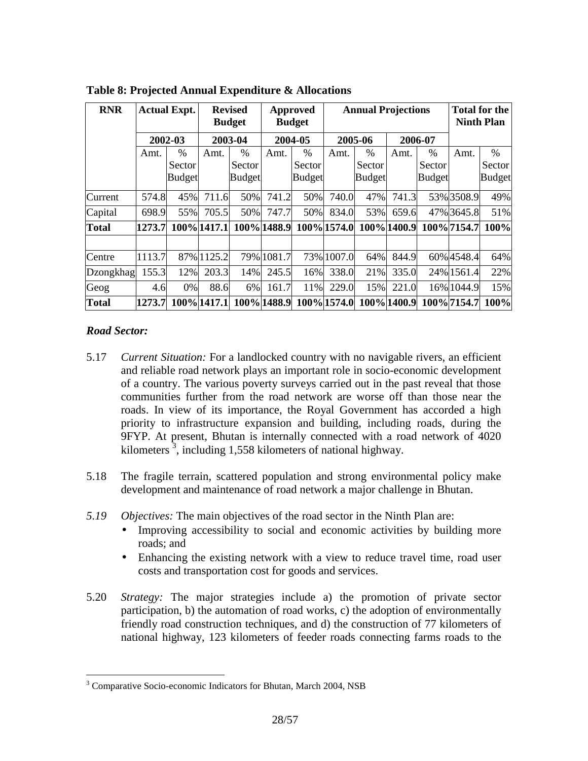**Table 8: Projected Annual Expenditure & Allocations**

| RNR | Actual Expt. | | Revised Budget | | Approved Budget | | Annual Projections | | | | Total for the Ninth Plan | |
|---|---|---|---|---|---|---|---|---|---|---|---|---|
| | 2002-03 | | 2003-04 | | 2004-05 | | 2005-06 | | 2006-07 | | | |
| | Amt. | % Sector Budget | Amt. | % Sector Budget | Amt. | % Sector Budget | Amt. | % Sector Budget | Amt. | % Sector Budget | Amt. | % Sector Budget |
| Current | 574.8 | 45% | 711.6 | 50% | 741.2 | 50% | 740.0 | 47% | 741.3 | 53% | 3508.9 | 49% |
| Capital | 698.9 | 55% | 705.5 | 50% | 747.7 | 50% | 834.0 | 53% | 659.6 | 47% | 3645.8 | 51% |
| **Total** | **1273.7** | **100%** | **1417.1** | **100%** | **1488.9** | **100%** | **1574.0** | **100%** | **1400.9** | **100%** | **7154.7** | **100%** |
| | | | | | | | | | | | | |
| Centre | 1113.7 | 87% | 1125.2 | 79% | 1081.7 | 73% | 1007.0 | 64% | 844.9 | 60% | 4548.4 | 64% |
| Dzongkhag | 155.3 | 12% | 203.3 | 14% | 245.5 | 16% | 338.0 | 21% | 335.0 | 24% | 1561.4 | 22% |
| Geog | 4.6 | 0% | 88.6 | 6% | 161.7 | 11% | 229.0 | 15% | 221.0 | 16% | 1044.9 | 15% |
| **Total** | **1273.7** | **100%** | **1417.1** | **100%** | **1488.9** | **100%** | **1574.0** | **100%** | **1400.9** | **100%** | **7154.7** | **100%** |

### *Road Sector:*

5.17 *Current Situation:* For a landlocked country with no navigable rivers, an efficient and reliable road network plays an important role in socio-economic development of a country. The various poverty surveys carried out in the past reveal that those communities further from the road network are worse off than those near the roads. In view of its importance, the Royal Government has accorded a high priority to infrastructure expansion and building, including roads, during the 9FYP. At present, Bhutan is internally connected with a road network of 4020 kilometers [3], including 1,558 kilometers of national highway.

5.18 The fragile terrain, scattered population and strong environmental policy make development and maintenance of road network a major challenge in Bhutan.

*5.19* *Objectives:* The main objectives of the road sector in the Ninth Plan are:

- Improving accessibility to social and economic activities by building more roads; and
- Enhancing the existing network with a view to reduce travel time, road user costs and transportation cost for goods and services.

5.20 *Strategy:* The major strategies include a) the promotion of private sector participation, b) the automation of road works, c) the adoption of environmentally friendly road construction techniques, and d) the construction of 77 kilometers of national highway, 123 kilometers of feeder roads connecting farms roads to the

[3] Comparative Socio-economic Indicators for Bhutan, March 2004, NSB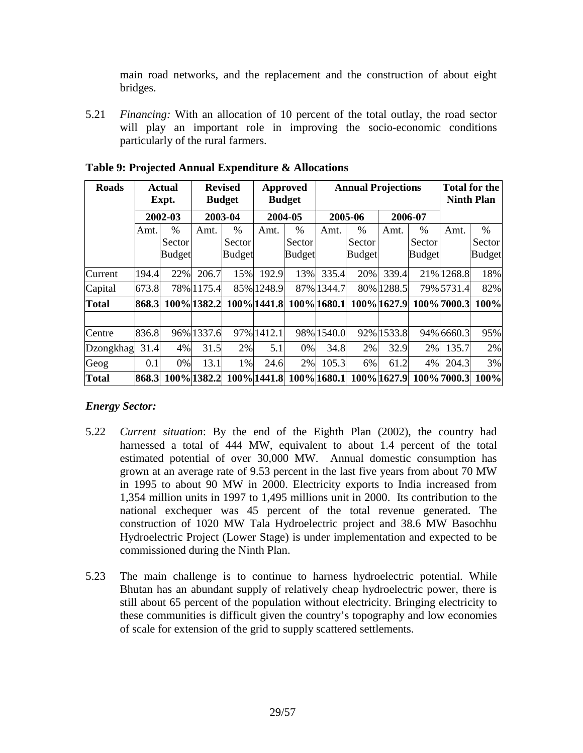main road networks, and the replacement and the construction of about eight bridges.

5.21 *Financing:* With an allocation of 10 percent of the total outlay, the road sector will play an important role in improving the socio-economic conditions particularly of the rural farmers.

**Table 9: Projected Annual Expenditure & Allocations**

| Roads | Actual Expt. | | Revised Budget | | Approved Budget | | Annual Projections | | | | Total for the Ninth Plan | |
|---|---|---|---|---|---|---|---|---|---|---|---|---|
| | 2002-03 | | 2003-04 | | 2004-05 | | 2005-06 | | 2006-07 | | | |
| | Amt. | % Sector Budget | Amt. | % Sector Budget | Amt. | % Sector Budget | Amt. | % Sector Budget | Amt. | % Sector Budget | Amt. | % Sector Budget |
| Current | 194.4 | 22% | 206.7 | 15% | 192.9 | 13% | 335.4 | 20% | 339.4 | 21% | 1268.8 | 18% |
| Capital | 673.8 | 78% | 1175.4 | 85% | 1248.9 | 87% | 1344.7 | 80% | 1288.5 | 79% | 5731.4 | 82% |
| **Total** | **868.3** | **100%** | **1382.2** | **100%** | **1441.8** | **100%** | **1680.1** | **100%** | **1627.9** | **100%** | **7000.3** | **100%** |
| | | | | | | | | | | | | |
| Centre | 836.8 | 96% | 1337.6 | 97% | 1412.1 | 98% | 1540.0 | 92% | 1533.8 | 94% | 6660.3 | 95% |
| Dzongkhag | 31.4 | 4% | 31.5 | 2% | 5.1 | 0% | 34.8 | 2% | 32.9 | 2% | 135.7 | 2% |
| Geog | 0.1 | 0% | 13.1 | 1% | 24.6 | 2% | 105.3 | 6% | 61.2 | 4% | 204.3 | 3% |
| **Total** | **868.3** | **100%** | **1382.2** | **100%** | **1441.8** | **100%** | **1680.1** | **100%** | **1627.9** | **100%** | **7000.3** | **100%** |

### *Energy Sector:*

5.22 *Current situation*: By the end of the Eighth Plan (2002), the country had harnessed a total of 444 MW, equivalent to about 1.4 percent of the total estimated potential of over 30,000 MW. Annual domestic consumption has grown at an average rate of 9.53 percent in the last five years from about 70 MW in 1995 to about 90 MW in 2000. Electricity exports to India increased from 1,354 million units in 1997 to 1,495 millions unit in 2000. Its contribution to the national exchequer was 45 percent of the total revenue generated. The construction of 1020 MW Tala Hydroelectric project and 38.6 MW Basochhu Hydroelectric Project (Lower Stage) is under implementation and expected to be commissioned during the Ninth Plan.

5.23 The main challenge is to continue to harness hydroelectric potential. While Bhutan has an abundant supply of relatively cheap hydroelectric power, there is still about 65 percent of the population without electricity. Bringing electricity to these communities is difficult given the country's topography and low economies of scale for extension of the grid to supply scattered settlements.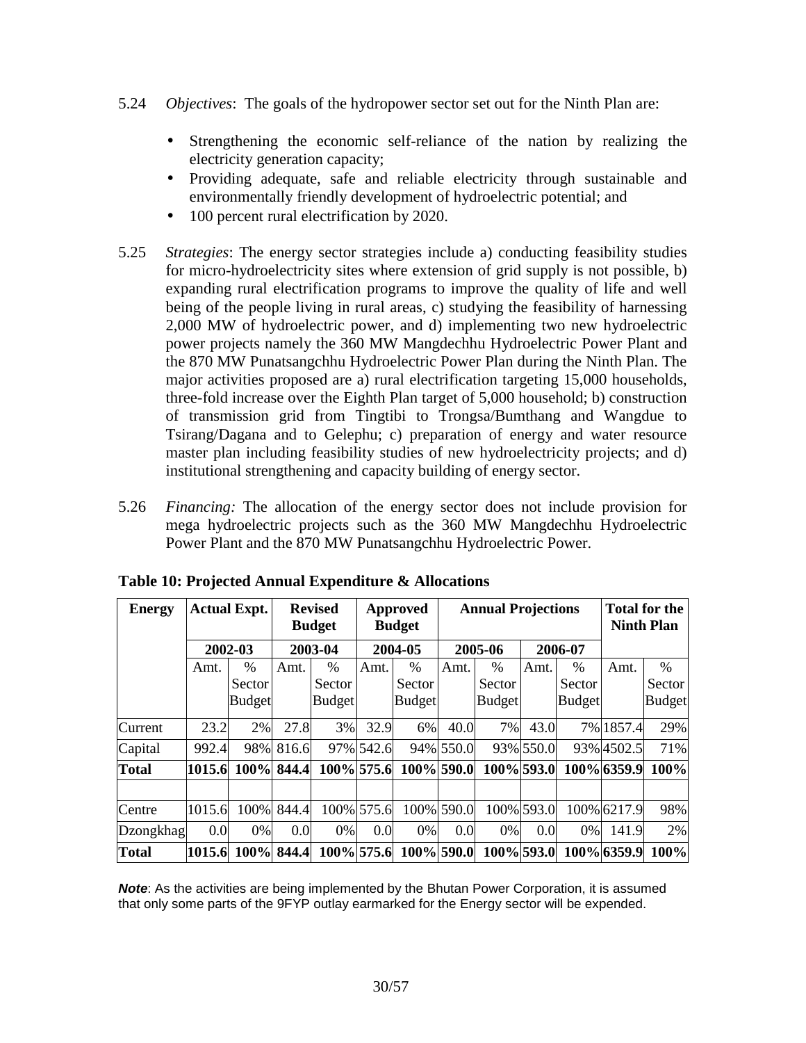5.24 *Objectives*: The goals of the hydropower sector set out for the Ninth Plan are:

- Strengthening the economic self-reliance of the nation by realizing the electricity generation capacity;
- Providing adequate, safe and reliable electricity through sustainable and environmentally friendly development of hydroelectric potential; and
- 100 percent rural electrification by 2020.

5.25 *Strategies*: The energy sector strategies include a) conducting feasibility studies for micro-hydroelectricity sites where extension of grid supply is not possible, b) expanding rural electrification programs to improve the quality of life and well being of the people living in rural areas, c) studying the feasibility of harnessing 2,000 MW of hydroelectric power, and d) implementing two new hydroelectric power projects namely the 360 MW Mangdechhu Hydroelectric Power Plant and the 870 MW Punatsangchhu Hydroelectric Power Plan during the Ninth Plan. The major activities proposed are a) rural electrification targeting 15,000 households, three-fold increase over the Eighth Plan target of 5,000 household; b) construction of transmission grid from Tingtibi to Trongsa/Bumthang and Wangdue to Tsirang/Dagana and to Gelephu; c) preparation of energy and water resource master plan including feasibility studies of new hydroelectricity projects; and d) institutional strengthening and capacity building of energy sector.

5.26 *Financing:* The allocation of the energy sector does not include provision for mega hydroelectric projects such as the 360 MW Mangdechhu Hydroelectric Power Plant and the 870 MW Punatsangchhu Hydroelectric Power.

**Table 10: Projected Annual Expenditure & Allocations**

| **Energy** | **Actual Expt.** | | **Revised Budget** | | **Approved Budget** | | **Annual Projections** | | | | **Total for the Ninth Plan** | |
|---|---|---|---|---|---|---|---|---|---|---|---|---|
| | **2002-03** | | **2003-04** | | **2004-05** | | **2005-06** | | **2006-07** | | | |
| | Amt. | % Sector Budget | Amt. | % Sector Budget | Amt. | % Sector Budget | Amt. | % Sector Budget | Amt. | % Sector Budget | Amt. | % Sector Budget |
| Current | 23.2 | 2% | 27.8 | 3% | 32.9 | 6% | 40.0 | 7% | 43.0 | 7% | 1857.4 | 29% |
| Capital | 992.4 | 98% | 816.6 | 97% | 542.6 | 94% | 550.0 | 93% | 550.0 | 93% | 4502.5 | 71% |
| **Total** | **1015.6** | **100%** | **844.4** | **100%** | **575.6** | **100%** | **590.0** | **100%** | **593.0** | **100%** | **6359.9** | **100%** |
| | | | | | | | | | | | | |
| Centre | 1015.6 | 100% | 844.4 | 100% | 575.6 | 100% | 590.0 | 100% | 593.0 | 100% | 6217.9 | 98% |
| Dzongkhag | 0.0 | 0% | 0.0 | 0% | 0.0 | 0% | 0.0 | 0% | 0.0 | 0% | 141.9 | 2% |
| **Total** | **1015.6** | **100%** | **844.4** | **100%** | **575.6** | **100%** | **590.0** | **100%** | **593.0** | **100%** | **6359.9** | **100%** |

***Note***: As the activities are being implemented by the Bhutan Power Corporation, it is assumed that only some parts of the 9FYP outlay earmarked for the Energy sector will be expended.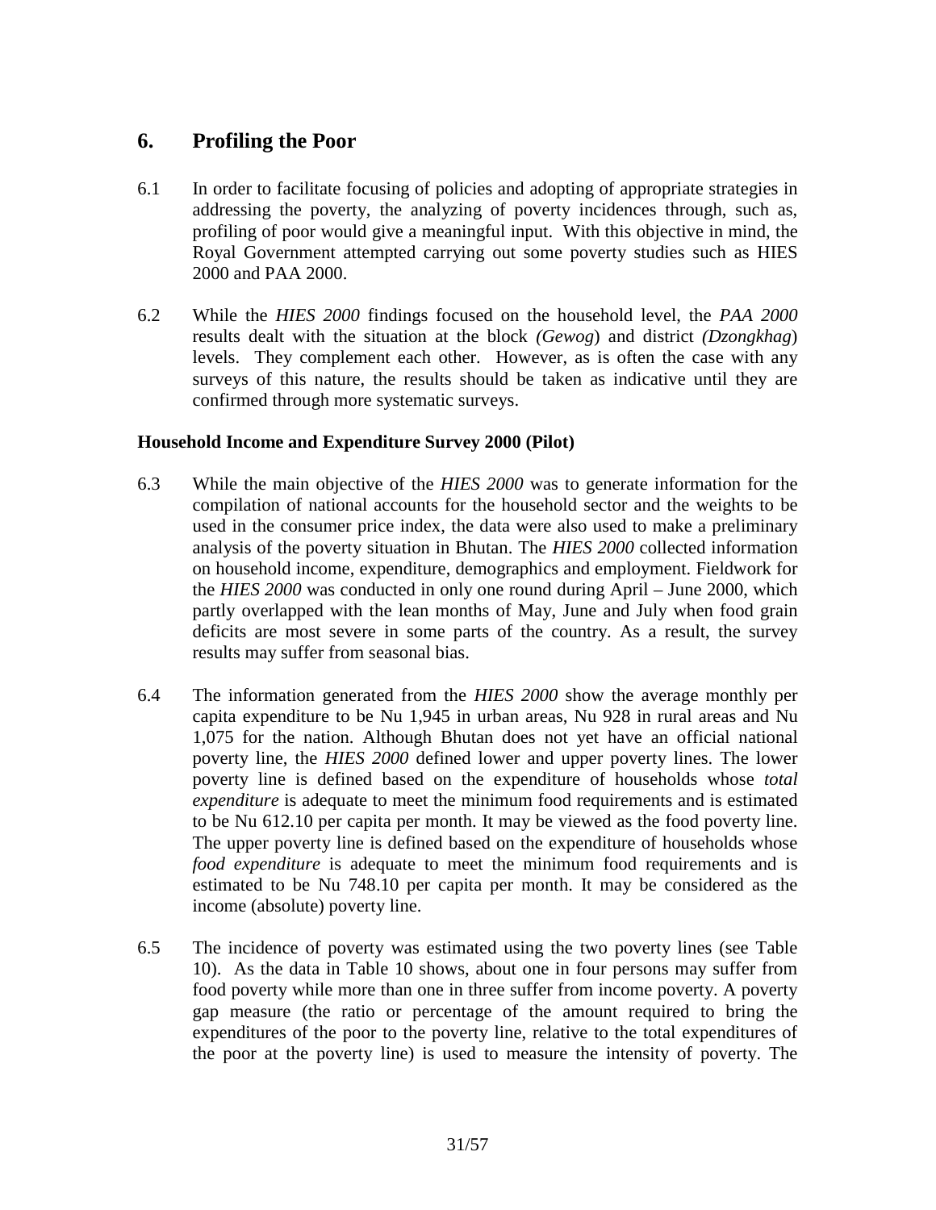## 6. Profiling the Poor

6.1 In order to facilitate focusing of policies and adopting of appropriate strategies in addressing the poverty, the analyzing of poverty incidences through, such as, profiling of poor would give a meaningful input. With this objective in mind, the Royal Government attempted carrying out some poverty studies such as HIES 2000 and PAA 2000.

6.2 While the *HIES 2000* findings focused on the household level, the *PAA 2000* results dealt with the situation at the block *(Gewog)* and district *(Dzongkhag)* levels. They complement each other. However, as is often the case with any surveys of this nature, the results should be taken as indicative until they are confirmed through more systematic surveys.

**Household Income and Expenditure Survey 2000 (Pilot)**

6.3 While the main objective of the *HIES 2000* was to generate information for the compilation of national accounts for the household sector and the weights to be used in the consumer price index, the data were also used to make a preliminary analysis of the poverty situation in Bhutan. The *HIES 2000* collected information on household income, expenditure, demographics and employment. Fieldwork for the *HIES 2000* was conducted in only one round during April – June 2000, which partly overlapped with the lean months of May, June and July when food grain deficits are most severe in some parts of the country. As a result, the survey results may suffer from seasonal bias.

6.4 The information generated from the *HIES 2000* show the average monthly per capita expenditure to be Nu 1,945 in urban areas, Nu 928 in rural areas and Nu 1,075 for the nation. Although Bhutan does not yet have an official national poverty line, the *HIES 2000* defined lower and upper poverty lines. The lower poverty line is defined based on the expenditure of households whose *total expenditure* is adequate to meet the minimum food requirements and is estimated to be Nu 612.10 per capita per month. It may be viewed as the food poverty line. The upper poverty line is defined based on the expenditure of households whose *food expenditure* is adequate to meet the minimum food requirements and is estimated to be Nu 748.10 per capita per month. It may be considered as the income (absolute) poverty line.

6.5 The incidence of poverty was estimated using the two poverty lines (see Table 10). As the data in Table 10 shows, about one in four persons may suffer from food poverty while more than one in three suffer from income poverty. A poverty gap measure (the ratio or percentage of the amount required to bring the expenditures of the poor to the poverty line, relative to the total expenditures of the poor at the poverty line) is used to measure the intensity of poverty. The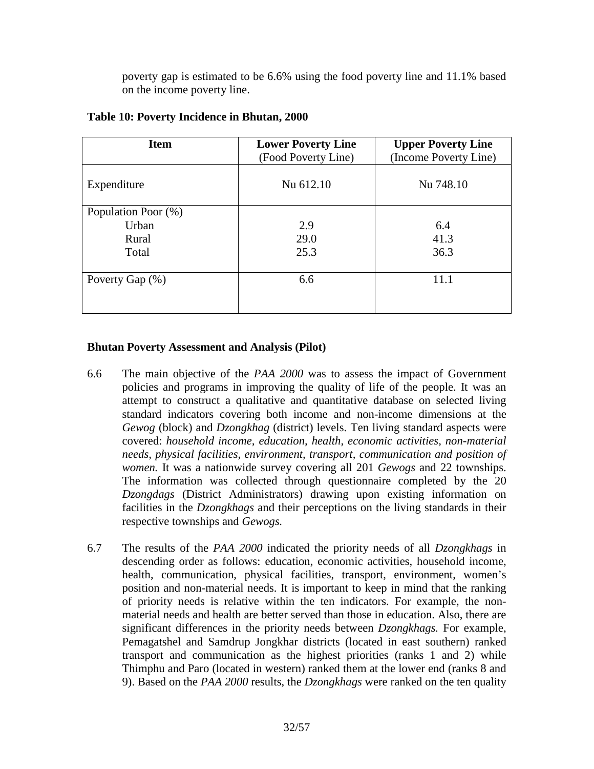poverty gap is estimated to be 6.6% using the food poverty line and 11.1% based on the income poverty line.

**Table 10: Poverty Incidence in Bhutan, 2000**

| Item | Lower Poverty Line (Food Poverty Line) | Upper Poverty Line (Income Poverty Line) |
| --- | --- | --- |
| Expenditure | Nu 612.10 | Nu 748.10 |
| Population Poor (%) | | |
| Urban | 2.9 | 6.4 |
| Rural | 29.0 | 41.3 |
| Total | 25.3 | 36.3 |
| Poverty Gap (%) | 6.6 | 11.1 |

**Bhutan Poverty Assessment and Analysis (Pilot)**

6.6 The main objective of the *PAA 2000* was to assess the impact of Government policies and programs in improving the quality of life of the people. It was an attempt to construct a qualitative and quantitative database on selected living standard indicators covering both income and non-income dimensions at the *Gewog* (block) and *Dzongkhag* (district) levels. Ten living standard aspects were covered: *household income, education, health, economic activities, non-material needs, physical facilities, environment, transport, communication and position of women.* It was a nationwide survey covering all 201 *Gewogs* and 22 townships. The information was collected through questionnaire completed by the 20 *Dzongdags* (District Administrators) drawing upon existing information on facilities in the *Dzongkhags* and their perceptions on the living standards in their respective townships and *Gewogs.*

6.7 The results of the *PAA 2000* indicated the priority needs of all *Dzongkhags* in descending order as follows: education, economic activities, household income, health, communication, physical facilities, transport, environment, women's position and non-material needs. It is important to keep in mind that the ranking of priority needs is relative within the ten indicators. For example, the non-material needs and health are better served than those in education. Also, there are significant differences in the priority needs between *Dzongkhags.* For example, Pemagatshel and Samdrup Jongkhar districts (located in east southern) ranked transport and communication as the highest priorities (ranks 1 and 2) while Thimphu and Paro (located in western) ranked them at the lower end (ranks 8 and 9). Based on the *PAA 2000* results, the *Dzongkhags* were ranked on the ten quality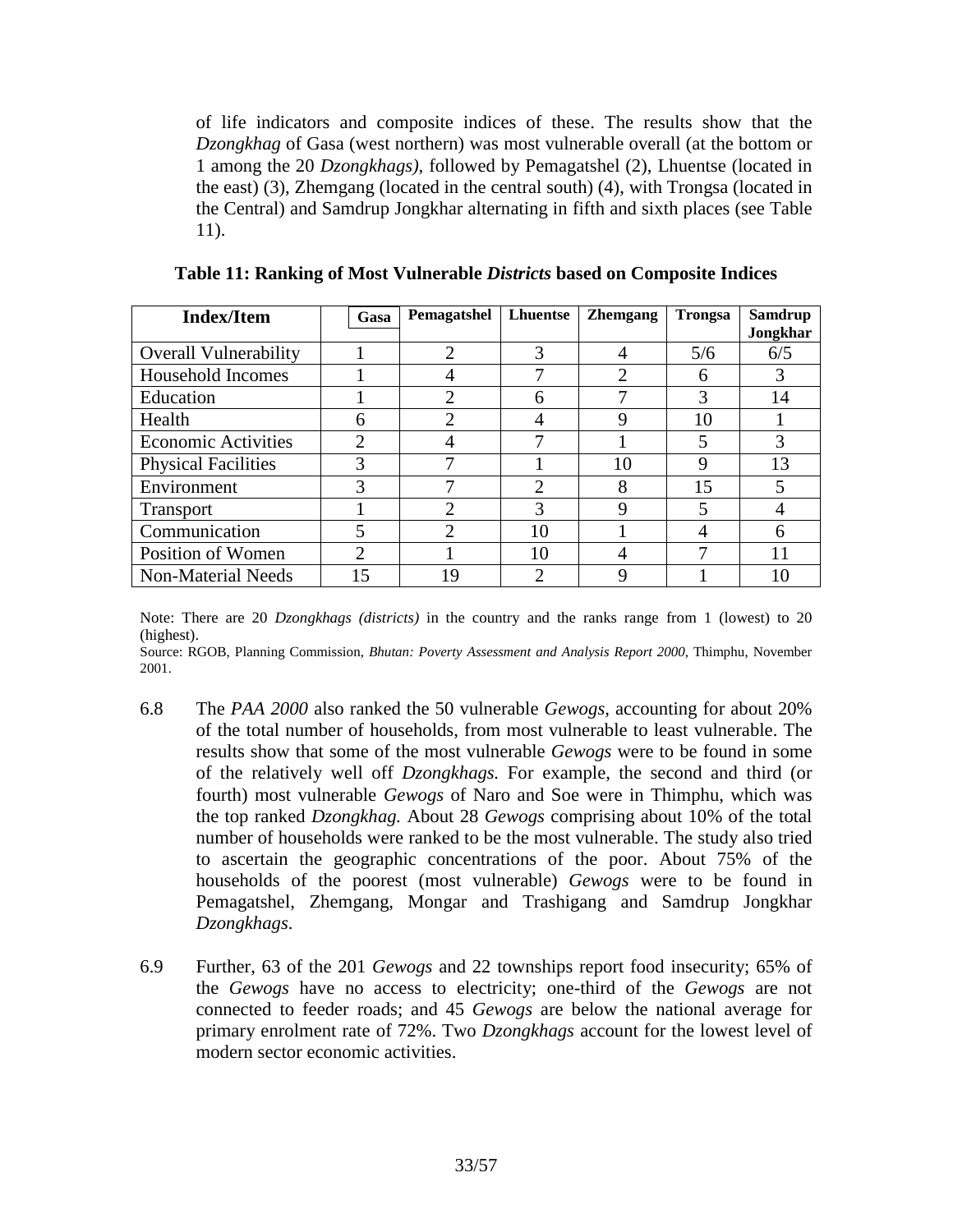of life indicators and composite indices of these. The results show that the *Dzongkhag* of Gasa (west northern) was most vulnerable overall (at the bottom or 1 among the 20 *Dzongkhags)*, followed by Pemagatshel (2), Lhuentse (located in the east) (3), Zhemgang (located in the central south) (4), with Trongsa (located in the Central) and Samdrup Jongkhar alternating in fifth and sixth places (see Table 11).

**Table 11: Ranking of Most Vulnerable *Districts* based on Composite Indices**

| Index/Item | Gasa | Pemagatshel | Lhuentse | Zhemgang | Trongsa | Samdrup Jongkhar |
|---|---|---|---|---|---|---|
| Overall Vulnerability | 1 | 2 | 3 | 4 | 5/6 | 6/5 |
| Household Incomes | 1 | 4 | 7 | 2 | 6 | 3 |
| Education | 1 | 2 | 6 | 7 | 3 | 14 |
| Health | 6 | 2 | 4 | 9 | 10 | 1 |
| Economic Activities | 2 | 4 | 7 | 1 | 5 | 3 |
| Physical Facilities | 3 | 7 | 1 | 10 | 9 | 13 |
| Environment | 3 | 7 | 2 | 8 | 15 | 5 |
| Transport | 1 | 2 | 3 | 9 | 5 | 4 |
| Communication | 5 | 2 | 10 | 1 | 4 | 6 |
| Position of Women | 2 | 1 | 10 | 4 | 7 | 11 |
| Non-Material Needs | 15 | 19 | 2 | 9 | 1 | 10 |

Note: There are 20 *Dzongkhags (districts)* in the country and the ranks range from 1 (lowest) to 20 (highest).

Source: RGOB, Planning Commission, *Bhutan: Poverty Assessment and Analysis Report 2000*, Thimphu, November 2001.

6.8 The *PAA 2000* also ranked the 50 vulnerable *Gewogs*, accounting for about 20% of the total number of households, from most vulnerable to least vulnerable. The results show that some of the most vulnerable *Gewogs* were to be found in some of the relatively well off *Dzongkhags.* For example, the second and third (or fourth) most vulnerable *Gewogs* of Naro and Soe were in Thimphu, which was the top ranked *Dzongkhag.* About 28 *Gewogs* comprising about 10% of the total number of households were ranked to be the most vulnerable. The study also tried to ascertain the geographic concentrations of the poor. About 75% of the households of the poorest (most vulnerable) *Gewogs* were to be found in Pemagatshel, Zhemgang, Mongar and Trashigang and Samdrup Jongkhar *Dzongkhags*.

6.9 Further, 63 of the 201 *Gewogs* and 22 townships report food insecurity; 65% of the *Gewogs* have no access to electricity; one-third of the *Gewogs* are not connected to feeder roads; and 45 *Gewogs* are below the national average for primary enrolment rate of 72%. Two *Dzongkhags* account for the lowest level of modern sector economic activities.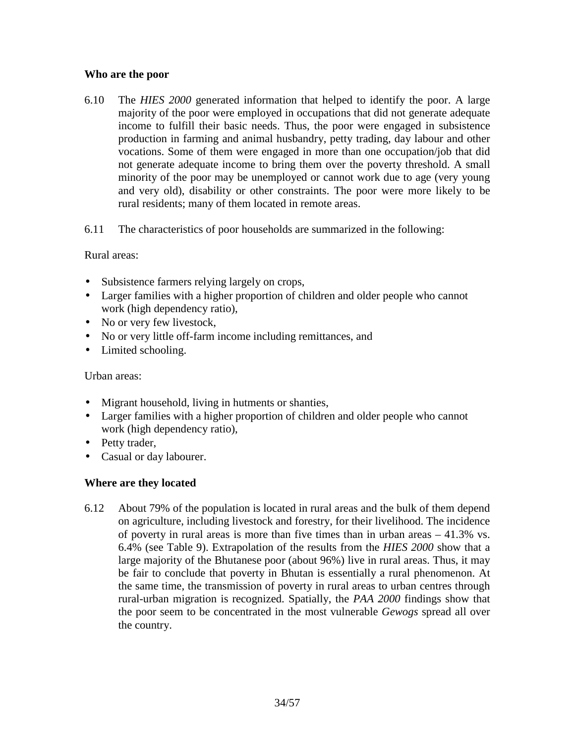**Who are the poor**

6.10 The *HIES 2000* generated information that helped to identify the poor. A large majority of the poor were employed in occupations that did not generate adequate income to fulfill their basic needs. Thus, the poor were engaged in subsistence production in farming and animal husbandry, petty trading, day labour and other vocations. Some of them were engaged in more than one occupation/job that did not generate adequate income to bring them over the poverty threshold. A small minority of the poor may be unemployed or cannot work due to age (very young and very old), disability or other constraints. The poor were more likely to be rural residents; many of them located in remote areas.

6.11 The characteristics of poor households are summarized in the following:

Rural areas:

- Subsistence farmers relying largely on crops,
- Larger families with a higher proportion of children and older people who cannot work (high dependency ratio),
- No or very few livestock,
- No or very little off-farm income including remittances, and
- Limited schooling.

Urban areas:

- Migrant household, living in hutments or shanties,
- Larger families with a higher proportion of children and older people who cannot work (high dependency ratio),
- Petty trader,
- Casual or day labourer.

**Where are they located**

6.12 About 79% of the population is located in rural areas and the bulk of them depend on agriculture, including livestock and forestry, for their livelihood. The incidence of poverty in rural areas is more than five times than in urban areas – 41.3% vs. 6.4% (see Table 9). Extrapolation of the results from the *HIES 2000* show that a large majority of the Bhutanese poor (about 96%) live in rural areas. Thus, it may be fair to conclude that poverty in Bhutan is essentially a rural phenomenon. At the same time, the transmission of poverty in rural areas to urban centres through rural-urban migration is recognized. Spatially, the *PAA 2000* findings show that the poor seem to be concentrated in the most vulnerable *Gewogs* spread all over the country.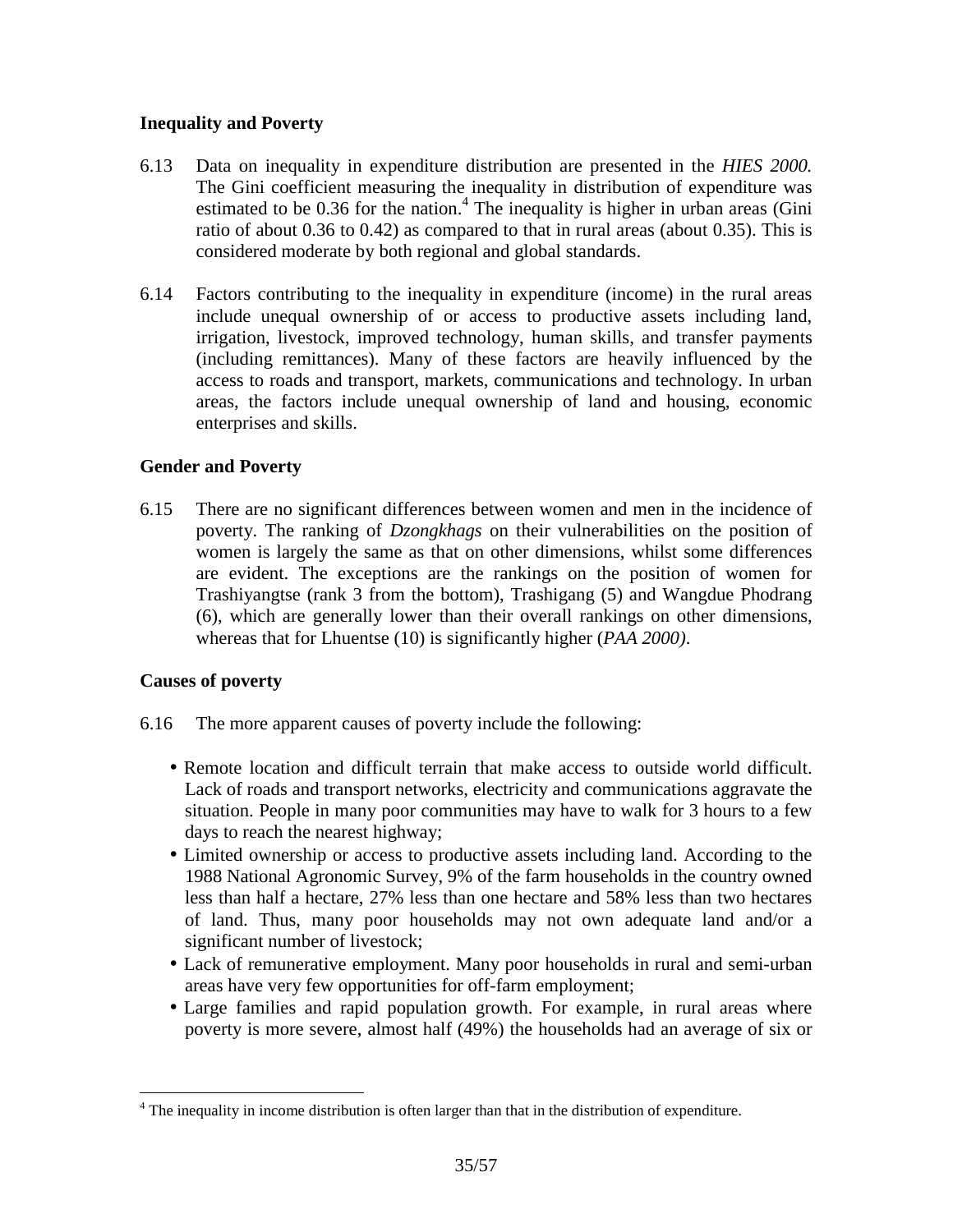### Inequality and Poverty

6.13 Data on inequality in expenditure distribution are presented in the *HIES 2000.* The Gini coefficient measuring the inequality in distribution of expenditure was estimated to be 0.36 for the nation.[4] The inequality is higher in urban areas (Gini ratio of about 0.36 to 0.42) as compared to that in rural areas (about 0.35). This is considered moderate by both regional and global standards.

6.14 Factors contributing to the inequality in expenditure (income) in the rural areas include unequal ownership of or access to productive assets including land, irrigation, livestock, improved technology, human skills, and transfer payments (including remittances). Many of these factors are heavily influenced by the access to roads and transport, markets, communications and technology. In urban areas, the factors include unequal ownership of land and housing, economic enterprises and skills.

### Gender and Poverty

6.15 There are no significant differences between women and men in the incidence of poverty. The ranking of *Dzongkhags* on their vulnerabilities on the position of women is largely the same as that on other dimensions, whilst some differences are evident. The exceptions are the rankings on the position of women for Trashiyangtse (rank 3 from the bottom), Trashigang (5) and Wangdue Phodrang (6), which are generally lower than their overall rankings on other dimensions, whereas that for Lhuentse (10) is significantly higher (*PAA 2000)*.

### Causes of poverty

6.16 The more apparent causes of poverty include the following:

- Remote location and difficult terrain that make access to outside world difficult. Lack of roads and transport networks, electricity and communications aggravate the situation. People in many poor communities may have to walk for 3 hours to a few days to reach the nearest highway;
- Limited ownership or access to productive assets including land. According to the 1988 National Agronomic Survey, 9% of the farm households in the country owned less than half a hectare, 27% less than one hectare and 58% less than two hectares of land. Thus, many poor households may not own adequate land and/or a significant number of livestock;
- Lack of remunerative employment. Many poor households in rural and semi-urban areas have very few opportunities for off-farm employment;
- Large families and rapid population growth. For example, in rural areas where poverty is more severe, almost half (49%) the households had an average of six or

---

[4] The inequality in income distribution is often larger than that in the distribution of expenditure.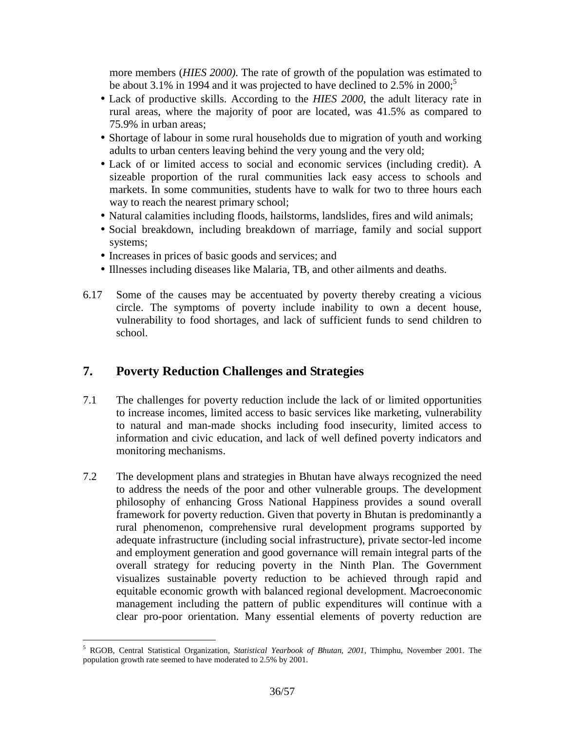more members (*HIES 2000)*. The rate of growth of the population was estimated to be about 3.1% in 1994 and it was projected to have declined to 2.5% in 2000;[5]

- Lack of productive skills. According to the *HIES 2000*, the adult literacy rate in rural areas, where the majority of poor are located, was 41.5% as compared to 75.9% in urban areas;
- Shortage of labour in some rural households due to migration of youth and working adults to urban centers leaving behind the very young and the very old;
- Lack of or limited access to social and economic services (including credit). A sizeable proportion of the rural communities lack easy access to schools and markets. In some communities, students have to walk for two to three hours each way to reach the nearest primary school;
- Natural calamities including floods, hailstorms, landslides, fires and wild animals;
- Social breakdown, including breakdown of marriage, family and social support systems;
- Increases in prices of basic goods and services; and
- Illnesses including diseases like Malaria, TB, and other ailments and deaths.

6.17 Some of the causes may be accentuated by poverty thereby creating a vicious circle. The symptoms of poverty include inability to own a decent house, vulnerability to food shortages, and lack of sufficient funds to send children to school.

## 7. Poverty Reduction Challenges and Strategies

7.1 The challenges for poverty reduction include the lack of or limited opportunities to increase incomes, limited access to basic services like marketing, vulnerability to natural and man-made shocks including food insecurity, limited access to information and civic education, and lack of well defined poverty indicators and monitoring mechanisms.

7.2 The development plans and strategies in Bhutan have always recognized the need to address the needs of the poor and other vulnerable groups. The development philosophy of enhancing Gross National Happiness provides a sound overall framework for poverty reduction. Given that poverty in Bhutan is predominantly a rural phenomenon, comprehensive rural development programs supported by adequate infrastructure (including social infrastructure), private sector-led income and employment generation and good governance will remain integral parts of the overall strategy for reducing poverty in the Ninth Plan. The Government visualizes sustainable poverty reduction to be achieved through rapid and equitable economic growth with balanced regional development. Macroeconomic management including the pattern of public expenditures will continue with a clear pro-poor orientation. Many essential elements of poverty reduction are

[5] RGOB, Central Statistical Organization, *Statistical Yearbook of Bhutan, 2001*, Thimphu, November 2001. The population growth rate seemed to have moderated to 2.5% by 2001.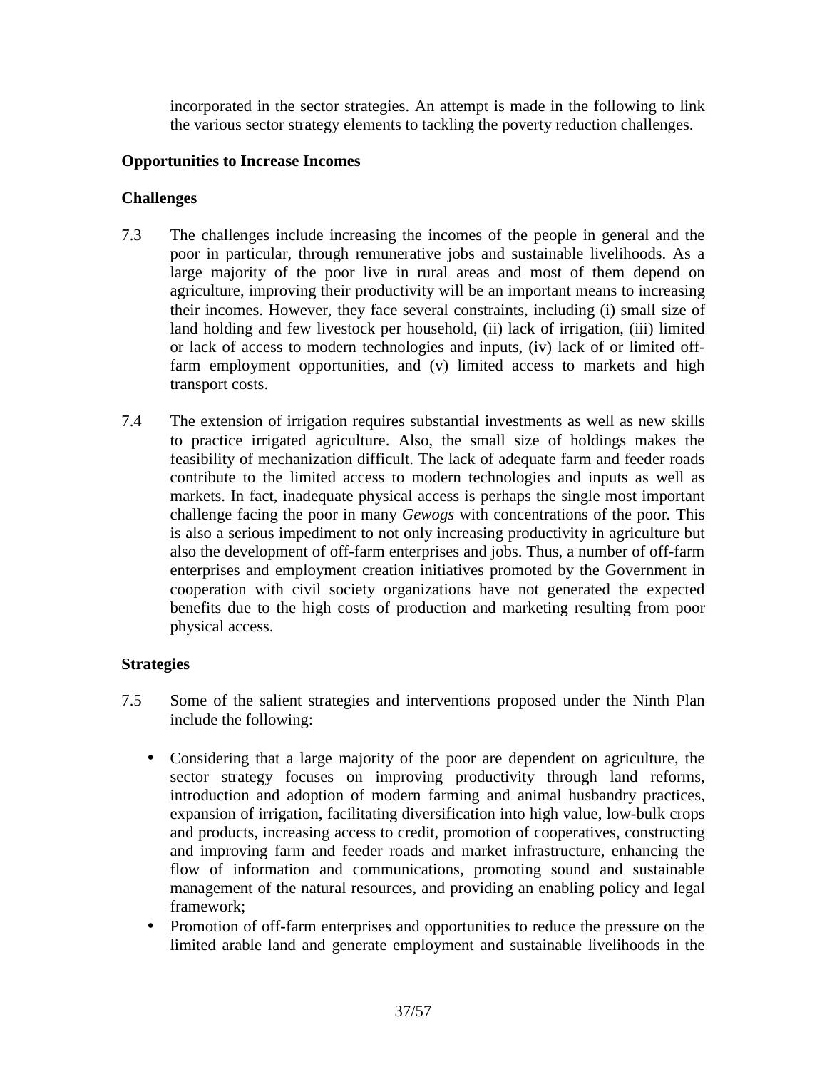incorporated in the sector strategies. An attempt is made in the following to link the various sector strategy elements to tackling the poverty reduction challenges.

**Opportunities to Increase Incomes**

**Challenges**

7.3 The challenges include increasing the incomes of the people in general and the poor in particular, through remunerative jobs and sustainable livelihoods. As a large majority of the poor live in rural areas and most of them depend on agriculture, improving their productivity will be an important means to increasing their incomes. However, they face several constraints, including (i) small size of land holding and few livestock per household, (ii) lack of irrigation, (iii) limited or lack of access to modern technologies and inputs, (iv) lack of or limited off-farm employment opportunities, and (v) limited access to markets and high transport costs.

7.4 The extension of irrigation requires substantial investments as well as new skills to practice irrigated agriculture. Also, the small size of holdings makes the feasibility of mechanization difficult. The lack of adequate farm and feeder roads contribute to the limited access to modern technologies and inputs as well as markets. In fact, inadequate physical access is perhaps the single most important challenge facing the poor in many *Gewogs* with concentrations of the poor. This is also a serious impediment to not only increasing productivity in agriculture but also the development of off-farm enterprises and jobs. Thus, a number of off-farm enterprises and employment creation initiatives promoted by the Government in cooperation with civil society organizations have not generated the expected benefits due to the high costs of production and marketing resulting from poor physical access.

**Strategies**

7.5 Some of the salient strategies and interventions proposed under the Ninth Plan include the following:

- Considering that a large majority of the poor are dependent on agriculture, the sector strategy focuses on improving productivity through land reforms, introduction and adoption of modern farming and animal husbandry practices, expansion of irrigation, facilitating diversification into high value, low-bulk crops and products, increasing access to credit, promotion of cooperatives, constructing and improving farm and feeder roads and market infrastructure, enhancing the flow of information and communications, promoting sound and sustainable management of the natural resources, and providing an enabling policy and legal framework;
- Promotion of off-farm enterprises and opportunities to reduce the pressure on the limited arable land and generate employment and sustainable livelihoods in the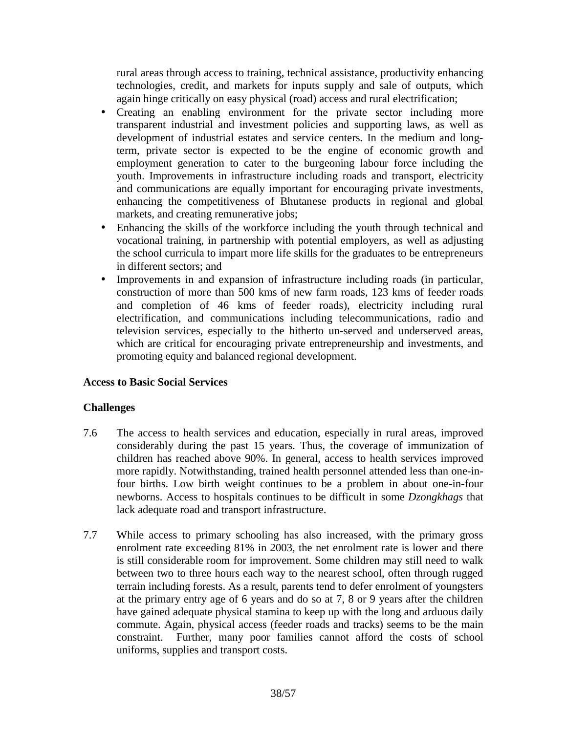rural areas through access to training, technical assistance, productivity enhancing technologies, credit, and markets for inputs supply and sale of outputs, which again hinge critically on easy physical (road) access and rural electrification;

- Creating an enabling environment for the private sector including more transparent industrial and investment policies and supporting laws, as well as development of industrial estates and service centers. In the medium and long-term, private sector is expected to be the engine of economic growth and employment generation to cater to the burgeoning labour force including the youth. Improvements in infrastructure including roads and transport, electricity and communications are equally important for encouraging private investments, enhancing the competitiveness of Bhutanese products in regional and global markets, and creating remunerative jobs;
- Enhancing the skills of the workforce including the youth through technical and vocational training, in partnership with potential employers, as well as adjusting the school curricula to impart more life skills for the graduates to be entrepreneurs in different sectors; and
- Improvements in and expansion of infrastructure including roads (in particular, construction of more than 500 kms of new farm roads, 123 kms of feeder roads and completion of 46 kms of feeder roads), electricity including rural electrification, and communications including telecommunications, radio and television services, especially to the hitherto un-served and underserved areas, which are critical for encouraging private entrepreneurship and investments, and promoting equity and balanced regional development.

**Access to Basic Social Services**

**Challenges**

7.6 The access to health services and education, especially in rural areas, improved considerably during the past 15 years. Thus, the coverage of immunization of children has reached above 90%. In general, access to health services improved more rapidly. Notwithstanding, trained health personnel attended less than one-in-four births. Low birth weight continues to be a problem in about one-in-four newborns. Access to hospitals continues to be difficult in some *Dzongkhags* that lack adequate road and transport infrastructure.

7.7 While access to primary schooling has also increased, with the primary gross enrolment rate exceeding 81% in 2003, the net enrolment rate is lower and there is still considerable room for improvement. Some children may still need to walk between two to three hours each way to the nearest school, often through rugged terrain including forests. As a result, parents tend to defer enrolment of youngsters at the primary entry age of 6 years and do so at 7, 8 or 9 years after the children have gained adequate physical stamina to keep up with the long and arduous daily commute. Again, physical access (feeder roads and tracks) seems to be the main constraint. Further, many poor families cannot afford the costs of school uniforms, supplies and transport costs.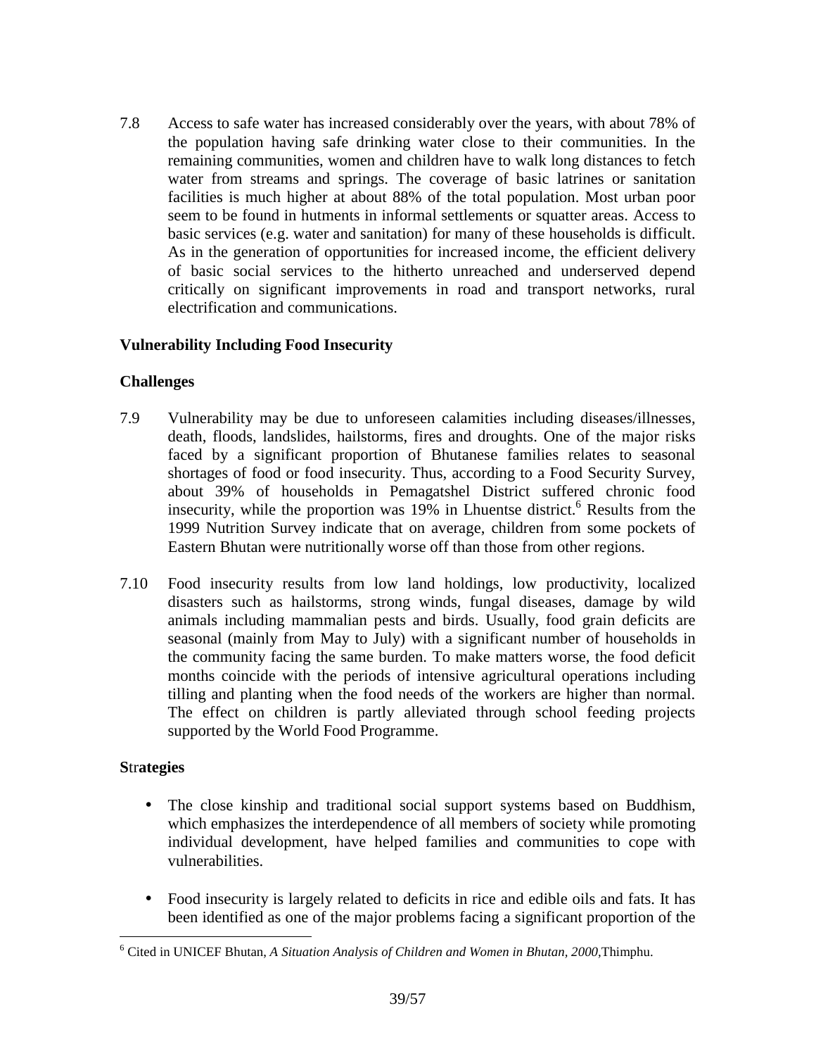7.8 Access to safe water has increased considerably over the years, with about 78% of the population having safe drinking water close to their communities. In the remaining communities, women and children have to walk long distances to fetch water from streams and springs. The coverage of basic latrines or sanitation facilities is much higher at about 88% of the total population. Most urban poor seem to be found in hutments in informal settlements or squatter areas. Access to basic services (e.g. water and sanitation) for many of these households is difficult. As in the generation of opportunities for increased income, the efficient delivery of basic social services to the hitherto unreached and underserved depend critically on significant improvements in road and transport networks, rural electrification and communications.

**Vulnerability Including Food Insecurity**

**Challenges**

7.9 Vulnerability may be due to unforeseen calamities including diseases/illnesses, death, floods, landslides, hailstorms, fires and droughts. One of the major risks faced by a significant proportion of Bhutanese families relates to seasonal shortages of food or food insecurity. Thus, according to a Food Security Survey, about 39% of households in Pemagatshel District suffered chronic food insecurity, while the proportion was 19% in Lhuentse district.[6] Results from the 1999 Nutrition Survey indicate that on average, children from some pockets of Eastern Bhutan were nutritionally worse off than those from other regions.

7.10 Food insecurity results from low land holdings, low productivity, localized disasters such as hailstorms, strong winds, fungal diseases, damage by wild animals including mammalian pests and birds. Usually, food grain deficits are seasonal (mainly from May to July) with a significant number of households in the community facing the same burden. To make matters worse, the food deficit months coincide with the periods of intensive agricultural operations including tilling and planting when the food needs of the workers are higher than normal. The effect on children is partly alleviated through school feeding projects supported by the World Food Programme.

**Strategies**

- The close kinship and traditional social support systems based on Buddhism, which emphasizes the interdependence of all members of society while promoting individual development, have helped families and communities to cope with vulnerabilities.

- Food insecurity is largely related to deficits in rice and edible oils and fats. It has been identified as one of the major problems facing a significant proportion of the

---

[6] Cited in UNICEF Bhutan, *A Situation Analysis of Children and Women in Bhutan, 2000,*Thimphu.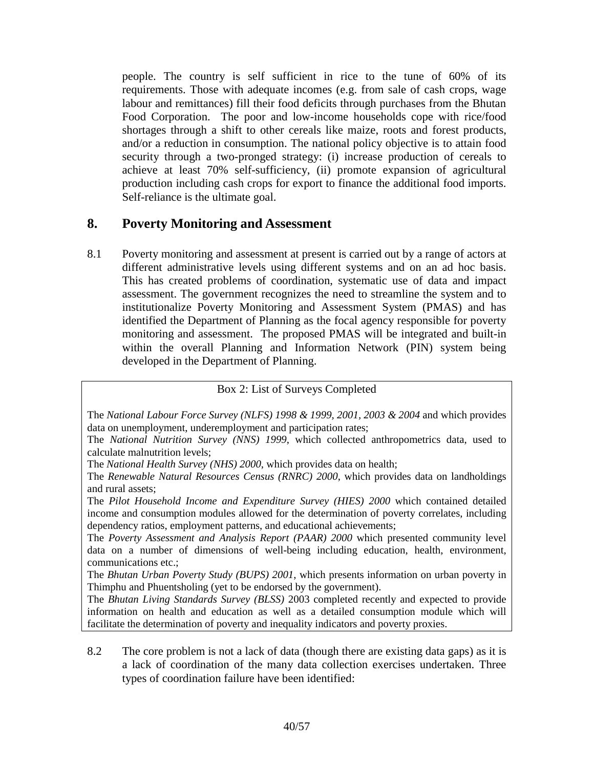people. The country is self sufficient in rice to the tune of 60% of its requirements. Those with adequate incomes (e.g. from sale of cash crops, wage labour and remittances) fill their food deficits through purchases from the Bhutan Food Corporation. The poor and low-income households cope with rice/food shortages through a shift to other cereals like maize, roots and forest products, and/or a reduction in consumption. The national policy objective is to attain food security through a two-pronged strategy: (i) increase production of cereals to achieve at least 70% self-sufficiency, (ii) promote expansion of agricultural production including cash crops for export to finance the additional food imports. Self-reliance is the ultimate goal.

## 8. Poverty Monitoring and Assessment

8.1 Poverty monitoring and assessment at present is carried out by a range of actors at different administrative levels using different systems and on an ad hoc basis. This has created problems of coordination, systematic use of data and impact assessment. The government recognizes the need to streamline the system and to institutionalize Poverty Monitoring and Assessment System (PMAS) and has identified the Department of Planning as the focal agency responsible for poverty monitoring and assessment. The proposed PMAS will be integrated and built-in within the overall Planning and Information Network (PIN) system being developed in the Department of Planning.

> Box 2: List of Surveys Completed
>
> The *National Labour Force Survey (NLFS) 1998 & 1999, 2001, 2003 & 2004* and which provides data on unemployment, underemployment and participation rates;
>
> The *National Nutrition Survey (NNS) 1999*, which collected anthropometrics data, used to calculate malnutrition levels;
>
> The *National Health Survey (NHS) 2000*, which provides data on health;
>
> The *Renewable Natural Resources Census (RNRC) 2000*, which provides data on landholdings and rural assets;
>
> The *Pilot Household Income and Expenditure Survey (HIES) 2000* which contained detailed income and consumption modules allowed for the determination of poverty correlates, including dependency ratios, employment patterns, and educational achievements;
>
> The *Poverty Assessment and Analysis Report (PAAR) 2000* which presented community level data on a number of dimensions of well-being including education, health, environment, communications etc.;
>
> The *Bhutan Urban Poverty Study (BUPS) 2001*, which presents information on urban poverty in Thimphu and Phuentsholing (yet to be endorsed by the government).
>
> The *Bhutan Living Standards Survey (BLSS)* 2003 completed recently and expected to provide information on health and education as well as a detailed consumption module which will facilitate the determination of poverty and inequality indicators and poverty proxies.

8.2 The core problem is not a lack of data (though there are existing data gaps) as it is a lack of coordination of the many data collection exercises undertaken. Three types of coordination failure have been identified: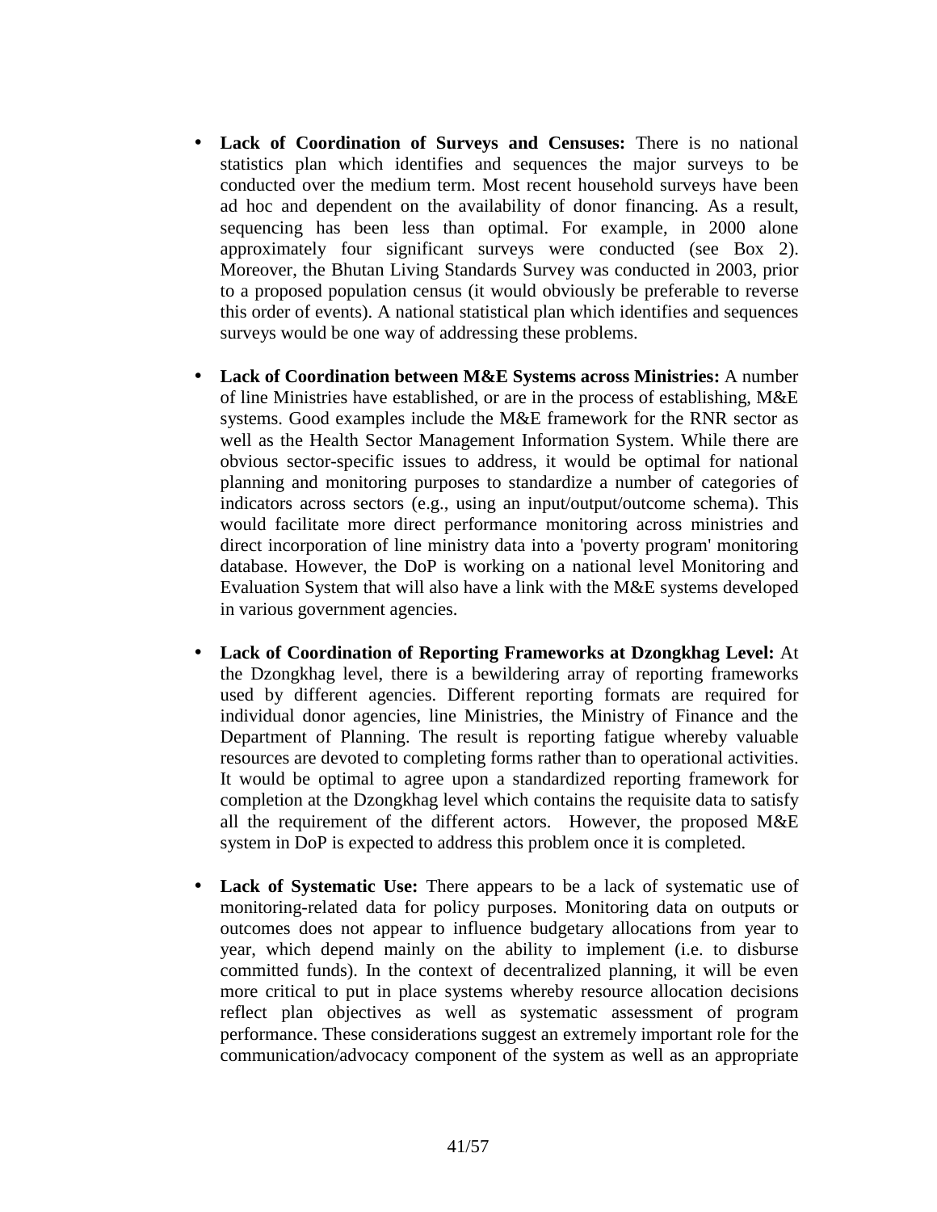- **Lack of Coordination of Surveys and Censuses:** There is no national statistics plan which identifies and sequences the major surveys to be conducted over the medium term. Most recent household surveys have been ad hoc and dependent on the availability of donor financing. As a result, sequencing has been less than optimal. For example, in 2000 alone approximately four significant surveys were conducted (see Box 2). Moreover, the Bhutan Living Standards Survey was conducted in 2003, prior to a proposed population census (it would obviously be preferable to reverse this order of events). A national statistical plan which identifies and sequences surveys would be one way of addressing these problems.

- **Lack of Coordination between M&E Systems across Ministries:** A number of line Ministries have established, or are in the process of establishing, M&E systems. Good examples include the M&E framework for the RNR sector as well as the Health Sector Management Information System. While there are obvious sector-specific issues to address, it would be optimal for national planning and monitoring purposes to standardize a number of categories of indicators across sectors (e.g., using an input/output/outcome schema). This would facilitate more direct performance monitoring across ministries and direct incorporation of line ministry data into a 'poverty program' monitoring database. However, the DoP is working on a national level Monitoring and Evaluation System that will also have a link with the M&E systems developed in various government agencies.

- **Lack of Coordination of Reporting Frameworks at Dzongkhag Level:** At the Dzongkhag level, there is a bewildering array of reporting frameworks used by different agencies. Different reporting formats are required for individual donor agencies, line Ministries, the Ministry of Finance and the Department of Planning. The result is reporting fatigue whereby valuable resources are devoted to completing forms rather than to operational activities. It would be optimal to agree upon a standardized reporting framework for completion at the Dzongkhag level which contains the requisite data to satisfy all the requirement of the different actors. However, the proposed M&E system in DoP is expected to address this problem once it is completed.

- **Lack of Systematic Use:** There appears to be a lack of systematic use of monitoring-related data for policy purposes. Monitoring data on outputs or outcomes does not appear to influence budgetary allocations from year to year, which depend mainly on the ability to implement (i.e. to disburse committed funds). In the context of decentralized planning, it will be even more critical to put in place systems whereby resource allocation decisions reflect plan objectives as well as systematic assessment of program performance. These considerations suggest an extremely important role for the communication/advocacy component of the system as well as an appropriate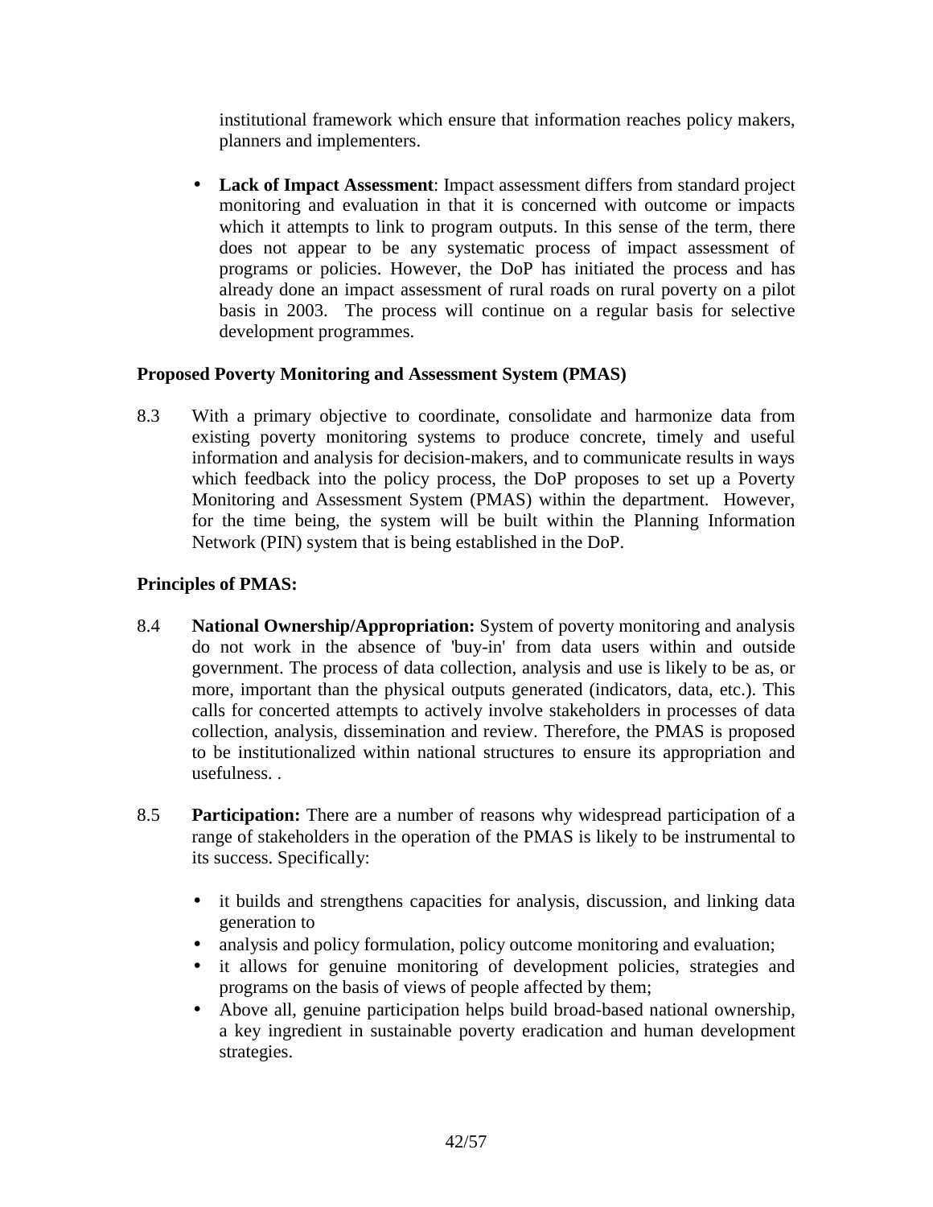institutional framework which ensure that information reaches policy makers, planners and implementers.

- **Lack of Impact Assessment**: Impact assessment differs from standard project monitoring and evaluation in that it is concerned with outcome or impacts which it attempts to link to program outputs. In this sense of the term, there does not appear to be any systematic process of impact assessment of programs or policies. However, the DoP has initiated the process and has already done an impact assessment of rural roads on rural poverty on a pilot basis in 2003. The process will continue on a regular basis for selective development programmes.

**Proposed Poverty Monitoring and Assessment System (PMAS)**

8.3 With a primary objective to coordinate, consolidate and harmonize data from existing poverty monitoring systems to produce concrete, timely and useful information and analysis for decision-makers, and to communicate results in ways which feedback into the policy process, the DoP proposes to set up a Poverty Monitoring and Assessment System (PMAS) within the department. However, for the time being, the system will be built within the Planning Information Network (PIN) system that is being established in the DoP.

**Principles of PMAS:**

8.4 **National Ownership/Appropriation:** System of poverty monitoring and analysis do not work in the absence of 'buy-in' from data users within and outside government. The process of data collection, analysis and use is likely to be as, or more, important than the physical outputs generated (indicators, data, etc.). This calls for concerted attempts to actively involve stakeholders in processes of data collection, analysis, dissemination and review. Therefore, the PMAS is proposed to be institutionalized within national structures to ensure its appropriation and usefulness. .

8.5 **Participation:** There are a number of reasons why widespread participation of a range of stakeholders in the operation of the PMAS is likely to be instrumental to its success. Specifically:

- it builds and strengthens capacities for analysis, discussion, and linking data generation to
- analysis and policy formulation, policy outcome monitoring and evaluation;
- it allows for genuine monitoring of development policies, strategies and programs on the basis of views of people affected by them;
- Above all, genuine participation helps build broad-based national ownership, a key ingredient in sustainable poverty eradication and human development strategies.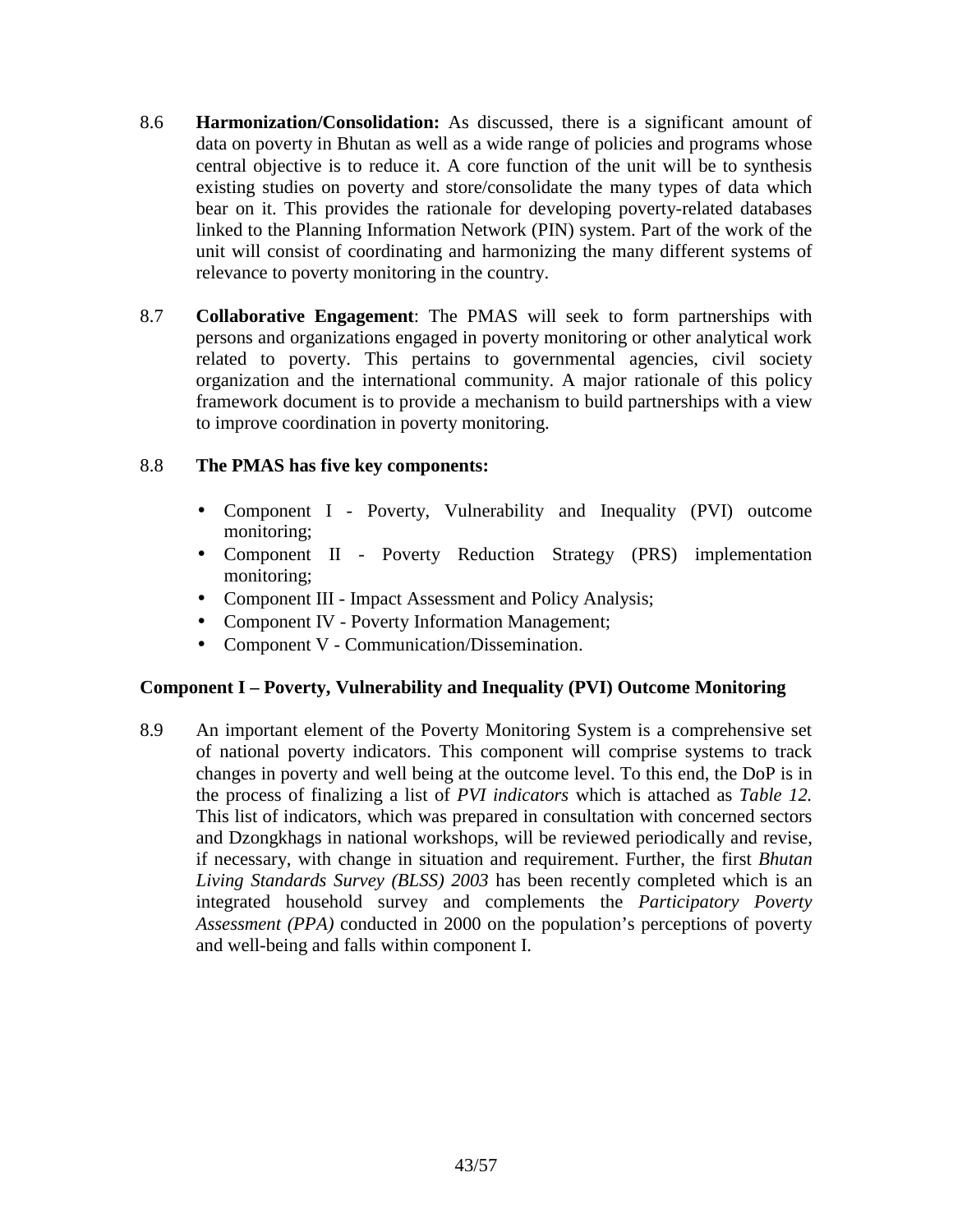8.6 **Harmonization/Consolidation:** As discussed, there is a significant amount of data on poverty in Bhutan as well as a wide range of policies and programs whose central objective is to reduce it. A core function of the unit will be to synthesis existing studies on poverty and store/consolidate the many types of data which bear on it. This provides the rationale for developing poverty-related databases linked to the Planning Information Network (PIN) system. Part of the work of the unit will consist of coordinating and harmonizing the many different systems of relevance to poverty monitoring in the country.

8.7 **Collaborative Engagement**: The PMAS will seek to form partnerships with persons and organizations engaged in poverty monitoring or other analytical work related to poverty. This pertains to governmental agencies, civil society organization and the international community. A major rationale of this policy framework document is to provide a mechanism to build partnerships with a view to improve coordination in poverty monitoring.

8.8 **The PMAS has five key components:**

- Component I - Poverty, Vulnerability and Inequality (PVI) outcome monitoring;
- Component II - Poverty Reduction Strategy (PRS) implementation monitoring;
- Component III - Impact Assessment and Policy Analysis;
- Component IV - Poverty Information Management;
- Component V - Communication/Dissemination.

**Component I – Poverty, Vulnerability and Inequality (PVI) Outcome Monitoring**

8.9 An important element of the Poverty Monitoring System is a comprehensive set of national poverty indicators. This component will comprise systems to track changes in poverty and well being at the outcome level. To this end, the DoP is in the process of finalizing a list of *PVI indicators* which is attached as *Table 12.* This list of indicators, which was prepared in consultation with concerned sectors and Dzongkhags in national workshops, will be reviewed periodically and revise, if necessary, with change in situation and requirement. Further, the first *Bhutan Living Standards Survey (BLSS) 2003* has been recently completed which is an integrated household survey and complements the *Participatory Poverty Assessment (PPA)* conducted in 2000 on the population's perceptions of poverty and well-being and falls within component I.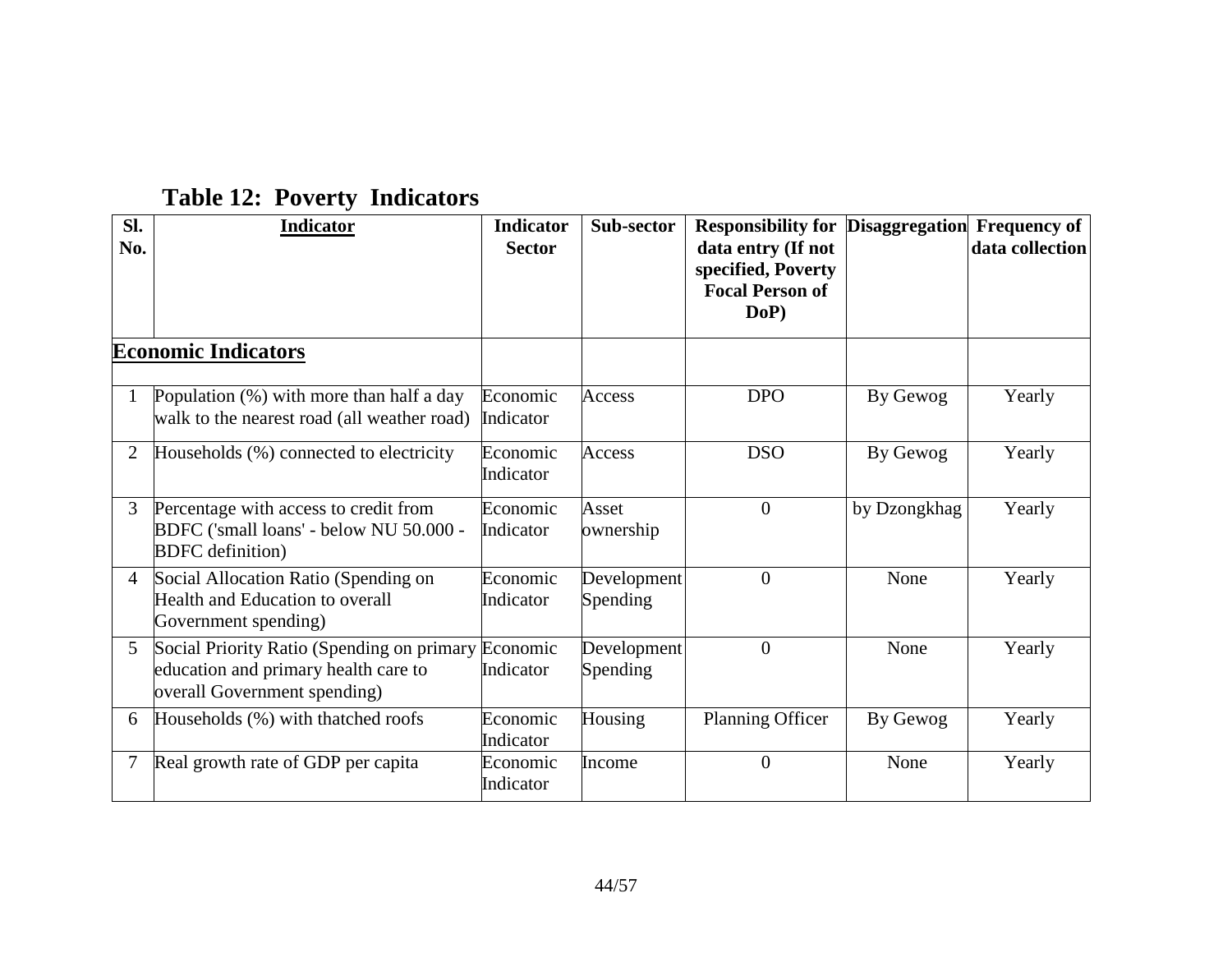## Table 12: Poverty Indicators

| Sl. No. | Indicator | Indicator Sector | Sub-sector | Responsibility for data entry (If not specified, Poverty Focal Person of DoP) | Disaggregation | Frequency of data collection |
|---|---|---|---|---|---|---|
| **Economic Indicators** | | | | | | |
| 1 | Population (%) with more than half a day walk to the nearest road (all weather road) | Economic Indicator | Access | DPO | By Gewog | Yearly |
| 2 | Households (%) connected to electricity | Economic Indicator | Access | DSO | By Gewog | Yearly |
| 3 | Percentage with access to credit from BDFC ('small loans' - below NU 50.000 - BDFC definition) | Economic Indicator | Asset ownership | 0 | by Dzongkhag | Yearly |
| 4 | Social Allocation Ratio (Spending on Health and Education to overall Government spending) | Economic Indicator | Development Spending | 0 | None | Yearly |
| 5 | Social Priority Ratio (Spending on primary education and primary health care to overall Government spending) | Economic Indicator | Development Spending | 0 | None | Yearly |
| 6 | Households (%) with thatched roofs | Economic Indicator | Housing | Planning Officer | By Gewog | Yearly |
| 7 | Real growth rate of GDP per capita | Economic Indicator | Income | 0 | None | Yearly |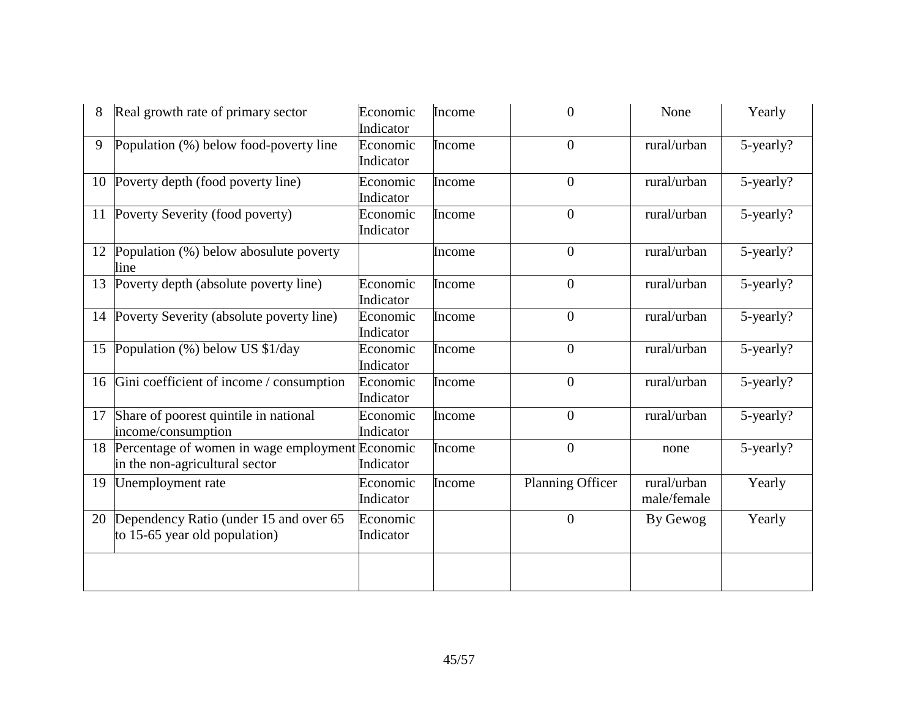| | | | | | | |
|---|---|---|---|---|---|---|
| 8 | Real growth rate of primary sector | Economic Indicator | Income | 0 | None | Yearly |
| 9 | Population (%) below food-poverty line | Economic Indicator | Income | 0 | rural/urban | 5-yearly? |
| 10 | Poverty depth (food poverty line) | Economic Indicator | Income | 0 | rural/urban | 5-yearly? |
| 11 | Poverty Severity (food poverty) | Economic Indicator | Income | 0 | rural/urban | 5-yearly? |
| 12 | Population (%) below abosulute poverty line | | Income | 0 | rural/urban | 5-yearly? |
| 13 | Poverty depth (absolute poverty line) | Economic Indicator | Income | 0 | rural/urban | 5-yearly? |
| 14 | Poverty Severity (absolute poverty line) | Economic Indicator | Income | 0 | rural/urban | 5-yearly? |
| 15 | Population (%) below US $1/day | Economic Indicator | Income | 0 | rural/urban | 5-yearly? |
| 16 | Gini coefficient of income / consumption | Economic Indicator | Income | 0 | rural/urban | 5-yearly? |
| 17 | Share of poorest quintile in national income/consumption | Economic Indicator | Income | 0 | rural/urban | 5-yearly? |
| 18 | Percentage of women in wage employment in the non-agricultural sector | Economic Indicator | Income | 0 | none | 5-yearly? |
| 19 | Unemployment rate | Economic Indicator | Income | Planning Officer | rural/urban male/female | Yearly |
| 20 | Dependency Ratio (under 15 and over 65 to 15-65 year old population) | Economic Indicator | | 0 | By Gewog | Yearly |
| | | | | | | |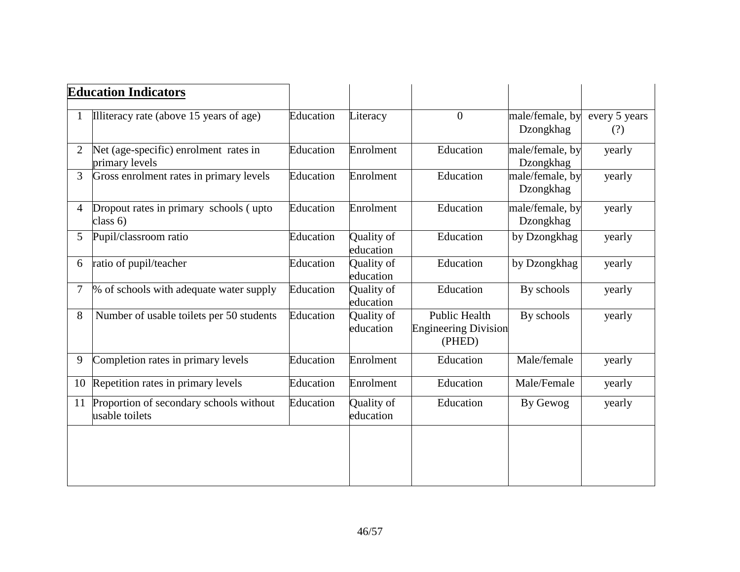| **Education Indicators** | | | | | | |
|---|---|---|---|---|---|---|
| 1 | Illiteracy rate (above 15 years of age) | Education | Literacy | 0 | male/female, by Dzongkhag | every 5 years (?) |
| 2 | Net (age-specific) enrolment rates in primary levels | Education | Enrolment | Education | male/female, by Dzongkhag | yearly |
| 3 | Gross enrolment rates in primary levels | Education | Enrolment | Education | male/female, by Dzongkhag | yearly |
| 4 | Dropout rates in primary schools ( upto class 6) | Education | Enrolment | Education | male/female, by Dzongkhag | yearly |
| 5 | Pupil/classroom ratio | Education | Quality of education | Education | by Dzongkhag | yearly |
| 6 | ratio of pupil/teacher | Education | Quality of education | Education | by Dzongkhag | yearly |
| 7 | % of schools with adequate water supply | Education | Quality of education | Education | By schools | yearly |
| 8 | Number of usable toilets per 50 students | Education | Quality of education | Public Health Engineering Division (PHED) | By schools | yearly |
| 9 | Completion rates in primary levels | Education | Enrolment | Education | Male/female | yearly |
| 10 | Repetition rates in primary levels | Education | Enrolment | Education | Male/Female | yearly |
| 11 | Proportion of secondary schools without usable toilets | Education | Quality of education | Education | By Gewog | yearly |
| | | | | | | |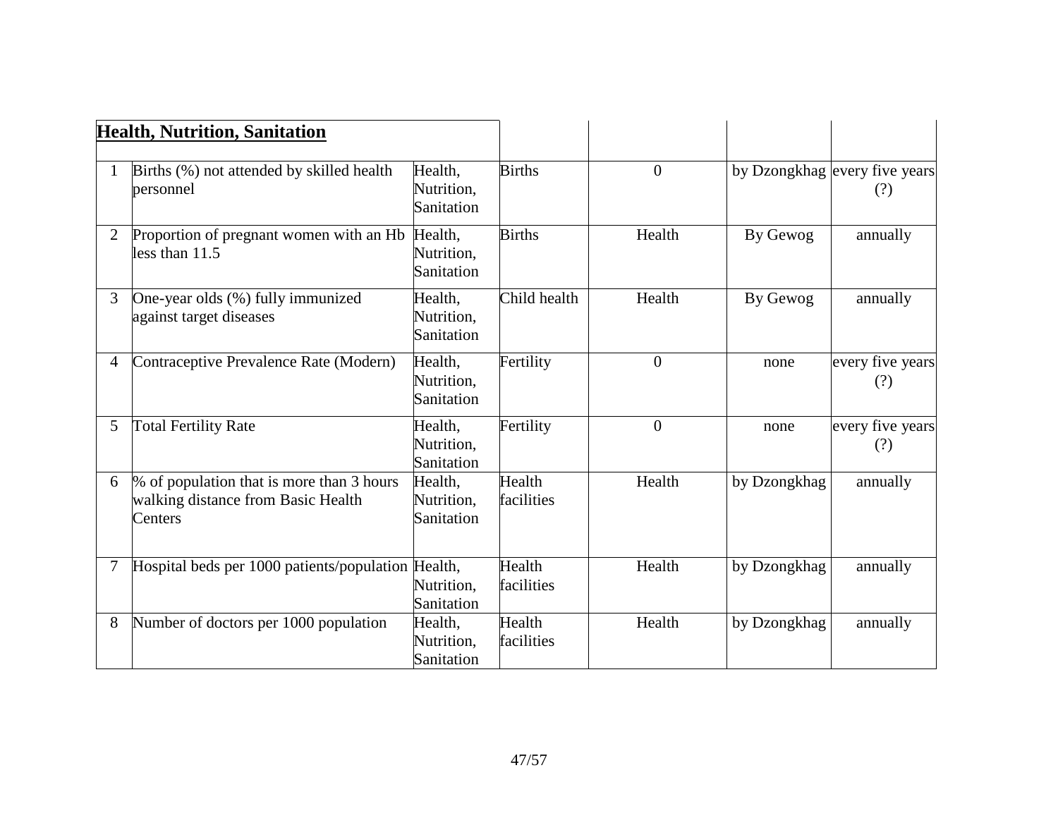| **Health, Nutrition, Sanitation** | | | | | | |
|---|---|---|---|---|---|---|
| 1 | Births (%) not attended by skilled health personnel | Health, Nutrition, Sanitation | Births | 0 | by Dzongkhag | every five years (?) |
| 2 | Proportion of pregnant women with an Hb less than 11.5 | Health, Nutrition, Sanitation | Births | Health | By Gewog | annually |
| 3 | One-year olds (%) fully immunized against target diseases | Health, Nutrition, Sanitation | Child health | Health | By Gewog | annually |
| 4 | Contraceptive Prevalence Rate (Modern) | Health, Nutrition, Sanitation | Fertility | 0 | none | every five years (?) |
| 5 | Total Fertility Rate | Health, Nutrition, Sanitation | Fertility | 0 | none | every five years (?) |
| 6 | % of population that is more than 3 hours walking distance from Basic Health Centers | Health, Nutrition, Sanitation | Health facilities | Health | by Dzongkhag | annually |
| 7 | Hospital beds per 1000 patients/population | Health, Nutrition, Sanitation | Health facilities | Health | by Dzongkhag | annually |
| 8 | Number of doctors per 1000 population | Health, Nutrition, Sanitation | Health facilities | Health | by Dzongkhag | annually |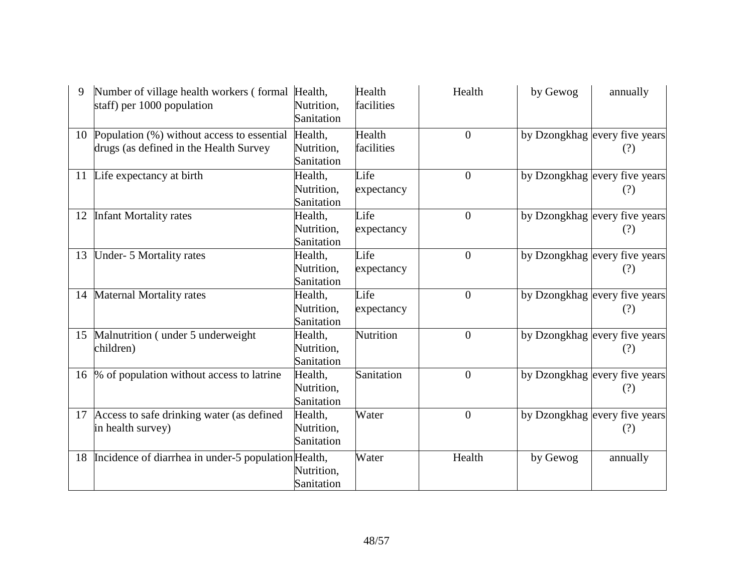| 9 | Number of village health workers ( formal staff) per 1000 population | Health, Nutrition, Sanitation | Health facilities | Health | by Gewog | annually |
|---|---|---|---|---|---|---|
| 10 | Population (%) without access to essential drugs (as defined in the Health Survey | Health, Nutrition, Sanitation | Health facilities | 0 | by Dzongkhag | every five years (?) |
| 11 | Life expectancy at birth | Health, Nutrition, Sanitation | Life expectancy | 0 | by Dzongkhag | every five years (?) |
| 12 | Infant Mortality rates | Health, Nutrition, Sanitation | Life expectancy | 0 | by Dzongkhag | every five years (?) |
| 13 | Under- 5 Mortality rates | Health, Nutrition, Sanitation | Life expectancy | 0 | by Dzongkhag | every five years (?) |
| 14 | Maternal Mortality rates | Health, Nutrition, Sanitation | Life expectancy | 0 | by Dzongkhag | every five years (?) |
| 15 | Malnutrition ( under 5 underweight children) | Health, Nutrition, Sanitation | Nutrition | 0 | by Dzongkhag | every five years (?) |
| 16 | % of population without access to latrine | Health, Nutrition, Sanitation | Sanitation | 0 | by Dzongkhag | every five years (?) |
| 17 | Access to safe drinking water (as defined in health survey) | Health, Nutrition, Sanitation | Water | 0 | by Dzongkhag | every five years (?) |
| 18 | Incidence of diarrhea in under-5 population | Health, Nutrition, Sanitation | Water | Health | by Gewog | annually |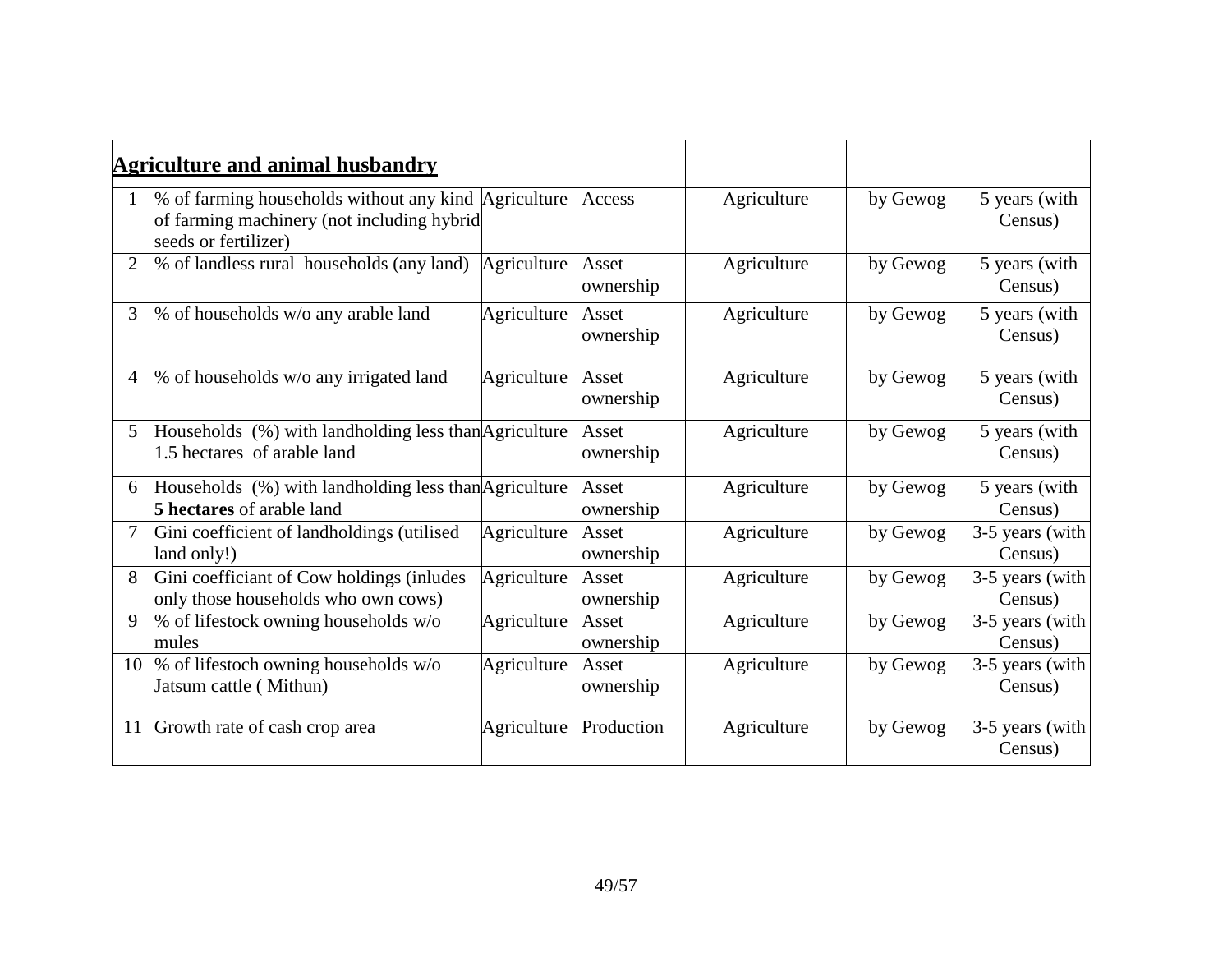| **Agriculture and animal husbandry** | | | | | | |
|---|---|---|---|---|---|---|
| 1 | % of farming households without any kind of farming machinery (not including hybrid seeds or fertilizer) | Agriculture | Access | Agriculture | by Gewog | 5 years (with Census) |
| 2 | % of landless rural households (any land) | Agriculture | Asset ownership | Agriculture | by Gewog | 5 years (with Census) |
| 3 | % of households w/o any arable land | Agriculture | Asset ownership | Agriculture | by Gewog | 5 years (with Census) |
| 4 | % of households w/o any irrigated land | Agriculture | Asset ownership | Agriculture | by Gewog | 5 years (with Census) |
| 5 | Households (%) with landholding less than 1.5 hectares of arable land | Agriculture | Asset ownership | Agriculture | by Gewog | 5 years (with Census) |
| 6 | Households (%) with landholding less than **5 hectares** of arable land | Agriculture | Asset ownership | Agriculture | by Gewog | 5 years (with Census) |
| 7 | Gini coefficient of landholdings (utilised land only!) | Agriculture | Asset ownership | Agriculture | by Gewog | 3-5 years (with Census) |
| 8 | Gini coefficiant of Cow holdings (inludes only those households who own cows) | Agriculture | Asset ownership | Agriculture | by Gewog | 3-5 years (with Census) |
| 9 | % of lifestock owning households w/o mules | Agriculture | Asset ownership | Agriculture | by Gewog | 3-5 years (with Census) |
| 10 | % of lifestoch owning households w/o Jatsum cattle ( Mithun) | Agriculture | Asset ownership | Agriculture | by Gewog | 3-5 years (with Census) |
| 11 | Growth rate of cash crop area | Agriculture | Production | Agriculture | by Gewog | 3-5 years (with Census) |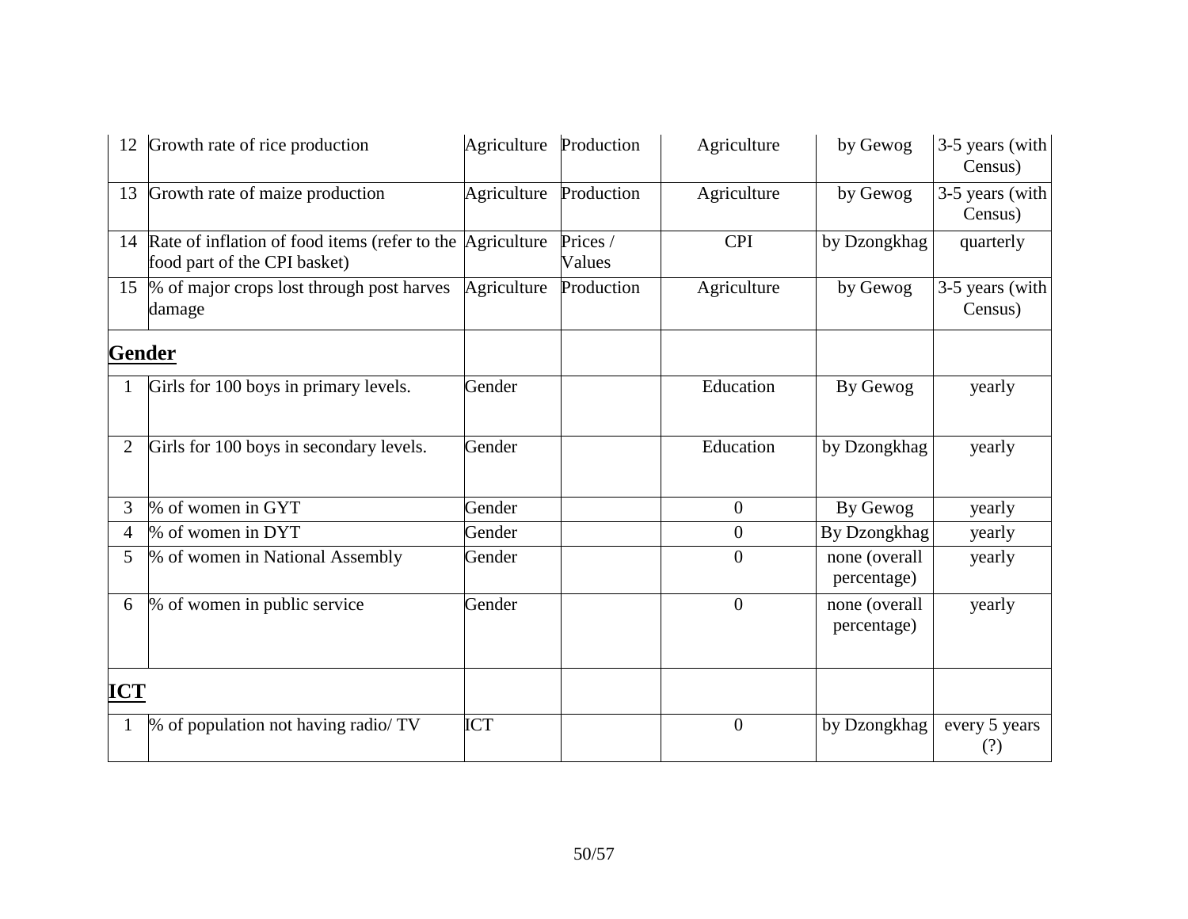| | | | | | | |
|---|---|---|---|---|---|---|
| 12 | Growth rate of rice production | Agriculture | Production | Agriculture | by Gewog | 3-5 years (with Census) |
| 13 | Growth rate of maize production | Agriculture | Production | Agriculture | by Gewog | 3-5 years (with Census) |
| 14 | Rate of inflation of food items (refer to the food part of the CPI basket) | Agriculture | Prices / Values | CPI | by Dzongkhag | quarterly |
| 15 | % of major crops lost through post harves damage | Agriculture | Production | Agriculture | by Gewog | 3-5 years (with Census) |
| **Gender** | | | | | | |
| 1 | Girls for 100 boys in primary levels. | Gender | | Education | By Gewog | yearly |
| 2 | Girls for 100 boys in secondary levels. | Gender | | Education | by Dzongkhag | yearly |
| 3 | % of women in GYT | Gender | | 0 | By Gewog | yearly |
| 4 | % of women in DYT | Gender | | 0 | By Dzongkhag | yearly |
| 5 | % of women in National Assembly | Gender | | 0 | none (overall percentage) | yearly |
| 6 | % of women in public service | Gender | | 0 | none (overall percentage) | yearly |
| **ICT** | | | | | | |
| 1 | % of population not having radio/ TV | ICT | | 0 | by Dzongkhag | every 5 years (?) |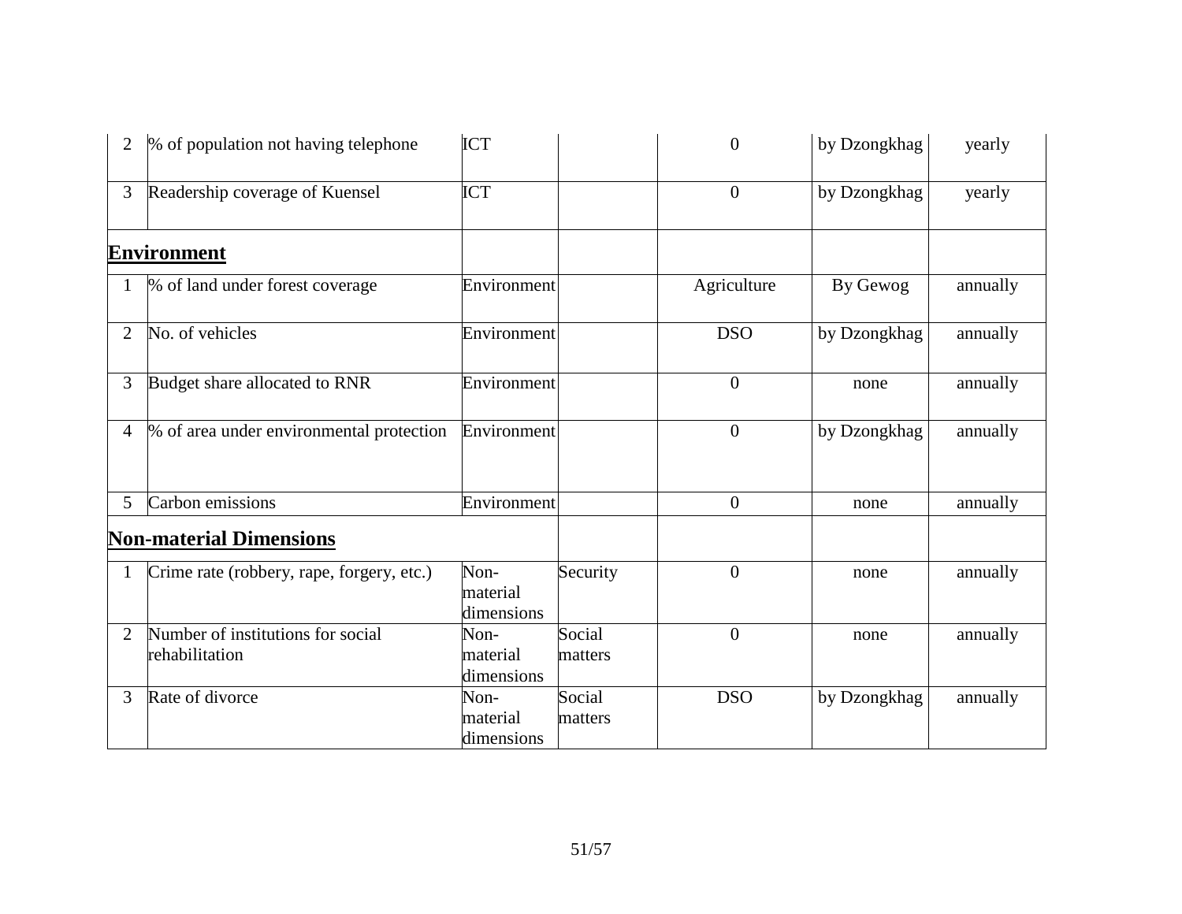| | | | | | | |
|---|---|---|---|---|---|---|
| 2 | % of population not having telephone | ICT | | 0 | by Dzongkhag | yearly |
| 3 | Readership coverage of Kuensel | ICT | | 0 | by Dzongkhag | yearly |
| **Environment** | | | | | | |
| 1 | % of land under forest coverage | Environment | | Agriculture | By Gewog | annually |
| 2 | No. of vehicles | Environment | | DSO | by Dzongkhag | annually |
| 3 | Budget share allocated to RNR | Environment | | 0 | none | annually |
| 4 | % of area under environmental protection | Environment | | 0 | by Dzongkhag | annually |
| 5 | Carbon emissions | Environment | | 0 | none | annually |
| **Non-material Dimensions** | | | | | | |
| 1 | Crime rate (robbery, rape, forgery, etc.) | Non-material dimensions | Security | 0 | none | annually |
| 2 | Number of institutions for social rehabilitation | Non-material dimensions | Social matters | 0 | none | annually |
| 3 | Rate of divorce | Non-material dimensions | Social matters | DSO | by Dzongkhag | annually |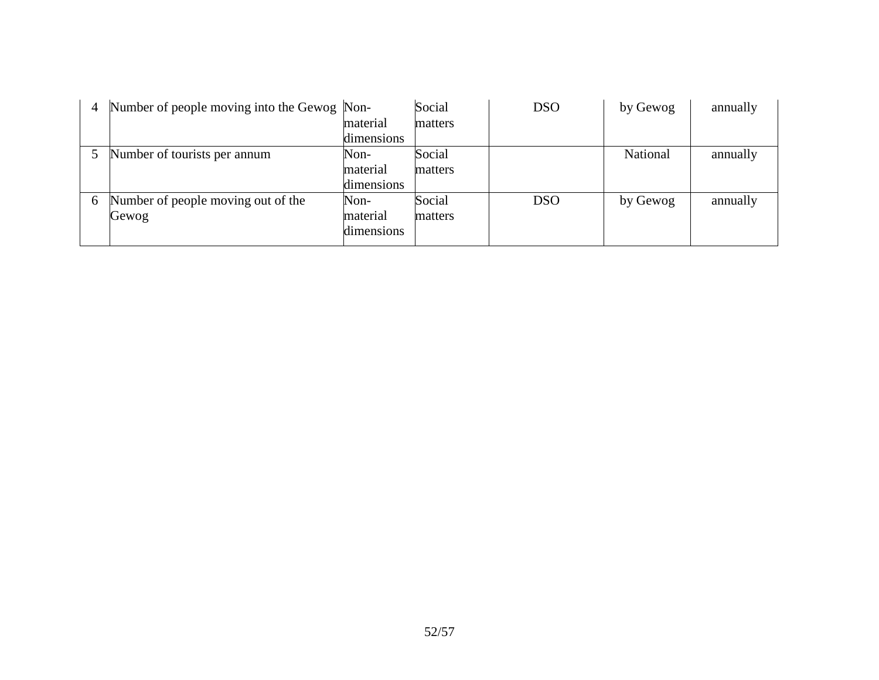| | | | | | | |
|---|---|---|---|---|---|---|
| 4 | Number of people moving into the Gewog | Non-material dimensions | Social matters | DSO | by Gewog | annually |
| 5 | Number of tourists per annum | Non-material dimensions | Social matters | | National | annually |
| 6 | Number of people moving out of the Gewog | Non-material dimensions | Social matters | DSO | by Gewog | annually |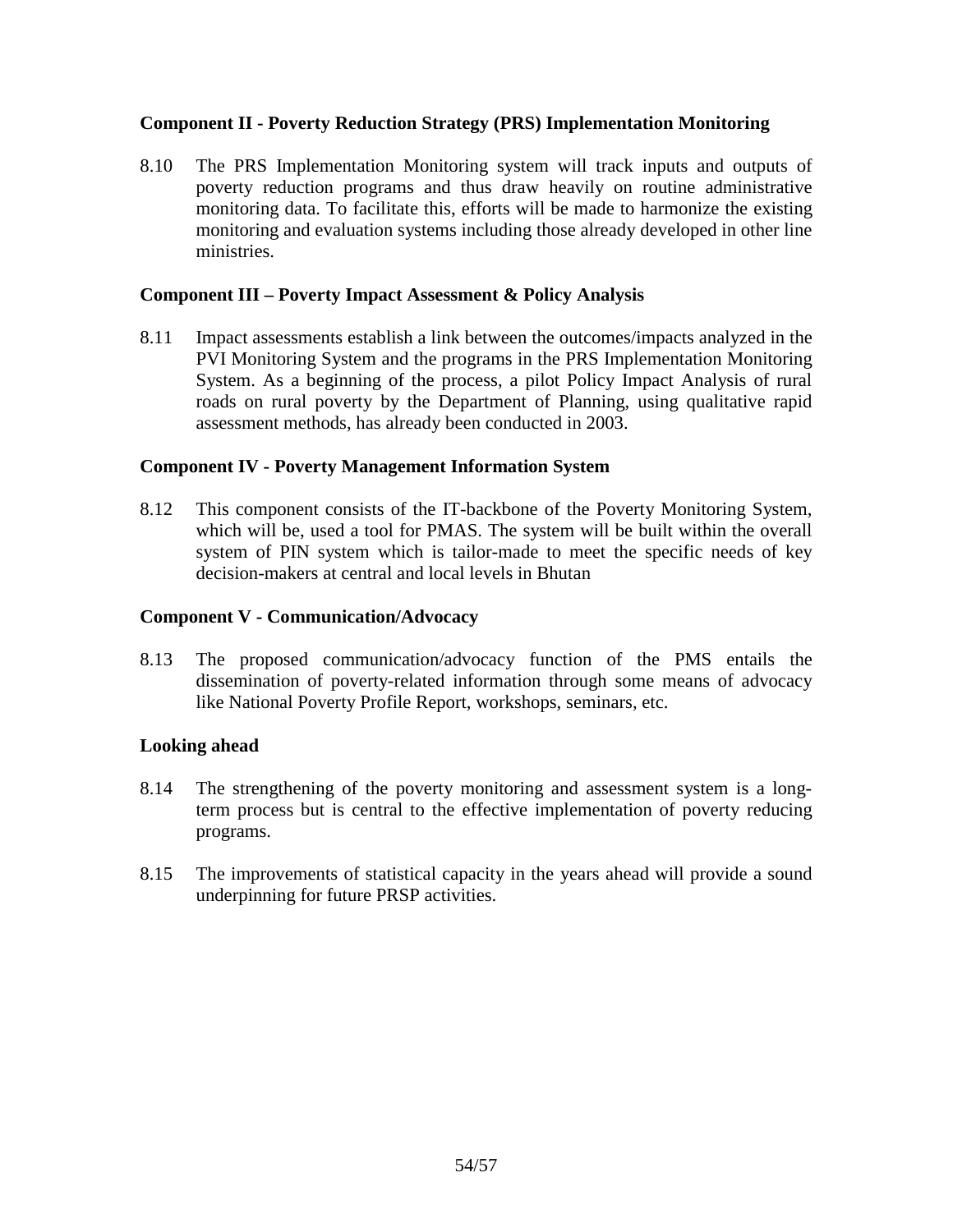**Component II - Poverty Reduction Strategy (PRS) Implementation Monitoring**

8.10 The PRS Implementation Monitoring system will track inputs and outputs of poverty reduction programs and thus draw heavily on routine administrative monitoring data. To facilitate this, efforts will be made to harmonize the existing monitoring and evaluation systems including those already developed in other line ministries.

**Component III – Poverty Impact Assessment & Policy Analysis**

8.11 Impact assessments establish a link between the outcomes/impacts analyzed in the PVI Monitoring System and the programs in the PRS Implementation Monitoring System. As a beginning of the process, a pilot Policy Impact Analysis of rural roads on rural poverty by the Department of Planning, using qualitative rapid assessment methods, has already been conducted in 2003.

**Component IV - Poverty Management Information System**

8.12 This component consists of the IT-backbone of the Poverty Monitoring System, which will be, used a tool for PMAS. The system will be built within the overall system of PIN system which is tailor-made to meet the specific needs of key decision-makers at central and local levels in Bhutan

**Component V - Communication/Advocacy**

8.13 The proposed communication/advocacy function of the PMS entails the dissemination of poverty-related information through some means of advocacy like National Poverty Profile Report, workshops, seminars, etc.

**Looking ahead**

8.14 The strengthening of the poverty monitoring and assessment system is a long-term process but is central to the effective implementation of poverty reducing programs.

8.15 The improvements of statistical capacity in the years ahead will provide a sound underpinning for future PRSP activities.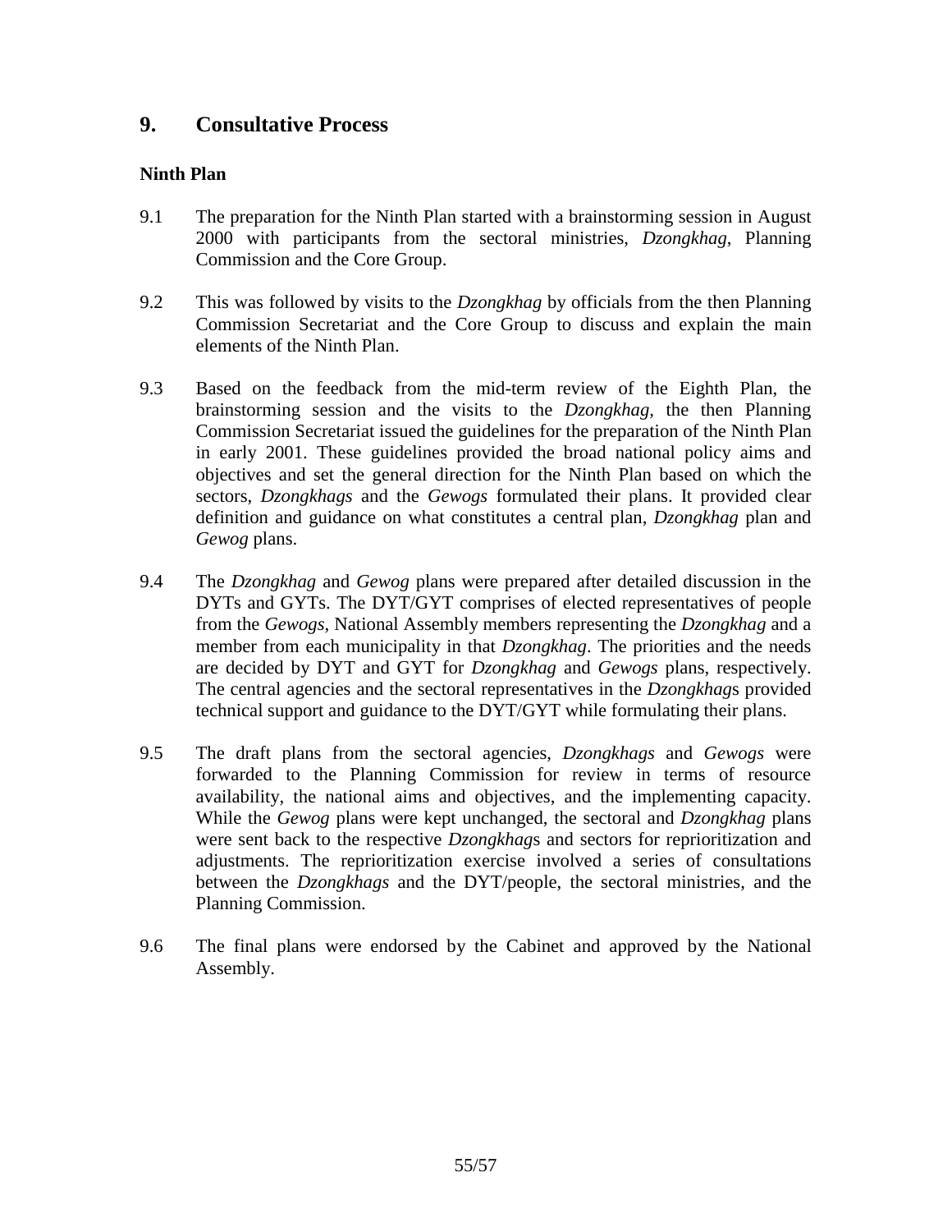## 9. Consultative Process

### Ninth Plan

9.1 The preparation for the Ninth Plan started with a brainstorming session in August 2000 with participants from the sectoral ministries, *Dzongkhag*, Planning Commission and the Core Group.

9.2 This was followed by visits to the *Dzongkhag* by officials from the then Planning Commission Secretariat and the Core Group to discuss and explain the main elements of the Ninth Plan.

9.3 Based on the feedback from the mid-term review of the Eighth Plan, the brainstorming session and the visits to the *Dzongkhag,* the then Planning Commission Secretariat issued the guidelines for the preparation of the Ninth Plan in early 2001. These guidelines provided the broad national policy aims and objectives and set the general direction for the Ninth Plan based on which the sectors, *Dzongkhags* and the *Gewogs* formulated their plans. It provided clear definition and guidance on what constitutes a central plan, *Dzongkhag* plan and *Gewog* plans.

9.4 The *Dzongkhag* and *Gewog* plans were prepared after detailed discussion in the DYTs and GYTs. The DYT/GYT comprises of elected representatives of people from the *Gewogs*, National Assembly members representing the *Dzongkhag* and a member from each municipality in that *Dzongkhag*. The priorities and the needs are decided by DYT and GYT for *Dzongkhag* and *Gewogs* plans, respectively. The central agencies and the sectoral representatives in the *Dzongkhag*s provided technical support and guidance to the DYT/GYT while formulating their plans.

9.5 The draft plans from the sectoral agencies, *Dzongkhags* and *Gewogs* were forwarded to the Planning Commission for review in terms of resource availability, the national aims and objectives, and the implementing capacity. While the *Gewog* plans were kept unchanged, the sectoral and *Dzongkhag* plans were sent back to the respective *Dzongkhag*s and sectors for reprioritization and adjustments. The reprioritization exercise involved a series of consultations between the *Dzongkhags* and the DYT/people, the sectoral ministries, and the Planning Commission.

9.6 The final plans were endorsed by the Cabinet and approved by the National Assembly.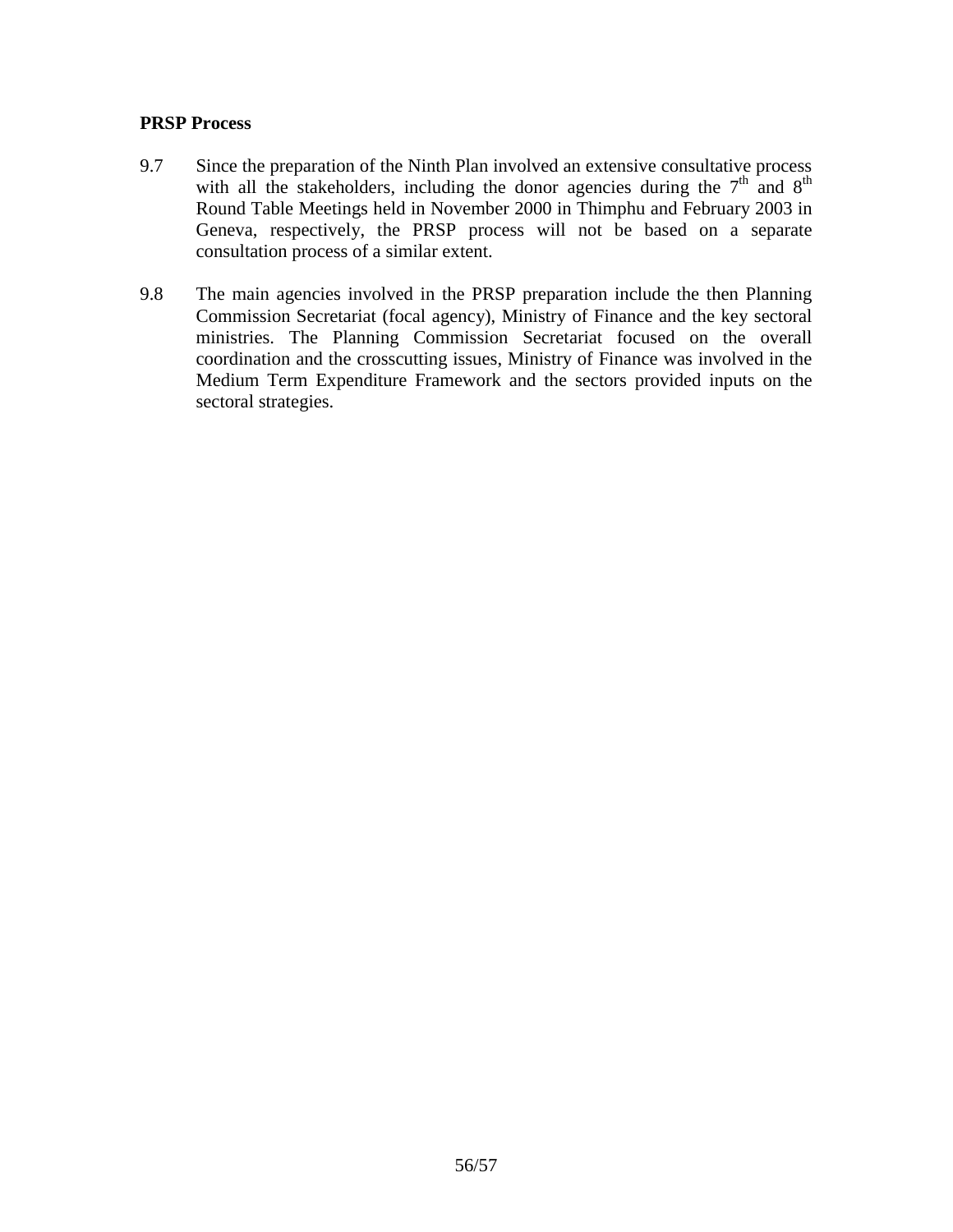**PRSP Process**

9.7 Since the preparation of the Ninth Plan involved an extensive consultative process with all the stakeholders, including the donor agencies during the 7th and 8th Round Table Meetings held in November 2000 in Thimphu and February 2003 in Geneva, respectively, the PRSP process will not be based on a separate consultation process of a similar extent.

9.8 The main agencies involved in the PRSP preparation include the then Planning Commission Secretariat (focal agency), Ministry of Finance and the key sectoral ministries. The Planning Commission Secretariat focused on the overall coordination and the crosscutting issues, Ministry of Finance was involved in the Medium Term Expenditure Framework and the sectors provided inputs on the sectoral strategies.